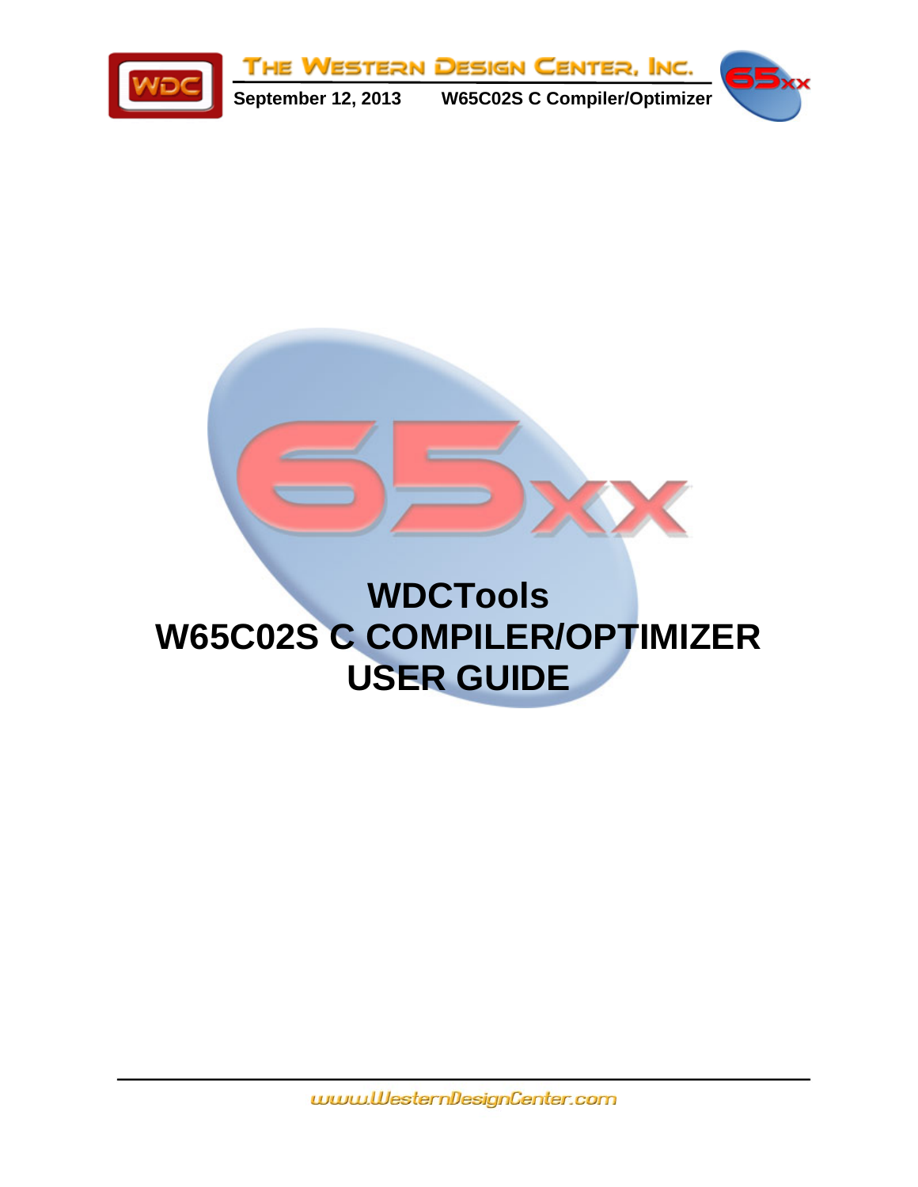# WDCTools
# W65C02S C COMPILER/OPTIMIZER
# USER GUIDE

www.WesternDesignCenter.com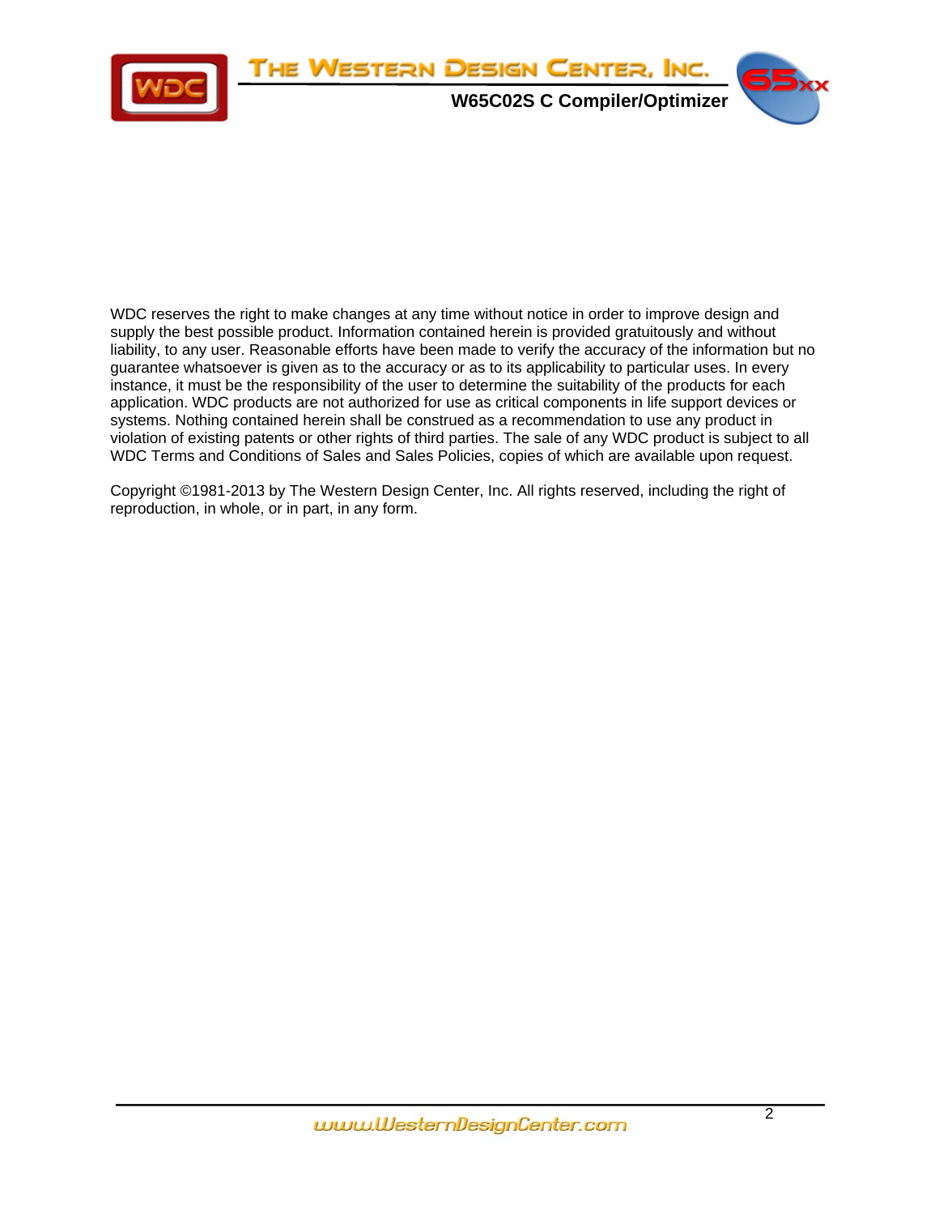WDC reserves the right to make changes at any time without notice in order to improve design and supply the best possible product. Information contained herein is provided gratuitously and without liability, to any user. Reasonable efforts have been made to verify the accuracy of the information but no guarantee whatsoever is given as to the accuracy or as to its applicability to particular uses. In every instance, it must be the responsibility of the user to determine the suitability of the products for each application. WDC products are not authorized for use as critical components in life support devices or systems. Nothing contained herein shall be construed as a recommendation to use any product in violation of existing patents or other rights of third parties. The sale of any WDC product is subject to all WDC Terms and Conditions of Sales and Sales Policies, copies of which are available upon request.

Copyright ©1981-2013 by The Western Design Center, Inc. All rights reserved, including the right of reproduction, in whole, or in part, in any form.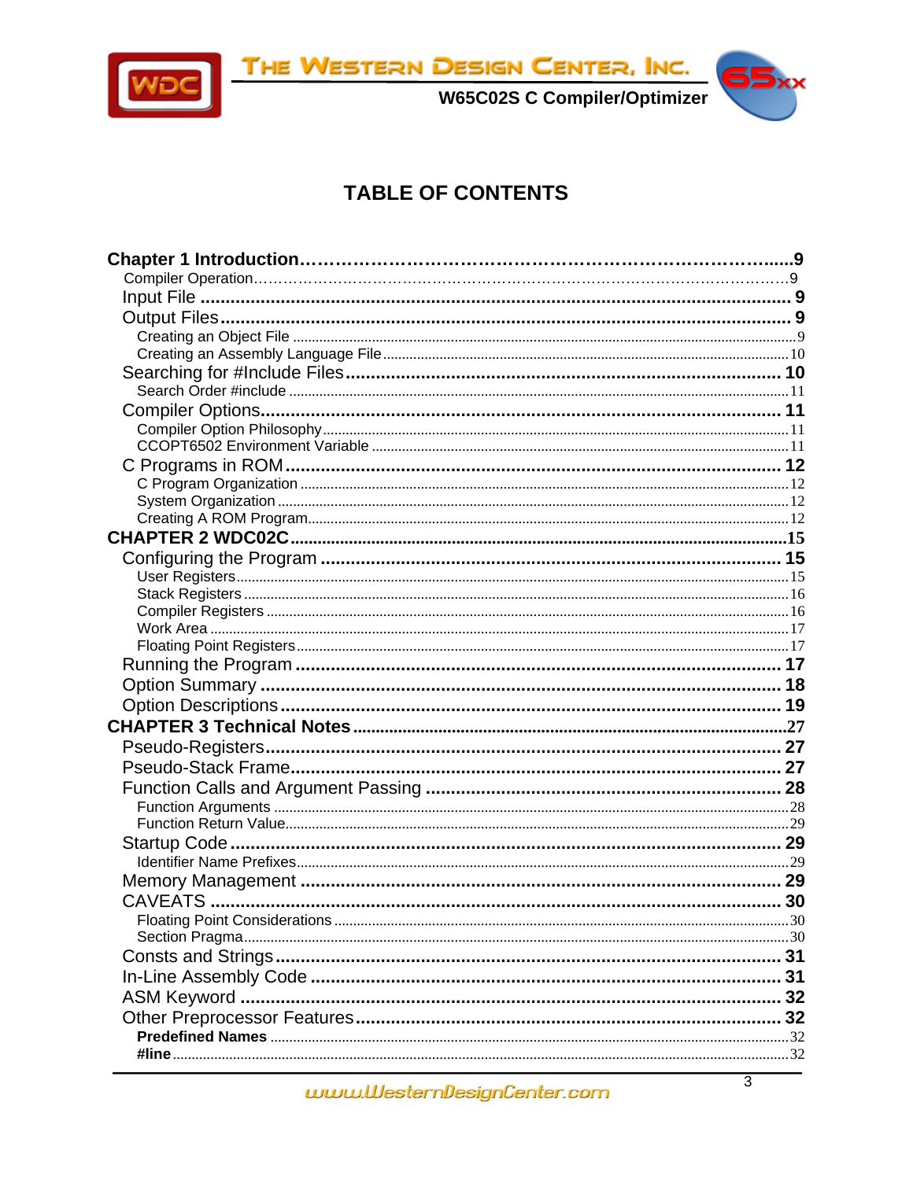# TABLE OF CONTENTS

**Chapter 1 Introduction** ........ **9**
- Compiler Operation ........ 9
- Input File ........ 9
- Output Files ........ 9
  - Creating an Object File ........ 9
  - Creating an Assembly Language File ........ 10
- Searching for #Include Files ........ 10
  - Search Order #include ........ 11
- Compiler Options ........ 11
  - Compiler Option Philosophy ........ 11
  - CCOPT6502 Environment Variable ........ 11
- C Programs in ROM ........ 12
  - C Program Organization ........ 12
  - System Organization ........ 12
  - Creating A ROM Program ........ 12

**CHAPTER 2 WDC02C** ........ **15**
- Configuring the Program ........ 15
  - User Registers ........ 15
  - Stack Registers ........ 16
  - Compiler Registers ........ 16
  - Work Area ........ 17
  - Floating Point Registers ........ 17
- Running the Program ........ 17
- Option Summary ........ 18
- Option Descriptions ........ 19

**CHAPTER 3 Technical Notes** ........ **27**
- Pseudo-Registers ........ 27
- Pseudo-Stack Frame ........ 27
- Function Calls and Argument Passing ........ 28
  - Function Arguments ........ 28
  - Function Return Value ........ 29
- Startup Code ........ 29
  - Identifier Name Prefixes ........ 29
- Memory Management ........ 29
- CAVEATS ........ 30
  - Floating Point Considerations ........ 30
  - Section Pragma ........ 30
- Consts and Strings ........ 31
- In-Line Assembly Code ........ 31
- ASM Keyword ........ 32
- Other Preprocessor Features ........ 32
  - **Predefined Names** ........ 32
  - **#line** ........ 32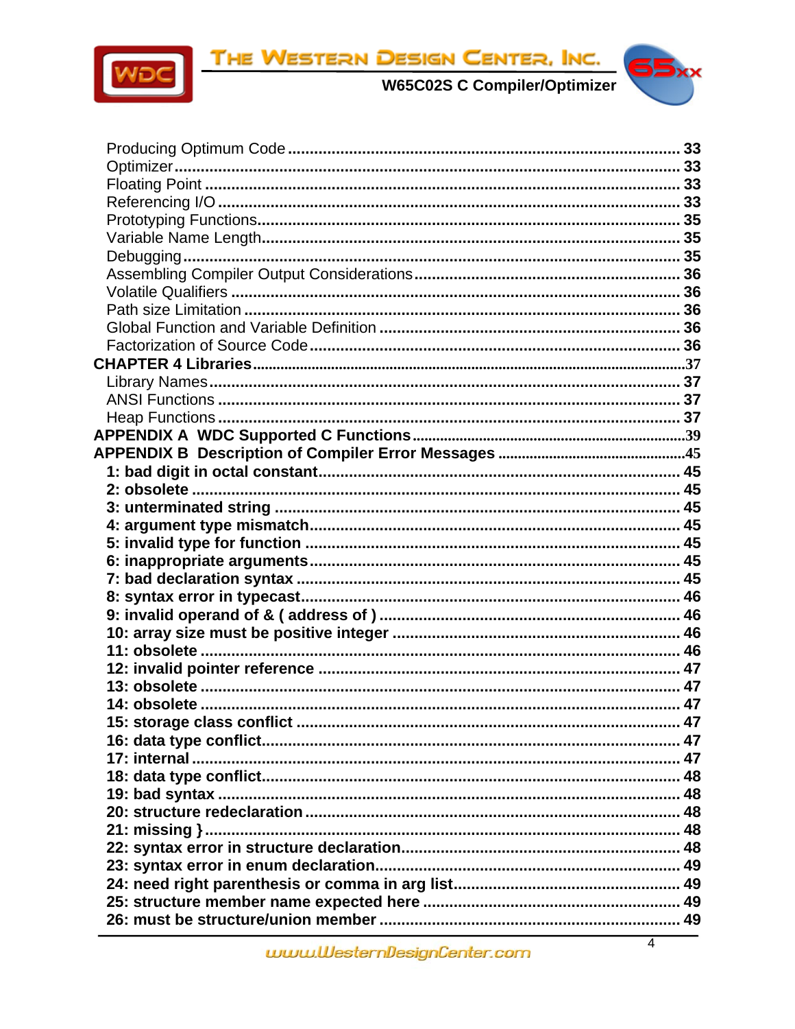Producing Optimum Code ........................................................................................ 33
Optimizer .................................................................................................................. 33
Floating Point ........................................................................................................... 33
Referencing I/O ........................................................................................................ 33
Prototyping Functions.............................................................................................. 35
Variable Name Length.............................................................................................. 35
Debugging ................................................................................................................ 35
Assembling Compiler Output Considerations ............................................................ 36
Volatile Qualifiers ..................................................................................................... 36
Path size Limitation .................................................................................................. 36
Global Function and Variable Definition .................................................................... 36
Factorization of Source Code .................................................................................... 36

**CHAPTER 4 Libraries** ........................................................................................... 37
Library Names........................................................................................................... 37
ANSI Functions ........................................................................................................ 37
Heap Functions ........................................................................................................ 37

**APPENDIX A WDC Supported C Functions** ........................................................... 39

**APPENDIX B Description of Compiler Error Messages** ........................................... 45

**1: bad digit in octal constant** ................................................................................. 45
**2: obsolete** ............................................................................................................ 45
**3: unterminated string** ........................................................................................... 45
**4: argument type mismatch** .................................................................................... 45
**5: invalid type for function** ..................................................................................... 45
**6: inappropriate arguments** ..................................................................................... 45
**7: bad declaration syntax** ........................................................................................ 45
**8: syntax error in typecast** ...................................................................................... 46
**9: invalid operand of & ( address of )** ...................................................................... 46
**10: array size must be positive integer** .................................................................. 46
**11: obsolete** .......................................................................................................... 46
**12: invalid pointer reference** .................................................................................. 47
**13: obsolete** .......................................................................................................... 47
**14: obsolete** .......................................................................................................... 47
**15: storage class conflict** ....................................................................................... 47
**16: data type conflict** ............................................................................................. 47
**17: internal** ............................................................................................................ 47
**18: data type conflict** ............................................................................................. 48
**19: bad syntax** ........................................................................................................ 48
**20: structure redeclaration** ..................................................................................... 48
**21: missing }** .......................................................................................................... 48
**22: syntax error in structure declaration** ................................................................. 48
**23: syntax error in enum declaration** ...................................................................... 49
**24: need right parenthesis or comma in arg list** ...................................................... 49
**25: structure member name expected here** ............................................................. 49
**26: must be structure/union member** ..................................................................... 49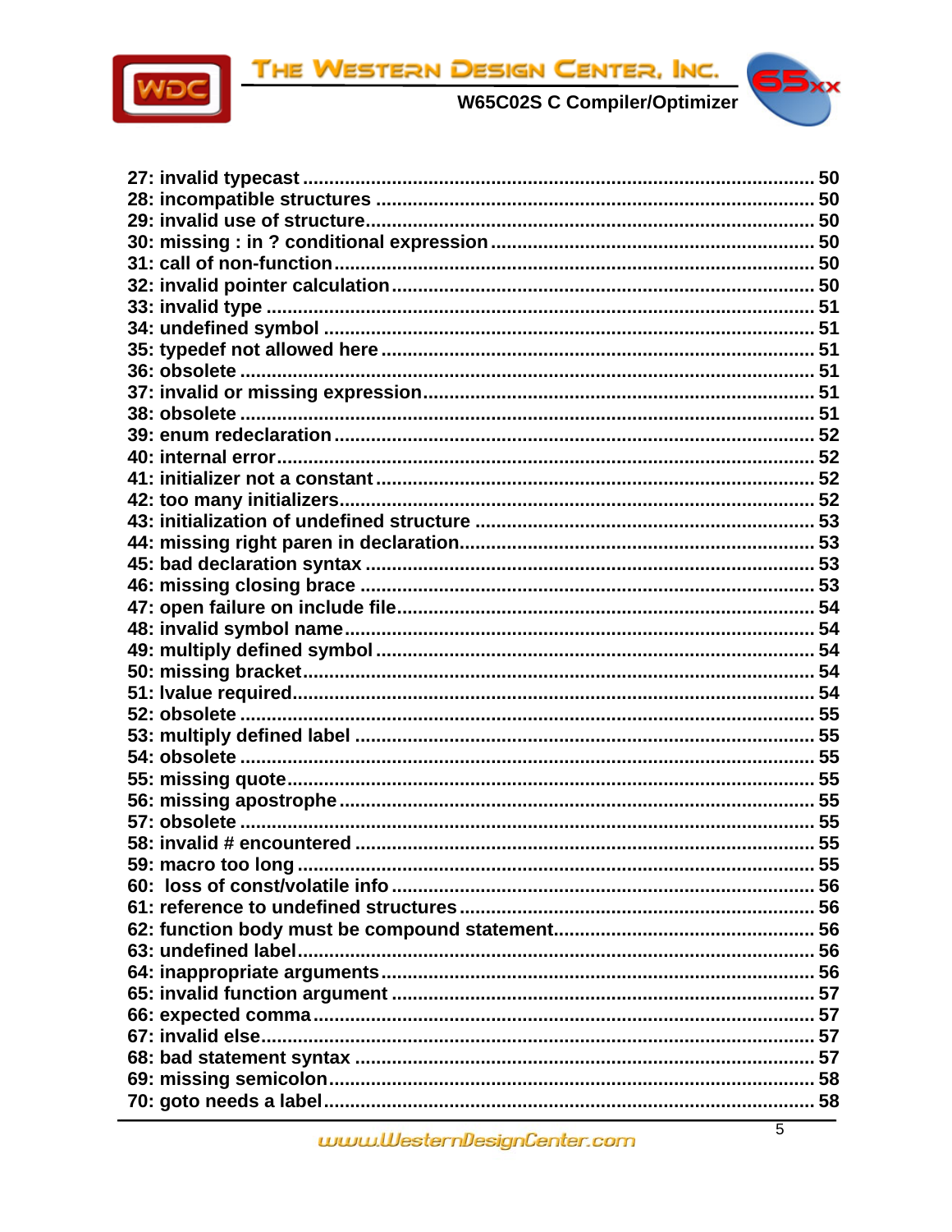27: invalid typecast ..................................................................................... 50
28: incompatible structures .............................................................................. 50
29: invalid use of structure.............................................................................. 50
30: missing : in ? conditional expression ........................................................ 50
31: call of non-function .................................................................................... 50
32: invalid pointer calculation .......................................................................... 50
33: invalid type ................................................................................................ 51
34: undefined symbol ....................................................................................... 51
35: typedef not allowed here ............................................................................ 51
36: obsolete ..................................................................................................... 51
37: invalid or missing expression...................................................................... 51
38: obsolete ..................................................................................................... 51
39: enum redeclaration ..................................................................................... 52
40: internal error............................................................................................... 52
41: initializer not a constant .............................................................................. 52
42: too many initializers.................................................................................... 52
43: initialization of undefined structure ............................................................ 53
44: missing right paren in declaration............................................................... 53
45: bad declaration syntax ................................................................................ 53
46: missing closing brace ................................................................................. 53
47: open failure on include file.......................................................................... 54
48: invalid symbol name................................................................................... 54
49: multiply defined symbol .............................................................................. 54
50: missing bracket........................................................................................... 54
51: lvalue required............................................................................................ 54
52: obsolete ..................................................................................................... 55
53: multiply defined label ................................................................................. 55
54: obsolete ..................................................................................................... 55
55: missing quote.............................................................................................. 55
56: missing apostrophe..................................................................................... 55
57: obsolete ..................................................................................................... 55
58: invalid # encountered ................................................................................. 55
59: macro too long ........................................................................................... 55
60: loss of const/volatile info ............................................................................ 56
61: reference to undefined structures ............................................................... 56
62: function body must be compound statement............................................... 56
63: undefined label............................................................................................ 56
64: inappropriate arguments.............................................................................. 56
65: invalid function argument ........................................................................... 57
66: expected comma ......................................................................................... 57
67: invalid else.................................................................................................. 57
68: bad statement syntax ................................................................................... 57
69: missing semicolon....................................................................................... 58
70: goto needs a label........................................................................................ 58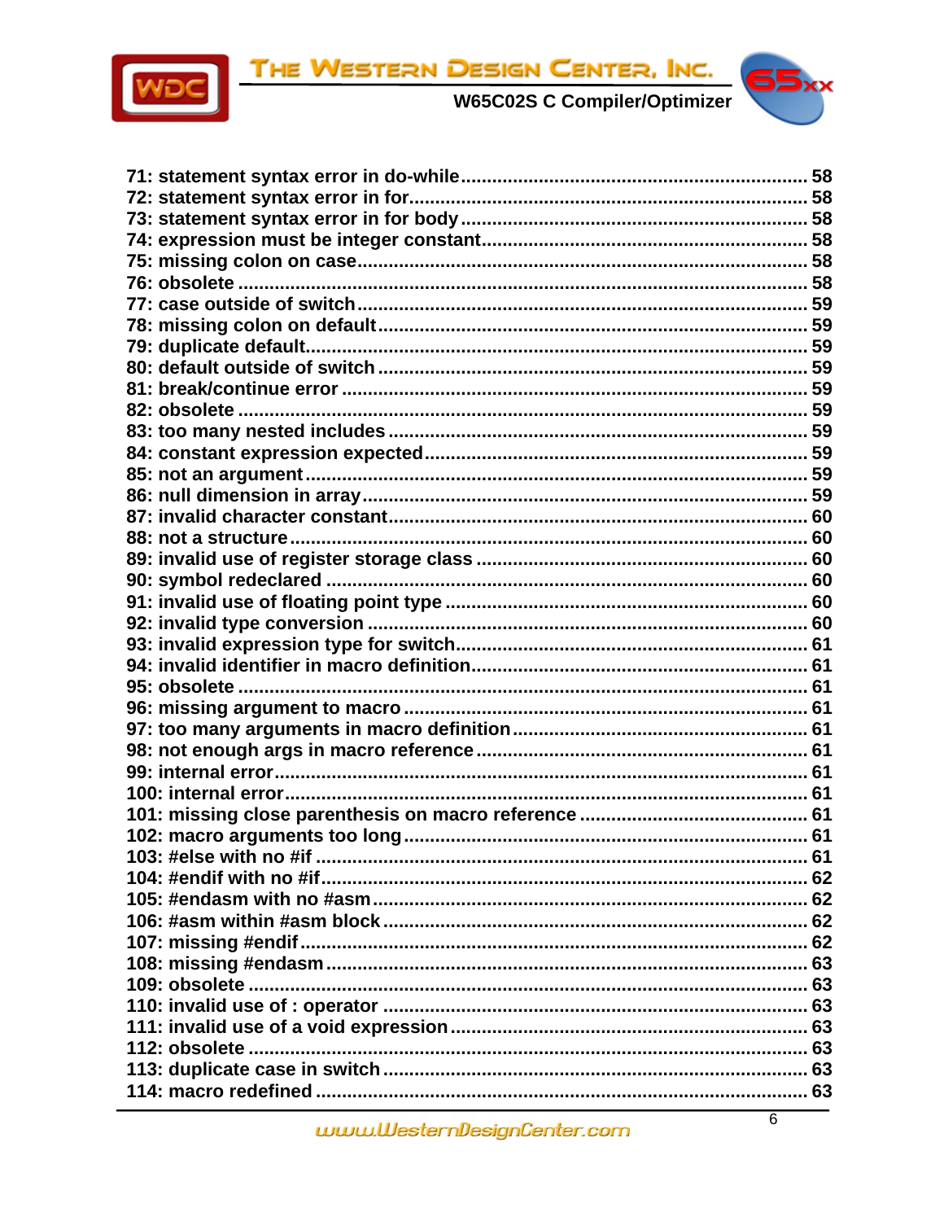71: statement syntax error in do-while ........................................................ 58
72: statement syntax error in for ........................................................ 58
73: statement syntax error in for body ........................................................ 58
74: expression must be integer constant ........................................................ 58
75: missing colon on case ........................................................ 58
76: obsolete ........................................................ 58
77: case outside of switch ........................................................ 59
78: missing colon on default ........................................................ 59
79: duplicate default ........................................................ 59
80: default outside of switch ........................................................ 59
81: break/continue error ........................................................ 59
82: obsolete ........................................................ 59
83: too many nested includes ........................................................ 59
84: constant expression expected ........................................................ 59
85: not an argument ........................................................ 59
86: null dimension in array ........................................................ 59
87: invalid character constant ........................................................ 60
88: not a structure ........................................................ 60
89: invalid use of register storage class ........................................................ 60
90: symbol redeclared ........................................................ 60
91: invalid use of floating point type ........................................................ 60
92: invalid type conversion ........................................................ 60
93: invalid expression type for switch ........................................................ 61
94: invalid identifier in macro definition ........................................................ 61
95: obsolete ........................................................ 61
96: missing argument to macro ........................................................ 61
97: too many arguments in macro definition ........................................................ 61
98: not enough args in macro reference ........................................................ 61
99: internal error ........................................................ 61
100: internal error ........................................................ 61
101: missing close parenthesis on macro reference ........................................................ 61
102: macro arguments too long ........................................................ 61
103: #else with no #if ........................................................ 61
104: #endif with no #if ........................................................ 62
105: #endasm with no #asm ........................................................ 62
106: #asm within #asm block ........................................................ 62
107: missing #endif ........................................................ 62
108: missing #endasm ........................................................ 63
109: obsolete ........................................................ 63
110: invalid use of : operator ........................................................ 63
111: invalid use of a void expression ........................................................ 63
112: obsolete ........................................................ 63
113: duplicate case in switch ........................................................ 63
114: macro redefined ........................................................ 63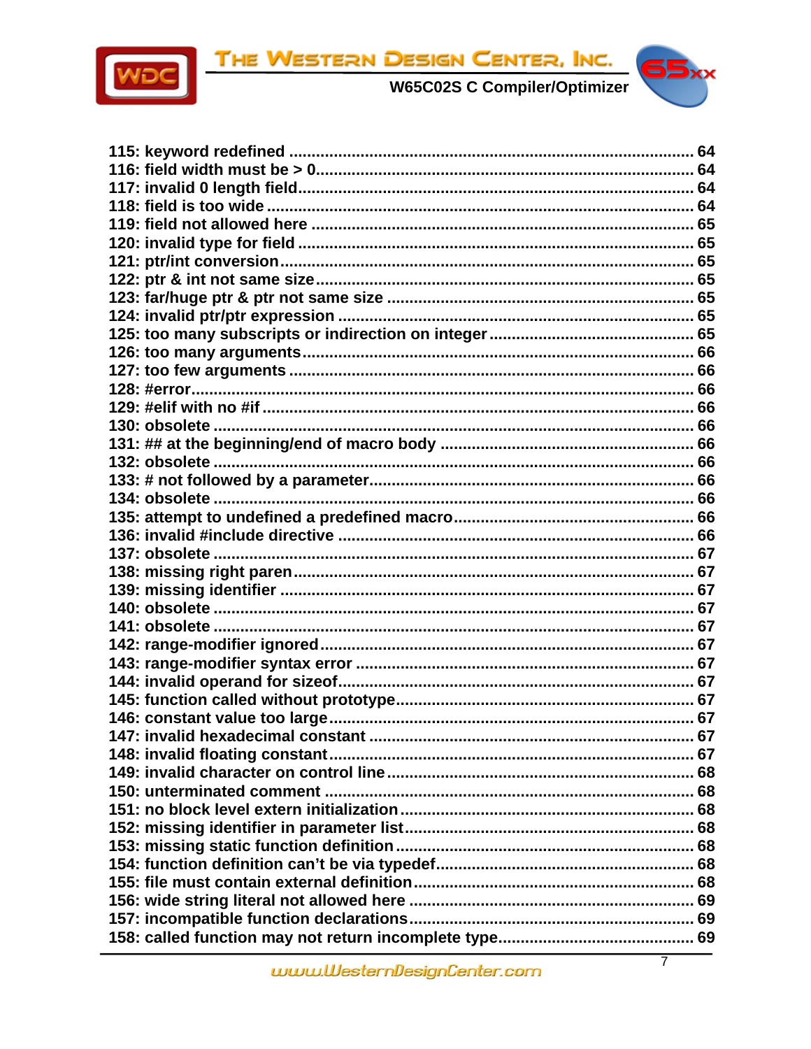115: keyword redefined ........................................................................................ 64
116: field width must be > 0.................................................................................. 64
117: invalid 0 length field...................................................................................... 64
118: field is too wide ............................................................................................ 64
119: field not allowed here ................................................................................... 65
120: invalid type for field ...................................................................................... 65
121: ptr/int conversion.......................................................................................... 65
122: ptr & int not same size.................................................................................. 65
123: far/huge ptr & ptr not same size ................................................................... 65
124: invalid ptr/ptr expression ............................................................................. 65
125: too many subscripts or indirection on integer ............................................ 65
126: too many arguments...................................................................................... 66
127: too few arguments ........................................................................................ 66
128: #error.............................................................................................................. 66
129: #elif with no #if .............................................................................................. 66
130: obsolete ......................................................................................................... 66
131: ## at the beginning/end of macro body ....................................................... 66
132: obsolete ......................................................................................................... 66
133: # not followed by a parameter...................................................................... 66
134: obsolete ......................................................................................................... 66
135: attempt to undefined a predefined macro.................................................... 66
136: invalid #include directive .............................................................................. 66
137: obsolete ......................................................................................................... 67
138: missing right paren........................................................................................ 67
139: missing identifier ........................................................................................... 67
140: obsolete ......................................................................................................... 67
141: obsolete ......................................................................................................... 67
142: range-modifier ignored.................................................................................. 67
143: range-modifier syntax error .......................................................................... 67
144: invalid operand for sizeof.............................................................................. 67
145: function called without prototype................................................................. 67
146: constant value too large................................................................................ 67
147: invalid hexadecimal constant ....................................................................... 67
148: invalid floating constant................................................................................ 67
149: invalid character on control line................................................................... 68
150: unterminated comment ................................................................................ 68
151: no block level extern initialization................................................................ 68
152: missing identifier in parameter list............................................................... 68
153: missing static function definition................................................................. 68
154: function definition can't be via typedef........................................................ 68
155: file must contain external definition............................................................. 68
156: wide string literal not allowed here ............................................................. 69
157: incompatible function declarations.............................................................. 69
158: called function may not return incomplete type.......................................... 69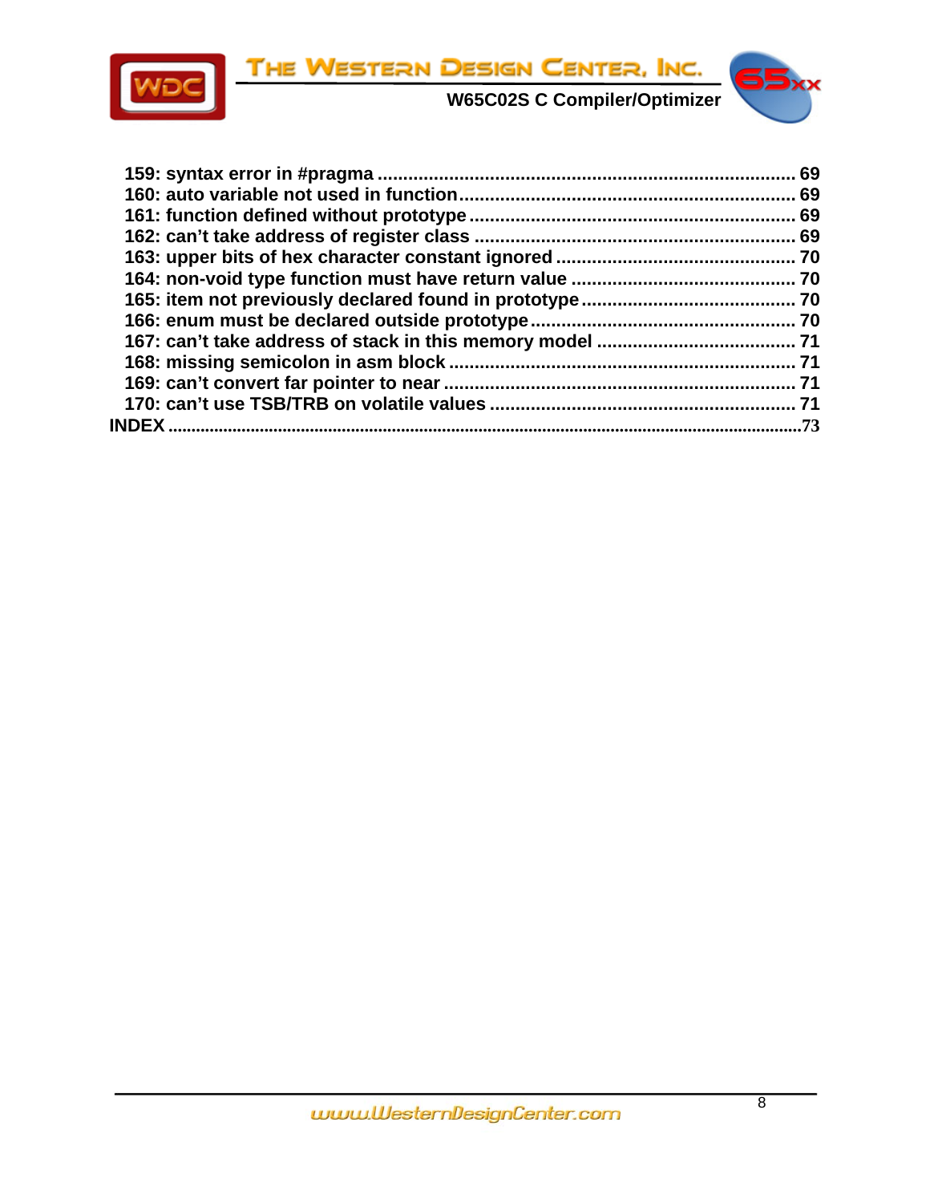159: syntax error in #pragma ................................................................................. 69
160: auto variable not used in function................................................................. 69
161: function defined without prototype ............................................................... 69
162: can't take address of register class .............................................................. 69
163: upper bits of hex character constant ignored .............................................. 70
164: non-void type function must have return value ........................................... 70
165: item not previously declared found in prototype ......................................... 70
166: enum must be declared outside prototype ................................................... 70
167: can't take address of stack in this memory model ...................................... 71
168: missing semicolon in asm block ................................................................... 71
169: can't convert far pointer to near .................................................................... 71
170: can't use TSB/TRB on volatile values ........................................................... 71

INDEX ........................................................................................................................73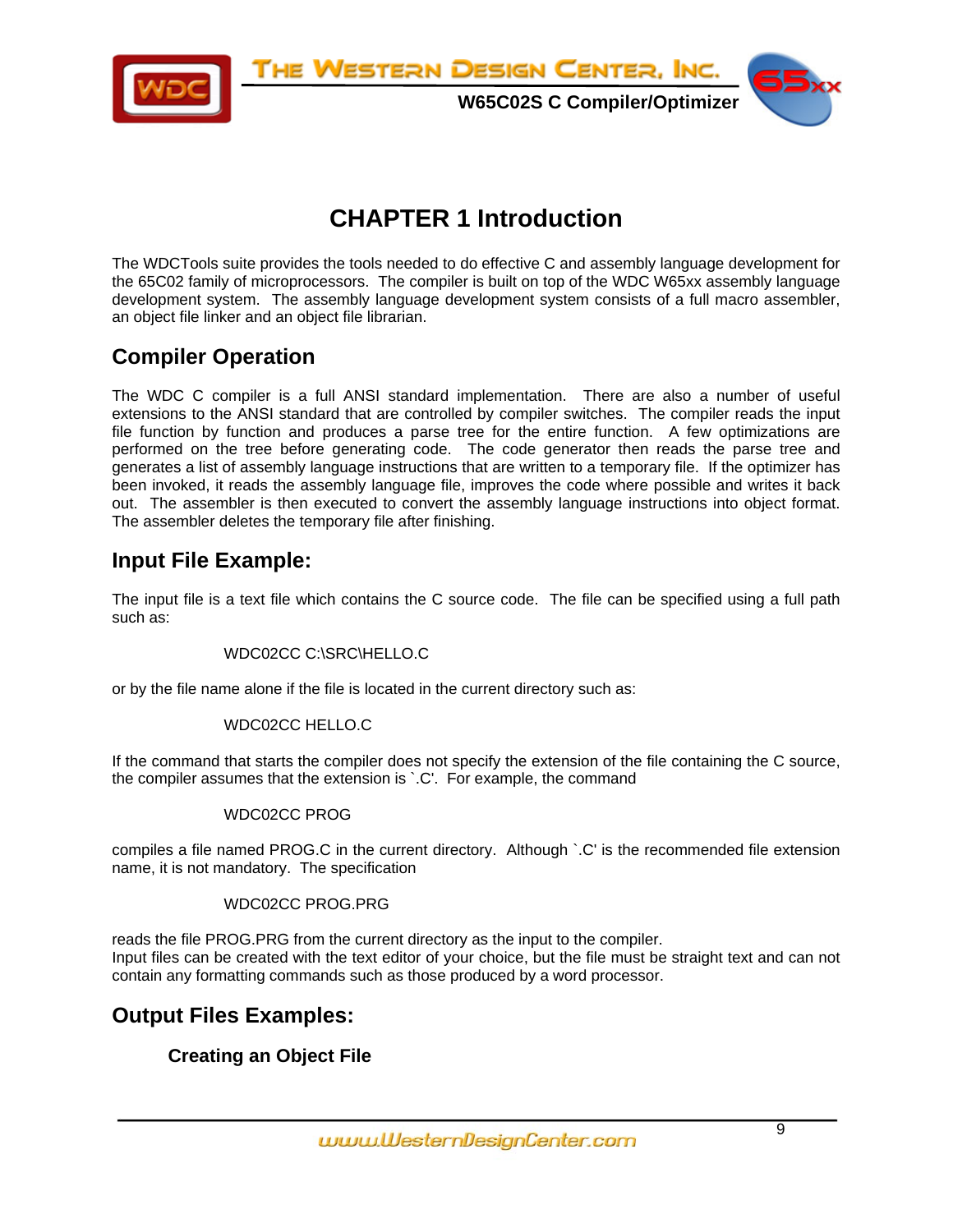# CHAPTER 1 Introduction

The WDCTools suite provides the tools needed to do effective C and assembly language development for the 65C02 family of microprocessors. The compiler is built on top of the WDC W65xx assembly language development system. The assembly language development system consists of a full macro assembler, an object file linker and an object file librarian.

## Compiler Operation

The WDC C compiler is a full ANSI standard implementation. There are also a number of useful extensions to the ANSI standard that are controlled by compiler switches. The compiler reads the input file function by function and produces a parse tree for the entire function. A few optimizations are performed on the tree before generating code. The code generator then reads the parse tree and generates a list of assembly language instructions that are written to a temporary file. If the optimizer has been invoked, it reads the assembly language file, improves the code where possible and writes it back out. The assembler is then executed to convert the assembly language instructions into object format. The assembler deletes the temporary file after finishing.

## Input File Example:

The input file is a text file which contains the C source code. The file can be specified using a full path such as:

```
WDC02CC C:\SRC\HELLO.C
```

or by the file name alone if the file is located in the current directory such as:

```
WDC02CC HELLO.C
```

If the command that starts the compiler does not specify the extension of the file containing the C source, the compiler assumes that the extension is `.C'. For example, the command

```
WDC02CC PROG
```

compiles a file named PROG.C in the current directory. Although `.C' is the recommended file extension name, it is not mandatory. The specification

```
WDC02CC PROG.PRG
```

reads the file PROG.PRG from the current directory as the input to the compiler.
Input files can be created with the text editor of your choice, but the file must be straight text and can not contain any formatting commands such as those produced by a word processor.

## Output Files Examples:

### Creating an Object File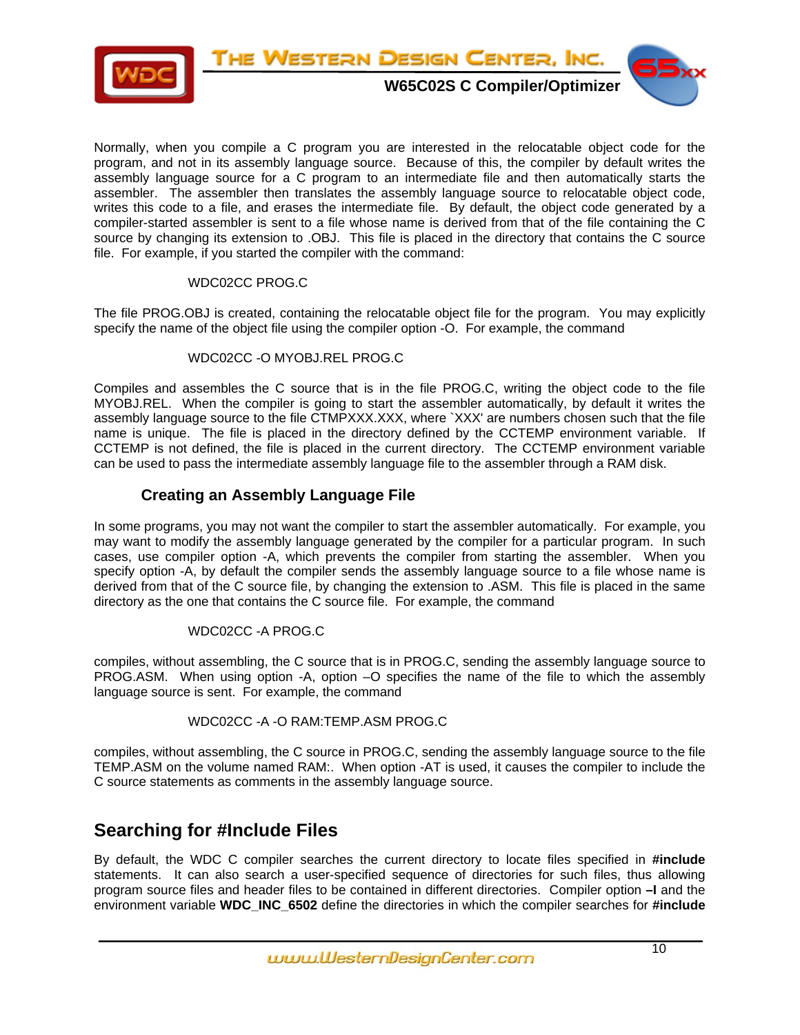Normally, when you compile a C program you are interested in the relocatable object code for the program, and not in its assembly language source. Because of this, the compiler by default writes the assembly language source for a C program to an intermediate file and then automatically starts the assembler. The assembler then translates the assembly language source to relocatable object code, writes this code to a file, and erases the intermediate file. By default, the object code generated by a compiler-started assembler is sent to a file whose name is derived from that of the file containing the C source by changing its extension to .OBJ. This file is placed in the directory that contains the C source file. For example, if you started the compiler with the command:

```
WDC02CC PROG.C
```

The file PROG.OBJ is created, containing the relocatable object file for the program. You may explicitly specify the name of the object file using the compiler option -O. For example, the command

```
WDC02CC -O MYOBJ.REL PROG.C
```

Compiles and assembles the C source that is in the file PROG.C, writing the object code to the file MYOBJ.REL. When the compiler is going to start the assembler automatically, by default it writes the assembly language source to the file CTMPXXX.XXX, where `XXX' are numbers chosen such that the file name is unique. The file is placed in the directory defined by the CCTEMP environment variable. If CCTEMP is not defined, the file is placed in the current directory. The CCTEMP environment variable can be used to pass the intermediate assembly language file to the assembler through a RAM disk.

### Creating an Assembly Language File

In some programs, you may not want the compiler to start the assembler automatically. For example, you may want to modify the assembly language generated by the compiler for a particular program. In such cases, use compiler option -A, which prevents the compiler from starting the assembler. When you specify option -A, by default the compiler sends the assembly language source to a file whose name is derived from that of the C source file, by changing the extension to .ASM. This file is placed in the same directory as the one that contains the C source file. For example, the command

```
WDC02CC -A PROG.C
```

compiles, without assembling, the C source that is in PROG.C, sending the assembly language source to PROG.ASM. When using option -A, option –O specifies the name of the file to which the assembly language source is sent. For example, the command

```
WDC02CC -A -O RAM:TEMP.ASM PROG.C
```

compiles, without assembling, the C source in PROG.C, sending the assembly language source to the file TEMP.ASM on the volume named RAM:. When option -AT is used, it causes the compiler to include the C source statements as comments in the assembly language source.

## Searching for #Include Files

By default, the WDC C compiler searches the current directory to locate files specified in **#include** statements. It can also search a user-specified sequence of directories for such files, thus allowing program source files and header files to be contained in different directories. Compiler option **–I** and the environment variable **WDC_INC_6502** define the directories in which the compiler searches for **#include**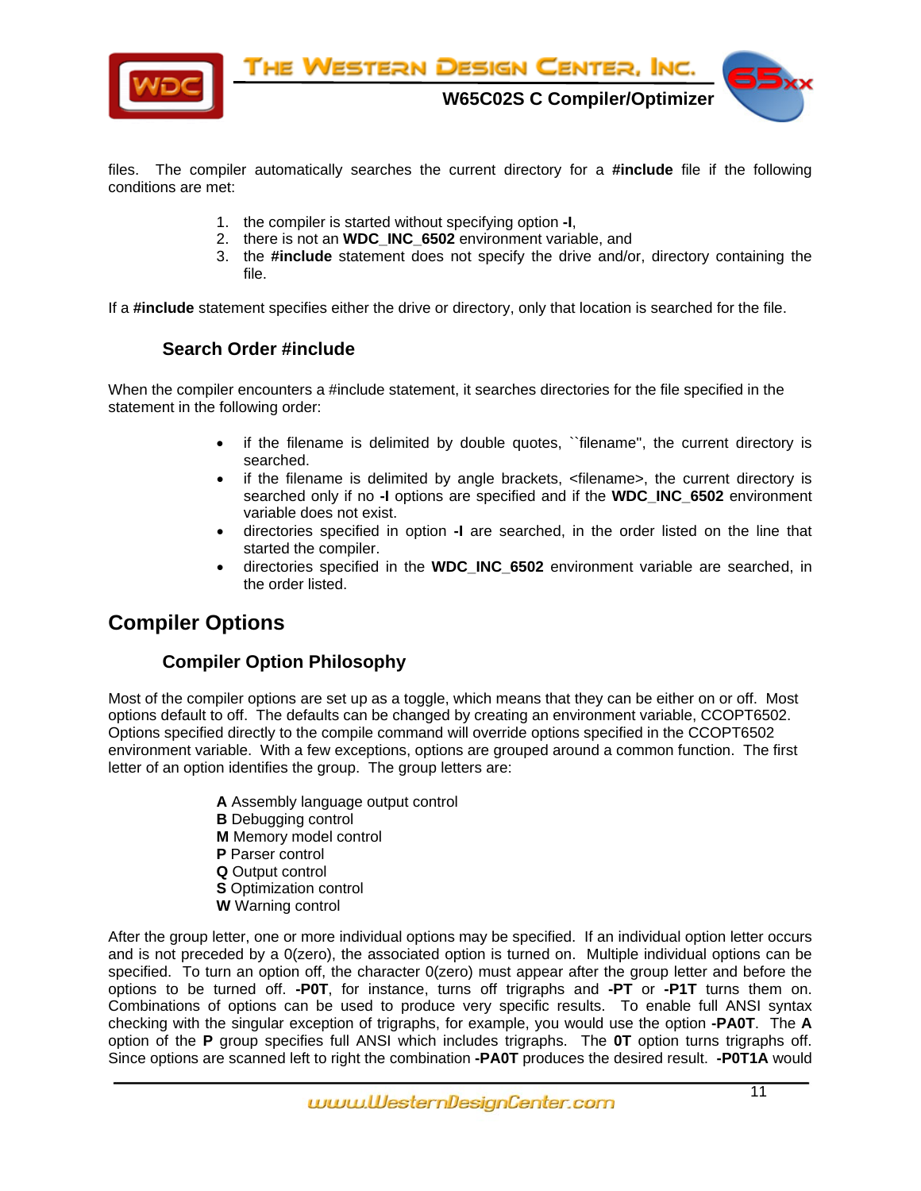files. The compiler automatically searches the current directory for a **#include** file if the following conditions are met:

1. the compiler is started without specifying option **-I**,
2. there is not an **WDC_INC_6502** environment variable, and
3. the **#include** statement does not specify the drive and/or, directory containing the file.

If a **#include** statement specifies either the drive or directory, only that location is searched for the file.

### Search Order #include

When the compiler encounters a #include statement, it searches directories for the file specified in the statement in the following order:

- if the filename is delimited by double quotes, ``filename'', the current directory is searched.
- if the filename is delimited by angle brackets, <filename>, the current directory is searched only if no **-I** options are specified and if the **WDC_INC_6502** environment variable does not exist.
- directories specified in option **-I** are searched, in the order listed on the line that started the compiler.
- directories specified in the **WDC_INC_6502** environment variable are searched, in the order listed.

## Compiler Options

### Compiler Option Philosophy

Most of the compiler options are set up as a toggle, which means that they can be either on or off. Most options default to off. The defaults can be changed by creating an environment variable, CCOPT6502. Options specified directly to the compile command will override options specified in the CCOPT6502 environment variable. With a few exceptions, options are grouped around a common function. The first letter of an option identifies the group. The group letters are:

**A** Assembly language output control
**B** Debugging control
**M** Memory model control
**P** Parser control
**Q** Output control
**S** Optimization control
**W** Warning control

After the group letter, one or more individual options may be specified. If an individual option letter occurs and is not preceded by a 0(zero), the associated option is turned on. Multiple individual options can be specified. To turn an option off, the character 0(zero) must appear after the group letter and before the options to be turned off. **-P0T**, for instance, turns off trigraphs and **-PT** or **-P1T** turns them on. Combinations of options can be used to produce very specific results. To enable full ANSI syntax checking with the singular exception of trigraphs, for example, you would use the option **-PA0T**. The **A** option of the **P** group specifies full ANSI which includes trigraphs. The **0T** option turns trigraphs off. Since options are scanned left to right the combination **-PA0T** produces the desired result. **-P0T1A** would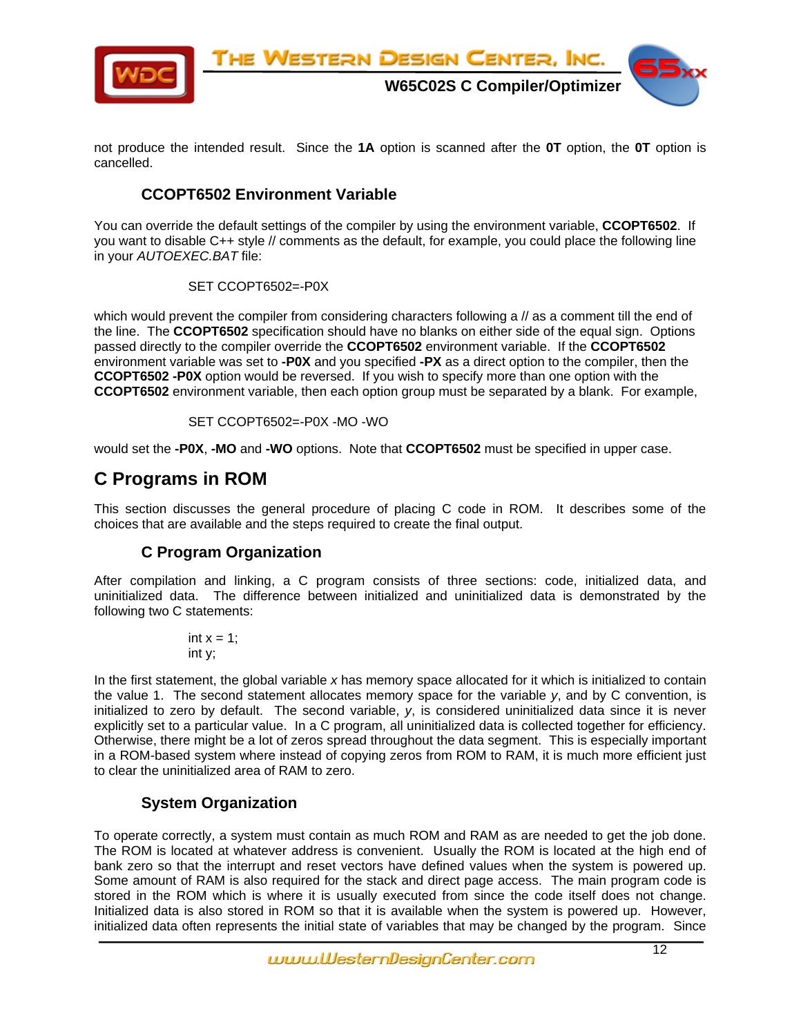not produce the intended result. Since the **1A** option is scanned after the **0T** option, the **0T** option is cancelled.

### CCOPT6502 Environment Variable

You can override the default settings of the compiler by using the environment variable, **CCOPT6502**. If you want to disable C++ style // comments as the default, for example, you could place the following line in your *AUTOEXEC.BAT* file:

```
SET CCOPT6502=-P0X
```

which would prevent the compiler from considering characters following a // as a comment till the end of the line. The **CCOPT6502** specification should have no blanks on either side of the equal sign. Options passed directly to the compiler override the **CCOPT6502** environment variable. If the **CCOPT6502** environment variable was set to **-P0X** and you specified **-PX** as a direct option to the compiler, then the **CCOPT6502 -P0X** option would be reversed. If you wish to specify more than one option with the **CCOPT6502** environment variable, then each option group must be separated by a blank. For example,

```
SET CCOPT6502=-P0X -MO -WO
```

would set the **-P0X**, **-MO** and **-WO** options. Note that **CCOPT6502** must be specified in upper case.

## C Programs in ROM

This section discusses the general procedure of placing C code in ROM. It describes some of the choices that are available and the steps required to create the final output.

### C Program Organization

After compilation and linking, a C program consists of three sections: code, initialized data, and uninitialized data. The difference between initialized and uninitialized data is demonstrated by the following two C statements:

```
int x = 1;
int y;
```

In the first statement, the global variable *x* has memory space allocated for it which is initialized to contain the value 1. The second statement allocates memory space for the variable *y*, and by C convention, is initialized to zero by default. The second variable, *y*, is considered uninitialized data since it is never explicitly set to a particular value. In a C program, all uninitialized data is collected together for efficiency. Otherwise, there might be a lot of zeros spread throughout the data segment. This is especially important in a ROM-based system where instead of copying zeros from ROM to RAM, it is much more efficient just to clear the uninitialized area of RAM to zero.

### System Organization

To operate correctly, a system must contain as much ROM and RAM as are needed to get the job done. The ROM is located at whatever address is convenient. Usually the ROM is located at the high end of bank zero so that the interrupt and reset vectors have defined values when the system is powered up. Some amount of RAM is also required for the stack and direct page access. The main program code is stored in the ROM which is where it is usually executed from since the code itself does not change. Initialized data is also stored in ROM so that it is available when the system is powered up. However, initialized data often represents the initial state of variables that may be changed by the program. Since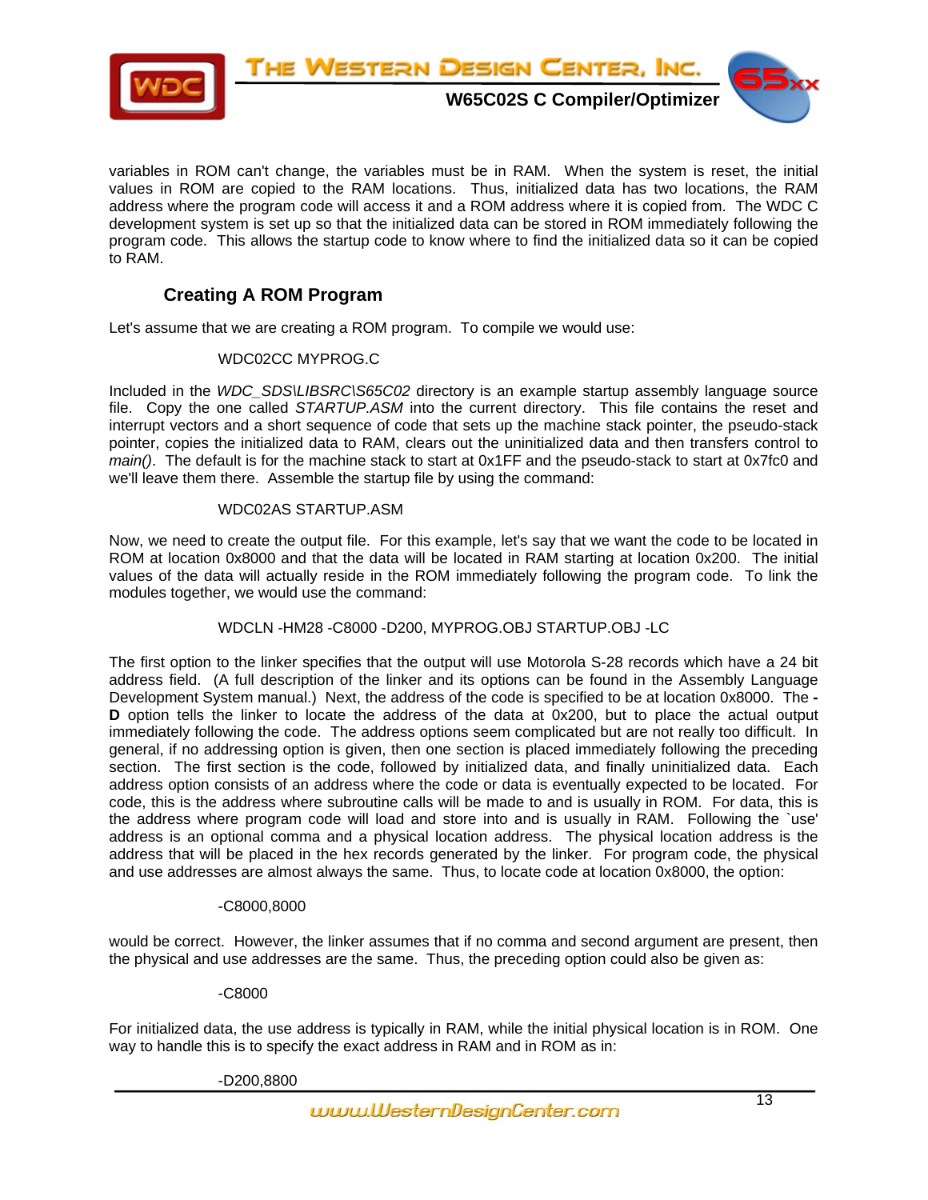variables in ROM can't change, the variables must be in RAM. When the system is reset, the initial values in ROM are copied to the RAM locations. Thus, initialized data has two locations, the RAM address where the program code will access it and a ROM address where it is copied from. The WDC C development system is set up so that the initialized data can be stored in ROM immediately following the program code. This allows the startup code to know where to find the initialized data so it can be copied to RAM.

## Creating A ROM Program

Let's assume that we are creating a ROM program. To compile we would use:

```
WDC02CC MYPROG.C
```

Included in the *WDC_SDS\LIBSRC\S65C02* directory is an example startup assembly language source file. Copy the one called *STARTUP.ASM* into the current directory. This file contains the reset and interrupt vectors and a short sequence of code that sets up the machine stack pointer, the pseudo-stack pointer, copies the initialized data to RAM, clears out the uninitialized data and then transfers control to *main()*. The default is for the machine stack to start at 0x1FF and the pseudo-stack to start at 0x7fc0 and we'll leave them there. Assemble the startup file by using the command:

```
WDC02AS STARTUP.ASM
```

Now, we need to create the output file. For this example, let's say that we want the code to be located in ROM at location 0x8000 and that the data will be located in RAM starting at location 0x200. The initial values of the data will actually reside in the ROM immediately following the program code. To link the modules together, we would use the command:

```
WDCLN -HM28 -C8000 -D200, MYPROG.OBJ STARTUP.OBJ -LC
```

The first option to the linker specifies that the output will use Motorola S-28 records which have a 24 bit address field. (A full description of the linker and its options can be found in the Assembly Language Development System manual.) Next, the address of the code is specified to be at location 0x8000. The **-D** option tells the linker to locate the address of the data at 0x200, but to place the actual output immediately following the code. The address options seem complicated but are not really too difficult. In general, if no addressing option is given, then one section is placed immediately following the preceding section. The first section is the code, followed by initialized data, and finally uninitialized data. Each address option consists of an address where the code or data is eventually expected to be located. For code, this is the address where subroutine calls will be made to and is usually in ROM. For data, this is the address where program code will load and store into and is usually in RAM. Following the `use' address is an optional comma and a physical location address. The physical location address is the address that will be placed in the hex records generated by the linker. For program code, the physical and use addresses are almost always the same. Thus, to locate code at location 0x8000, the option:

```
-C8000,8000
```

would be correct. However, the linker assumes that if no comma and second argument are present, then the physical and use addresses are the same. Thus, the preceding option could also be given as:

```
-C8000
```

For initialized data, the use address is typically in RAM, while the initial physical location is in ROM. One way to handle this is to specify the exact address in RAM and in ROM as in:

```
-D200,8800
```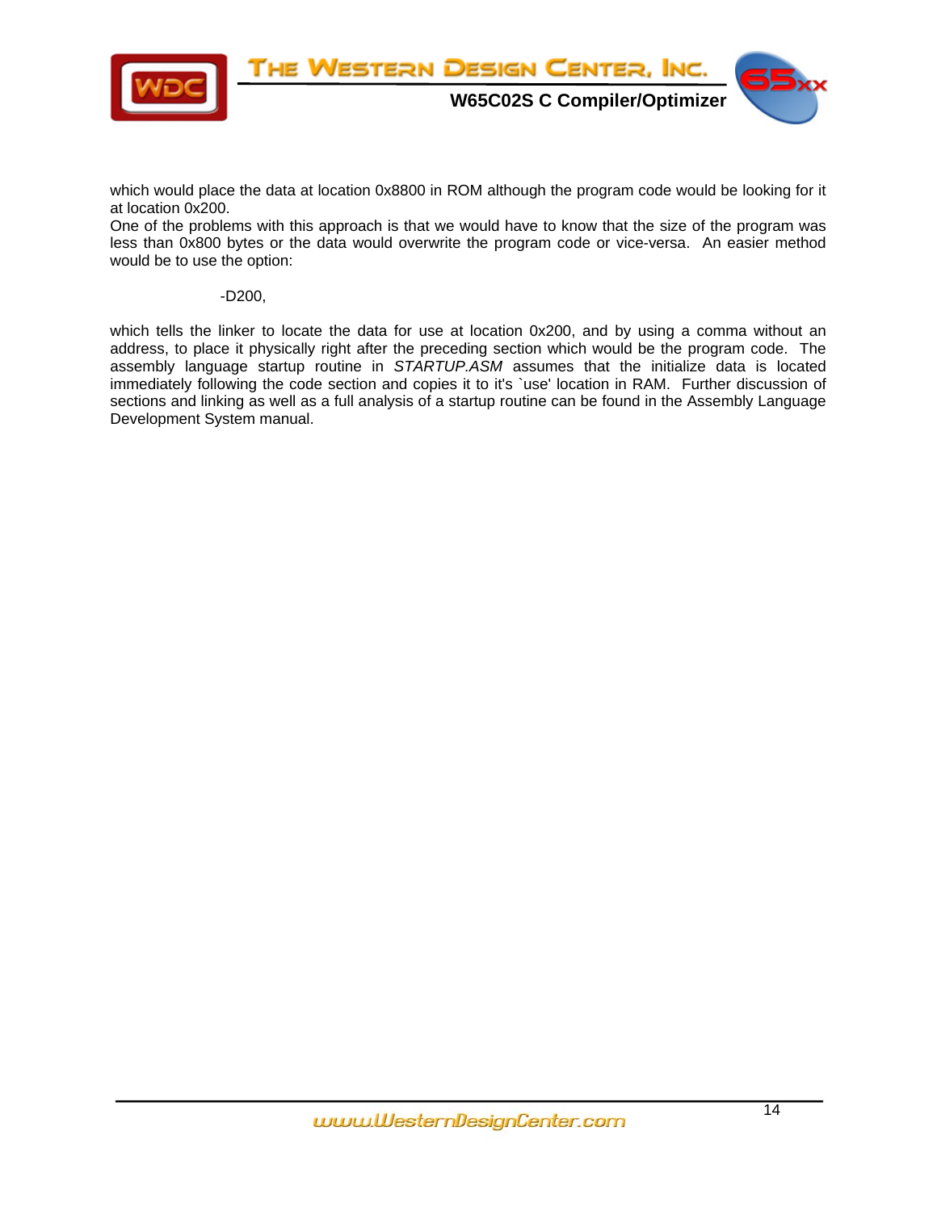which would place the data at location 0x8800 in ROM although the program code would be looking for it at location 0x200.

One of the problems with this approach is that we would have to know that the size of the program was less than 0x800 bytes or the data would overwrite the program code or vice-versa. An easier method would be to use the option:

```
-D200,
```

which tells the linker to locate the data for use at location 0x200, and by using a comma without an address, to place it physically right after the preceding section which would be the program code. The assembly language startup routine in *STARTUP.ASM* assumes that the initialize data is located immediately following the code section and copies it to it's `use' location in RAM. Further discussion of sections and linking as well as a full analysis of a startup routine can be found in the Assembly Language Development System manual.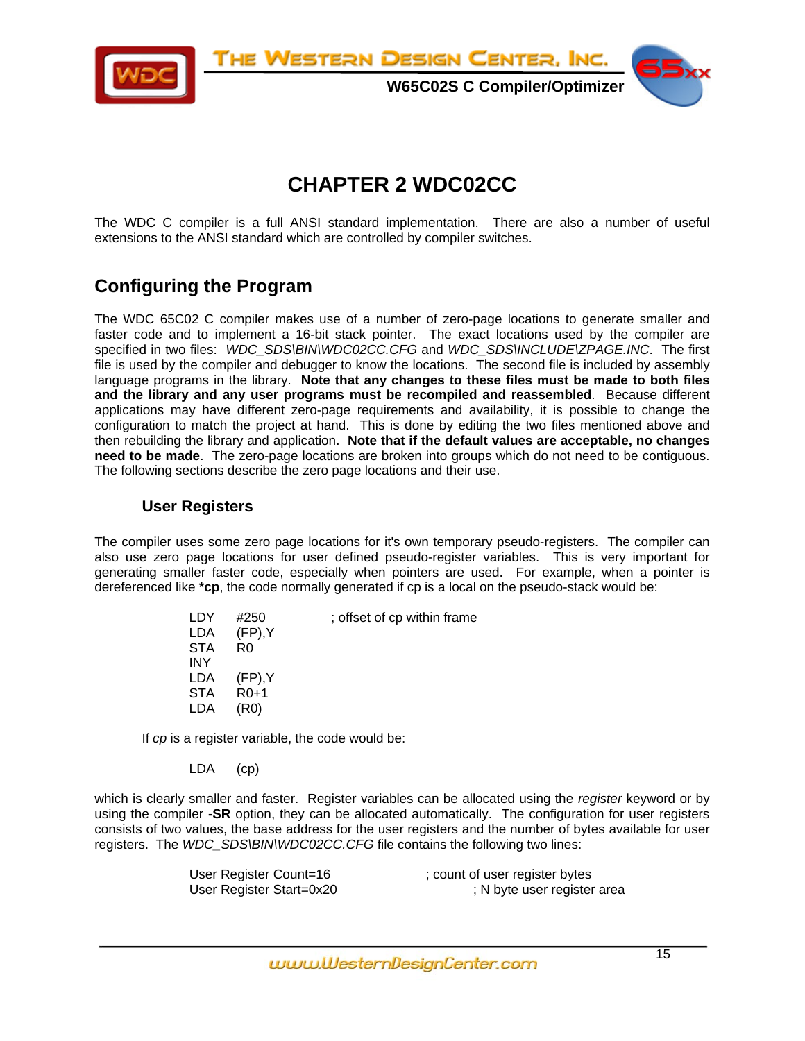# CHAPTER 2 WDC02CC

The WDC C compiler is a full ANSI standard implementation. There are also a number of useful extensions to the ANSI standard which are controlled by compiler switches.

## Configuring the Program

The WDC 65C02 C compiler makes use of a number of zero-page locations to generate smaller and faster code and to implement a 16-bit stack pointer. The exact locations used by the compiler are specified in two files: *WDC_SDS\BIN\WDC02CC.CFG* and *WDC_SDS\INCLUDE\ZPAGE.INC*. The first file is used by the compiler and debugger to know the locations. The second file is included by assembly language programs in the library. **Note that any changes to these files must be made to both files and the library and any user programs must be recompiled and reassembled**. Because different applications may have different zero-page requirements and availability, it is possible to change the configuration to match the project at hand. This is done by editing the two files mentioned above and then rebuilding the library and application. **Note that if the default values are acceptable, no changes need to be made**. The zero-page locations are broken into groups which do not need to be contiguous. The following sections describe the zero page locations and their use.

### User Registers

The compiler uses some zero page locations for it's own temporary pseudo-registers. The compiler can also use zero page locations for user defined pseudo-register variables. This is very important for generating smaller faster code, especially when pointers are used. For example, when a pointer is dereferenced like ***cp**, the code normally generated if cp is a local on the pseudo-stack would be:

```
LDY     #250            ; offset of cp within frame
LDA     (FP),Y
STA     R0
INY
LDA     (FP),Y
STA     R0+1
LDA     (R0)
```

If *cp* is a register variable, the code would be:

```
LDA     (cp)
```

which is clearly smaller and faster. Register variables can be allocated using the *register* keyword or by using the compiler **-SR** option, they can be allocated automatically. The configuration for user registers consists of two values, the base address for the user registers and the number of bytes available for user registers. The *WDC_SDS\BIN\WDC02CC.CFG* file contains the following two lines:

```
User Register Count=16          ; count of user register bytes
User Register Start=0x20        ; N byte user register area
```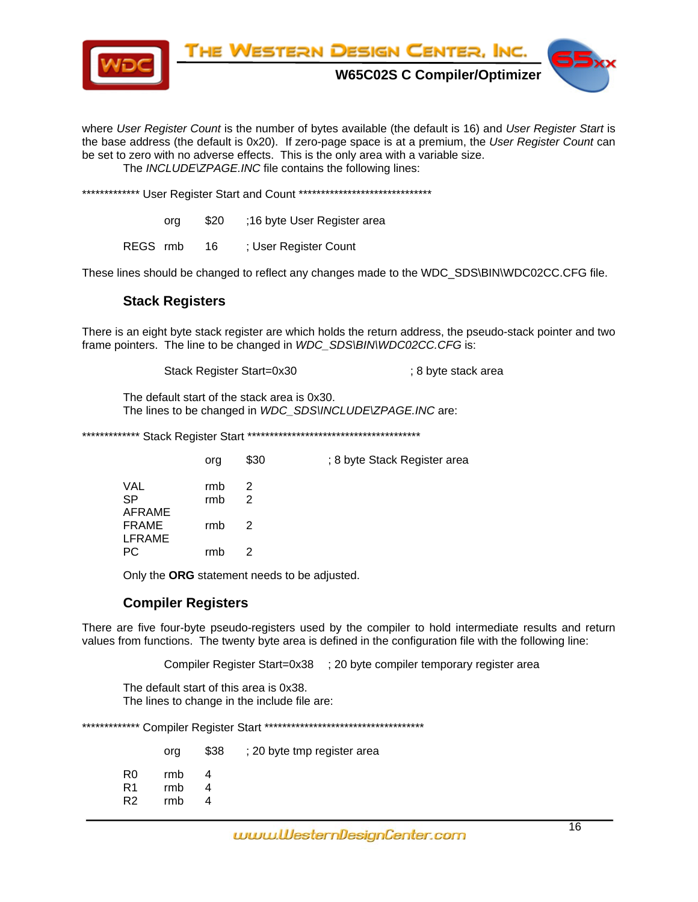where *User Register Count* is the number of bytes available (the default is 16) and *User Register Start* is the base address (the default is 0x20). If zero-page space is at a premium, the *User Register Count* can be set to zero with no adverse effects. This is the only area with a variable size.

The *INCLUDE\ZPAGE.INC* file contains the following lines:

```
************* User Register Start and Count *******************************

        org     $20     ;16 byte User Register area

REGS    rmb     16      ; User Register Count
```

These lines should be changed to reflect any changes made to the WDC_SDS\BIN\WDC02CC.CFG file.

### Stack Registers

There is an eight byte stack register are which holds the return address, the pseudo-stack pointer and two frame pointers. The line to be changed in *WDC_SDS\BIN\WDC02CC.CFG* is:

```
Stack Register Start=0x30                    ; 8 byte stack area
```

The default start of the stack area is 0x30.
The lines to be changed in *WDC_SDS\INCLUDE\ZPAGE.INC* are:

```
************* Stack Register Start ****************************************

        org     $30             ; 8 byte Stack Register area

VAL     rmb     2
SP      rmb     2
AFRAME
FRAME   rmb     2
LFRAME
PC      rmb     2
```

Only the **ORG** statement needs to be adjusted.

### Compiler Registers

There are five four-byte pseudo-registers used by the compiler to hold intermediate results and return values from functions. The twenty byte area is defined in the configuration file with the following line:

```
Compiler Register Start=0x38    ; 20 byte compiler temporary register area
```

The default start of this area is 0x38.
The lines to change in the include file are:

```
************* Compiler Register Start *************************************

        org     $38     ; 20 byte tmp register area

R0      rmb     4
R1      rmb     4
R2      rmb     4
```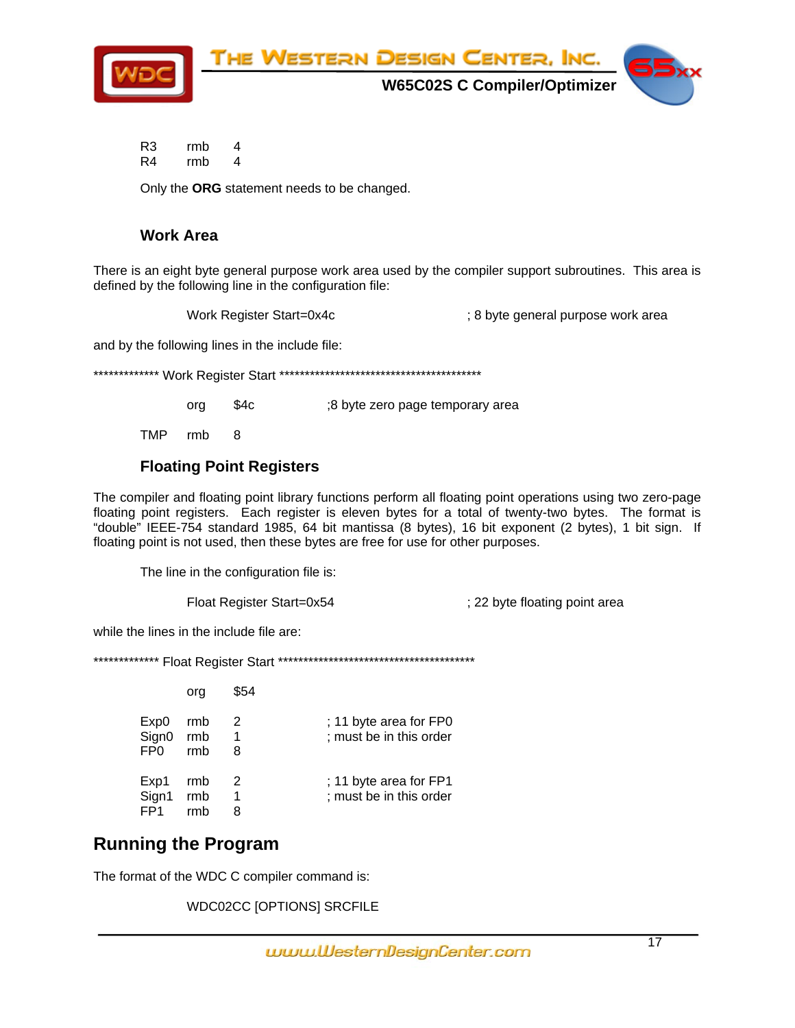```
R3      rmb     4
R4      rmb     4
```

Only the **ORG** statement needs to be changed.

### Work Area

There is an eight byte general purpose work area used by the compiler support subroutines. This area is defined by the following line in the configuration file:

```
Work Register Start=0x4c                ; 8 byte general purpose work area
```

and by the following lines in the include file:

```
************* Work Register Start ******************************************

        org     $4c             ;8 byte zero page temporary area

TMP     rmb     8
```

### Floating Point Registers

The compiler and floating point library functions perform all floating point operations using two zero-page floating point registers. Each register is eleven bytes for a total of twenty-two bytes. The format is "double" IEEE-754 standard 1985, 64 bit mantissa (8 bytes), 16 bit exponent (2 bytes), 1 bit sign. If floating point is not used, then these bytes are free for use for other purposes.

The line in the configuration file is:

```
Float Register Start=0x54               ; 22 byte floating point area
```

while the lines in the include file are:

```
************* Float Register Start ****************************************

        org     $54

Exp0    rmb     2               ; 11 byte area for FP0
Sign0   rmb     1               ; must be in this order
FP0     rmb     8

Exp1    rmb     2               ; 11 byte area for FP1
Sign1   rmb     1               ; must be in this order
FP1     rmb     8
```

## Running the Program

The format of the WDC C compiler command is:

```
WDC02CC [OPTIONS] SRCFILE
```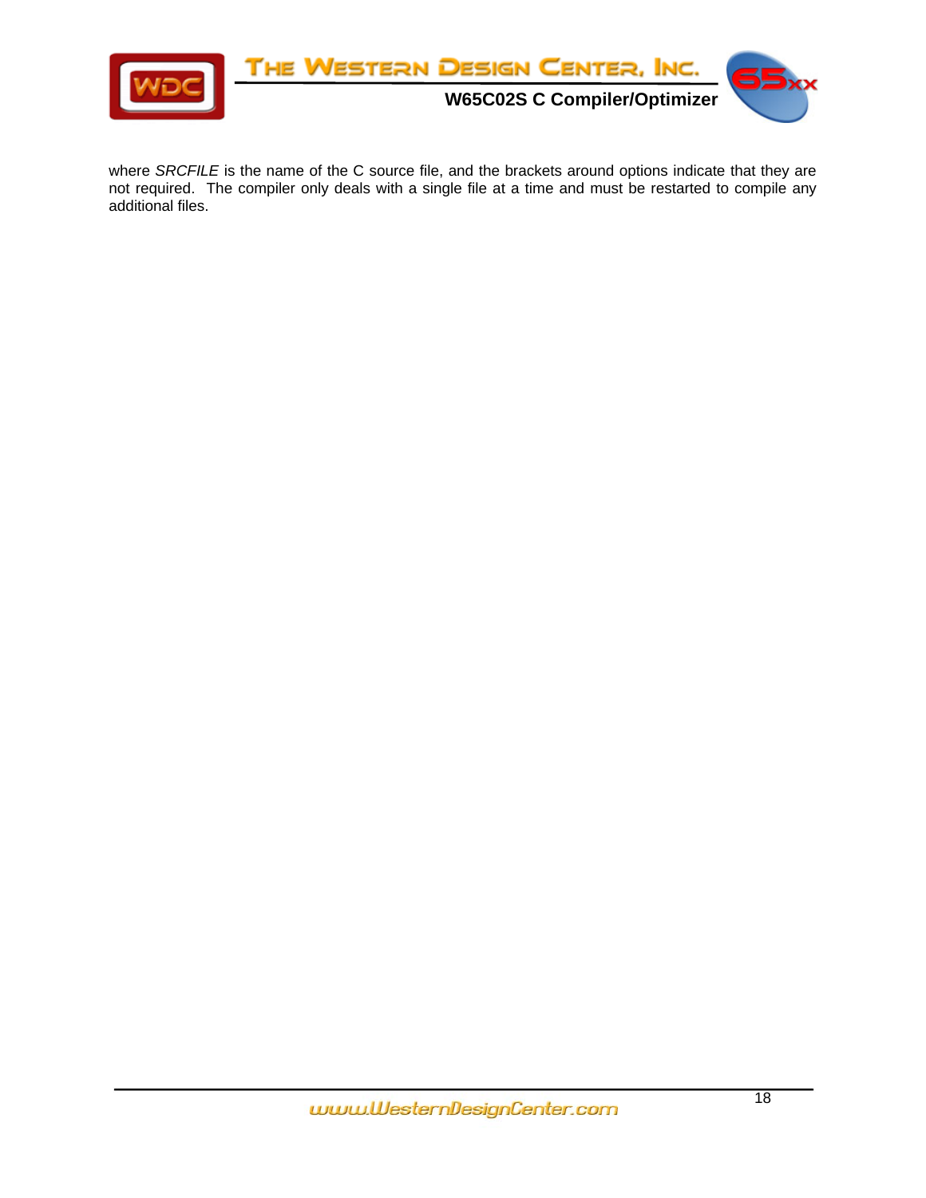where *SRCFILE* is the name of the C source file, and the brackets around options indicate that they are not required. The compiler only deals with a single file at a time and must be restarted to compile any additional files.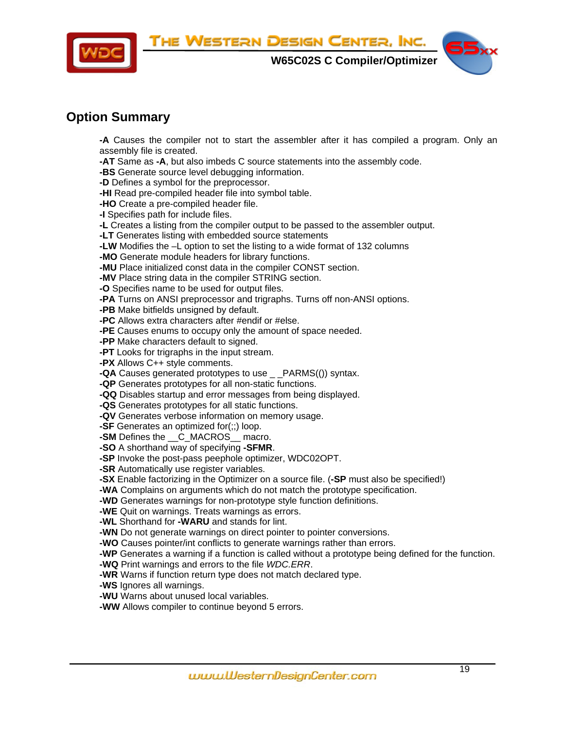## Option Summary

**-A** Causes the compiler not to start the assembler after it has compiled a program. Only an assembly file is created.
**-AT** Same as **-A**, but also imbeds C source statements into the assembly code.
**-BS** Generate source level debugging information.
**-D** Defines a symbol for the preprocessor.
**-HI** Read pre-compiled header file into symbol table.
**-HO** Create a pre-compiled header file.
**-I** Specifies path for include files.
**-L** Creates a listing from the compiler output to be passed to the assembler output.
**-LT** Generates listing with embedded source statements
**-LW** Modifies the –L option to set the listing to a wide format of 132 columns
**-MO** Generate module headers for library functions.
**-MU** Place initialized const data in the compiler CONST section.
**-MV** Place string data in the compiler STRING section.
**-O** Specifies name to be used for output files.
**-PA** Turns on ANSI preprocessor and trigraphs. Turns off non-ANSI options.
**-PB** Make bitfields unsigned by default.
**-PC** Allows extra characters after #endif or #else.
**-PE** Causes enums to occupy only the amount of space needed.
**-PP** Make characters default to signed.
**-PT** Looks for trigraphs in the input stream.
**-PX** Allows C++ style comments.
**-QA** Causes generated prototypes to use _ _PARMS(()) syntax.
**-QP** Generates prototypes for all non-static functions.
**-QQ** Disables startup and error messages from being displayed.
**-QS** Generates prototypes for all static functions.
**-QV** Generates verbose information on memory usage.
**-SF** Generates an optimized for(;;) loop.
**-SM** Defines the __C_MACROS__ macro.
**-SO** A shorthand way of specifying **-SFMR**.
**-SP** Invoke the post-pass peephole optimizer, WDC02OPT.
**-SR** Automatically use register variables.
**-SX** Enable factorizing in the Optimizer on a source file. (**-SP** must also be specified!)
**-WA** Complains on arguments which do not match the prototype specification.
**-WD** Generates warnings for non-prototype style function definitions.
**-WE** Quit on warnings. Treats warnings as errors.
**-WL** Shorthand for **-WARU** and stands for lint.
**-WN** Do not generate warnings on direct pointer to pointer conversions.
**-WO** Causes pointer/int conflicts to generate warnings rather than errors.
**-WP** Generates a warning if a function is called without a prototype being defined for the function.
**-WQ** Print warnings and errors to the file *WDC.ERR*.
**-WR** Warns if function return type does not match declared type.
**-WS** Ignores all warnings.
**-WU** Warns about unused local variables.
**-WW** Allows compiler to continue beyond 5 errors.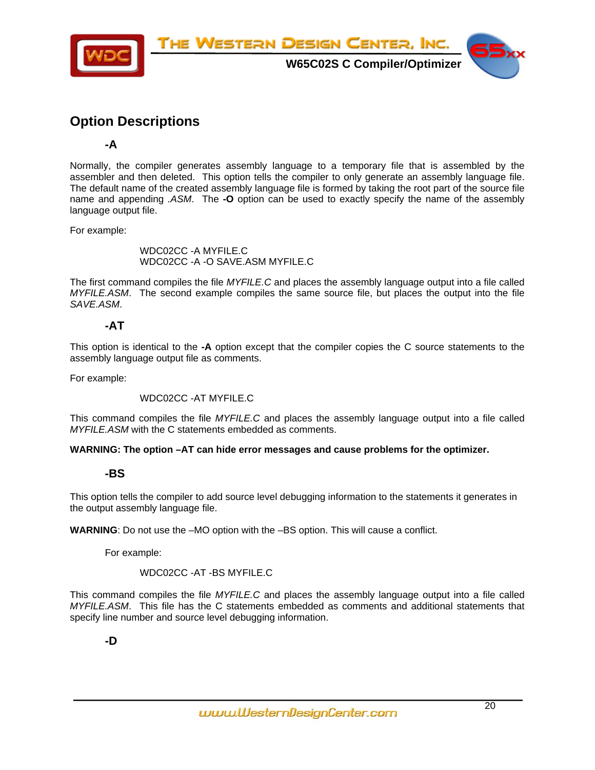## Option Descriptions

### -A

Normally, the compiler generates assembly language to a temporary file that is assembled by the assembler and then deleted. This option tells the compiler to only generate an assembly language file. The default name of the created assembly language file is formed by taking the root part of the source file name and appending *.ASM.* The **-O** option can be used to exactly specify the name of the assembly language output file.

For example:

```
WDC02CC -A MYFILE.C
WDC02CC -A -O SAVE.ASM MYFILE.C
```

The first command compiles the file *MYFILE.C* and places the assembly language output into a file called *MYFILE.ASM*. The second example compiles the same source file, but places the output into the file *SAVE.ASM*.

### -AT

This option is identical to the **-A** option except that the compiler copies the C source statements to the assembly language output file as comments.

For example:

```
WDC02CC -AT MYFILE.C
```

This command compiles the file *MYFILE.C* and places the assembly language output into a file called *MYFILE.ASM* with the C statements embedded as comments.

**WARNING: The option –AT can hide error messages and cause problems for the optimizer.**

### -BS

This option tells the compiler to add source level debugging information to the statements it generates in the output assembly language file.

**WARNING**: Do not use the –MO option with the –BS option. This will cause a conflict.

For example:

```
WDC02CC -AT -BS MYFILE.C
```

This command compiles the file *MYFILE.C* and places the assembly language output into a file called *MYFILE.ASM*. This file has the C statements embedded as comments and additional statements that specify line number and source level debugging information.

### -D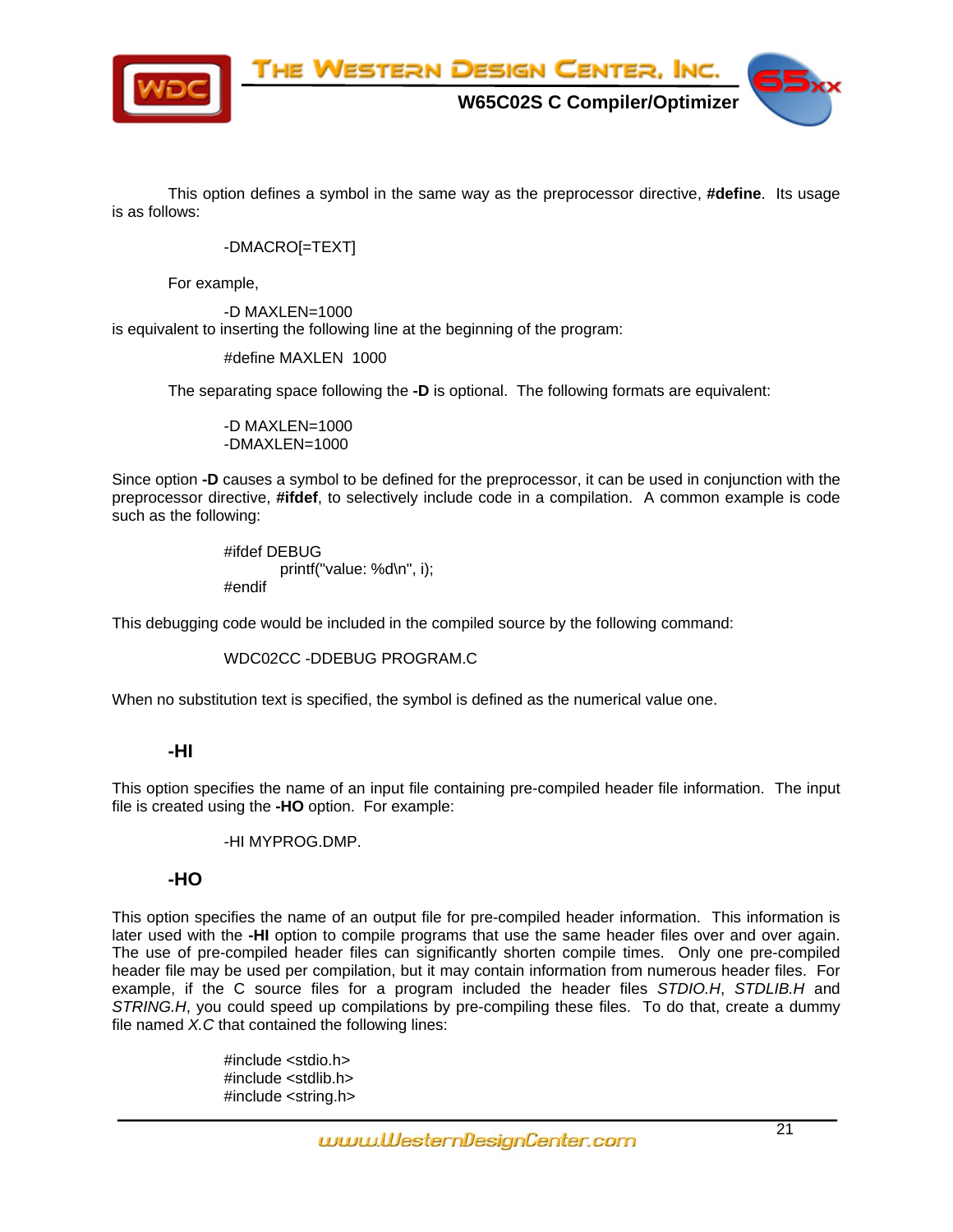This option defines a symbol in the same way as the preprocessor directive, **#define**. Its usage is as follows:

```
-DMACRO[=TEXT]
```

For example,

```
-D MAXLEN=1000
```

is equivalent to inserting the following line at the beginning of the program:

```
#define MAXLEN  1000
```

The separating space following the **-D** is optional. The following formats are equivalent:

```
-D MAXLEN=1000
-DMAXLEN=1000
```

Since option **-D** causes a symbol to be defined for the preprocessor, it can be used in conjunction with the preprocessor directive, **#ifdef**, to selectively include code in a compilation. A common example is code such as the following:

```
#ifdef DEBUG
        printf("value: %d\n", i);
#endif
```

This debugging code would be included in the compiled source by the following command:

```
WDC02CC -DDEBUG PROGRAM.C
```

When no substitution text is specified, the symbol is defined as the numerical value one.

### -HI

This option specifies the name of an input file containing pre-compiled header file information. The input file is created using the **-HO** option. For example:

```
-HI MYPROG.DMP.
```

### -HO

This option specifies the name of an output file for pre-compiled header information. This information is later used with the **-HI** option to compile programs that use the same header files over and over again. The use of pre-compiled header files can significantly shorten compile times. Only one pre-compiled header file may be used per compilation, but it may contain information from numerous header files. For example, if the C source files for a program included the header files *STDIO.H*, *STDLIB.H* and *STRING.H*, you could speed up compilations by pre-compiling these files. To do that, create a dummy file named *X.C* that contained the following lines:

```
#include <stdio.h>
#include <stdlib.h>
#include <string.h>
```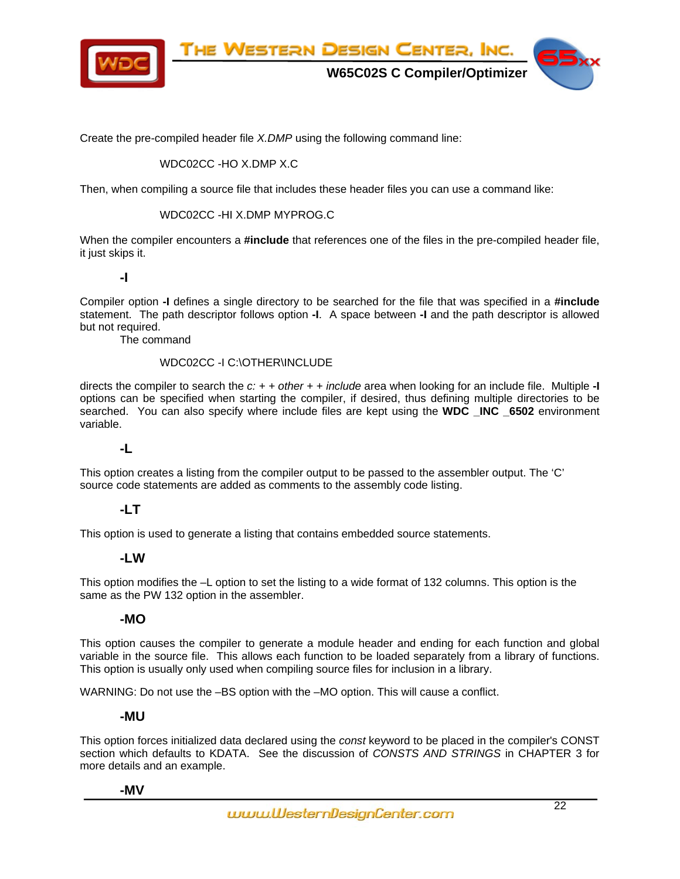Create the pre-compiled header file *X.DMP* using the following command line:

```
WDC02CC -HO X.DMP X.C
```

Then, when compiling a source file that includes these header files you can use a command like:

```
WDC02CC -HI X.DMP MYPROG.C
```

When the compiler encounters a **#include** that references one of the files in the pre-compiled header file, it just skips it.

### -I

Compiler option **-I** defines a single directory to be searched for the file that was specified in a **#include** statement. The path descriptor follows option **-I**. A space between **-I** and the path descriptor is allowed but not required.

The command

```
WDC02CC -I C:\OTHER\INCLUDE
```

directs the compiler to search the *c:* + + *other* + + *include* area when looking for an include file. Multiple **-I** options can be specified when starting the compiler, if desired, thus defining multiple directories to be searched. You can also specify where include files are kept using the **WDC _INC _6502** environment variable.

### -L

This option creates a listing from the compiler output to be passed to the assembler output. The 'C' source code statements are added as comments to the assembly code listing.

### -LT

This option is used to generate a listing that contains embedded source statements.

### -LW

This option modifies the –L option to set the listing to a wide format of 132 columns. This option is the same as the PW 132 option in the assembler.

### -MO

This option causes the compiler to generate a module header and ending for each function and global variable in the source file. This allows each function to be loaded separately from a library of functions. This option is usually only used when compiling source files for inclusion in a library.

WARNING: Do not use the –BS option with the –MO option. This will cause a conflict.

### -MU

This option forces initialized data declared using the *const* keyword to be placed in the compiler's CONST section which defaults to KDATA. See the discussion of *CONSTS AND STRINGS* in CHAPTER 3 for more details and an example.

### -MV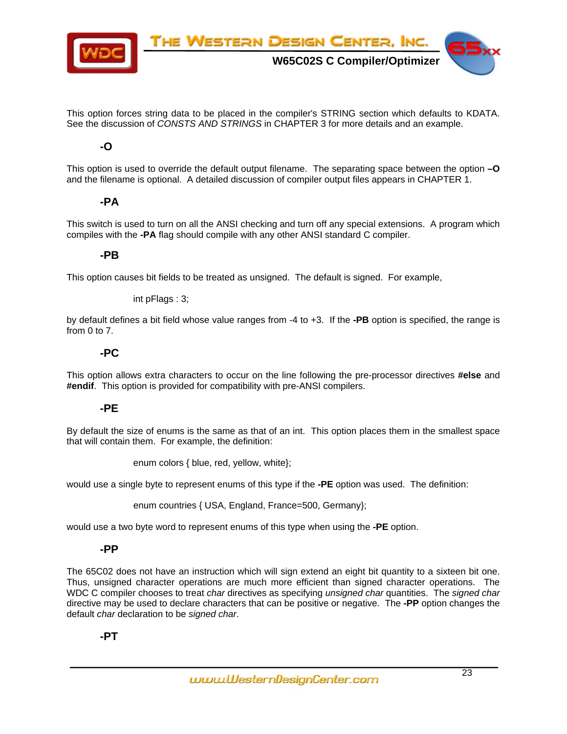This option forces string data to be placed in the compiler's STRING section which defaults to KDATA. See the discussion of *CONSTS AND STRINGS* in CHAPTER 3 for more details and an example.

### -O

This option is used to override the default output filename. The separating space between the option **–O** and the filename is optional. A detailed discussion of compiler output files appears in CHAPTER 1.

### -PA

This switch is used to turn on all the ANSI checking and turn off any special extensions. A program which compiles with the **-PA** flag should compile with any other ANSI standard C compiler.

### -PB

This option causes bit fields to be treated as unsigned. The default is signed. For example,

```
int pFlags : 3;
```

by default defines a bit field whose value ranges from -4 to +3. If the **-PB** option is specified, the range is from 0 to 7.

### -PC

This option allows extra characters to occur on the line following the pre-processor directives **#else** and **#endif**. This option is provided for compatibility with pre-ANSI compilers.

### -PE

By default the size of enums is the same as that of an int. This option places them in the smallest space that will contain them. For example, the definition:

```
enum colors { blue, red, yellow, white};
```

would use a single byte to represent enums of this type if the **-PE** option was used. The definition:

```
enum countries { USA, England, France=500, Germany};
```

would use a two byte word to represent enums of this type when using the **-PE** option.

### -PP

The 65C02 does not have an instruction which will sign extend an eight bit quantity to a sixteen bit one. Thus, unsigned character operations are much more efficient than signed character operations. The WDC C compiler chooses to treat *char* directives as specifying *unsigned char* quantities. The *signed char* directive may be used to declare characters that can be positive or negative. The **-PP** option changes the default *char* declaration to be *signed char*.

### -PT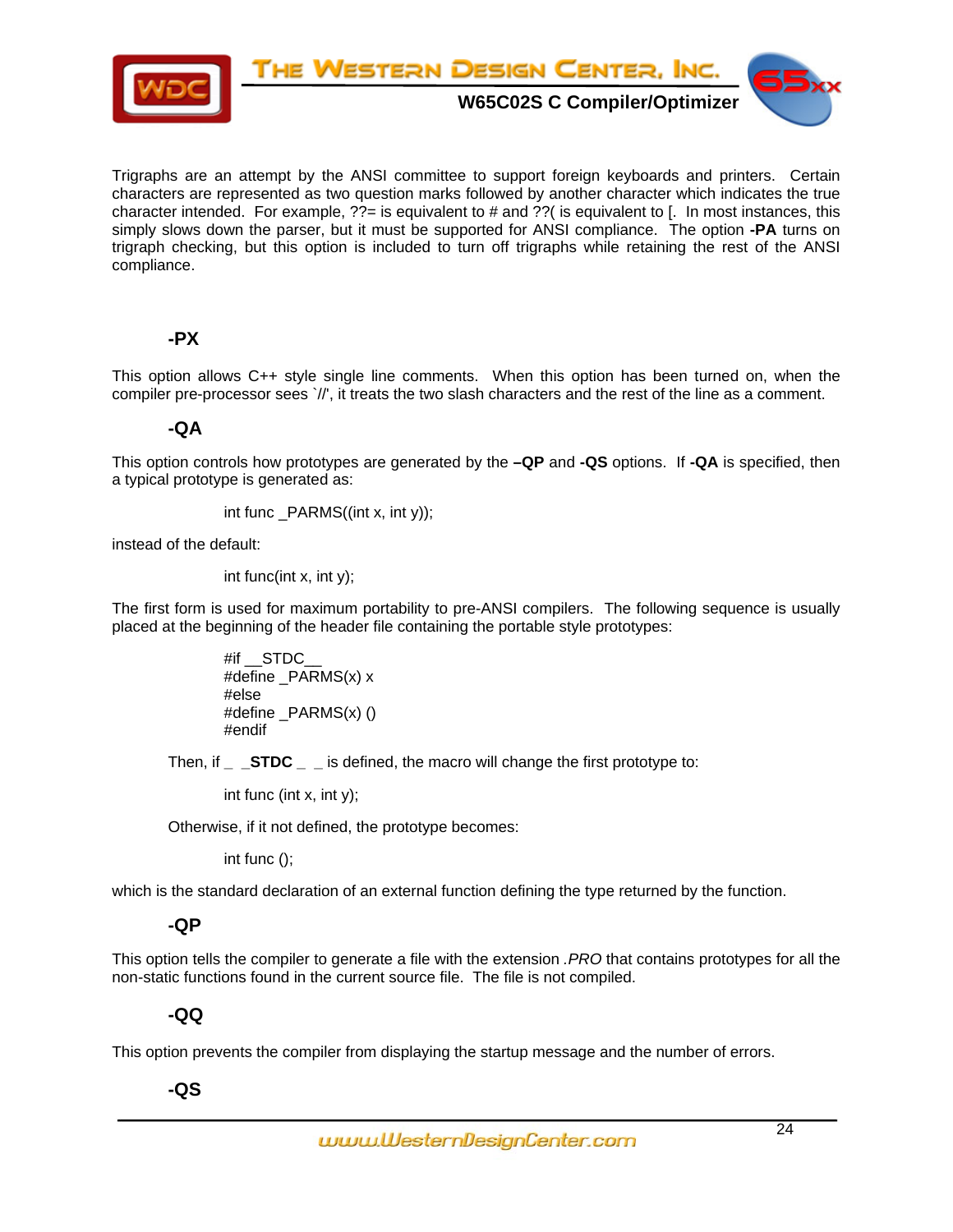Trigraphs are an attempt by the ANSI committee to support foreign keyboards and printers. Certain characters are represented as two question marks followed by another character which indicates the true character intended. For example, ??= is equivalent to # and ??( is equivalent to [. In most instances, this simply slows down the parser, but it must be supported for ANSI compliance. The option **-PA** turns on trigraph checking, but this option is included to turn off trigraphs while retaining the rest of the ANSI compliance.

### -PX

This option allows C++ style single line comments. When this option has been turned on, when the compiler pre-processor sees `//', it treats the two slash characters and the rest of the line as a comment.

### -QA

This option controls how prototypes are generated by the **–QP** and **-QS** options. If **-QA** is specified, then a typical prototype is generated as:

```
int func _PARMS((int x, int y));
```

instead of the default:

```
int func(int x, int y);
```

The first form is used for maximum portability to pre-ANSI compilers. The following sequence is usually placed at the beginning of the header file containing the portable style prototypes:

```
#if __STDC__
#define _PARMS(x) x
#else
#define _PARMS(x) ()
#endif
```

Then, if _ _**STDC** _ _ is defined, the macro will change the first prototype to:

```
int func (int x, int y);
```

Otherwise, if it not defined, the prototype becomes:

```
int func ();
```

which is the standard declaration of an external function defining the type returned by the function.

### -QP

This option tells the compiler to generate a file with the extension *.PRO* that contains prototypes for all the non-static functions found in the current source file. The file is not compiled.

### -QQ

This option prevents the compiler from displaying the startup message and the number of errors.

### -QS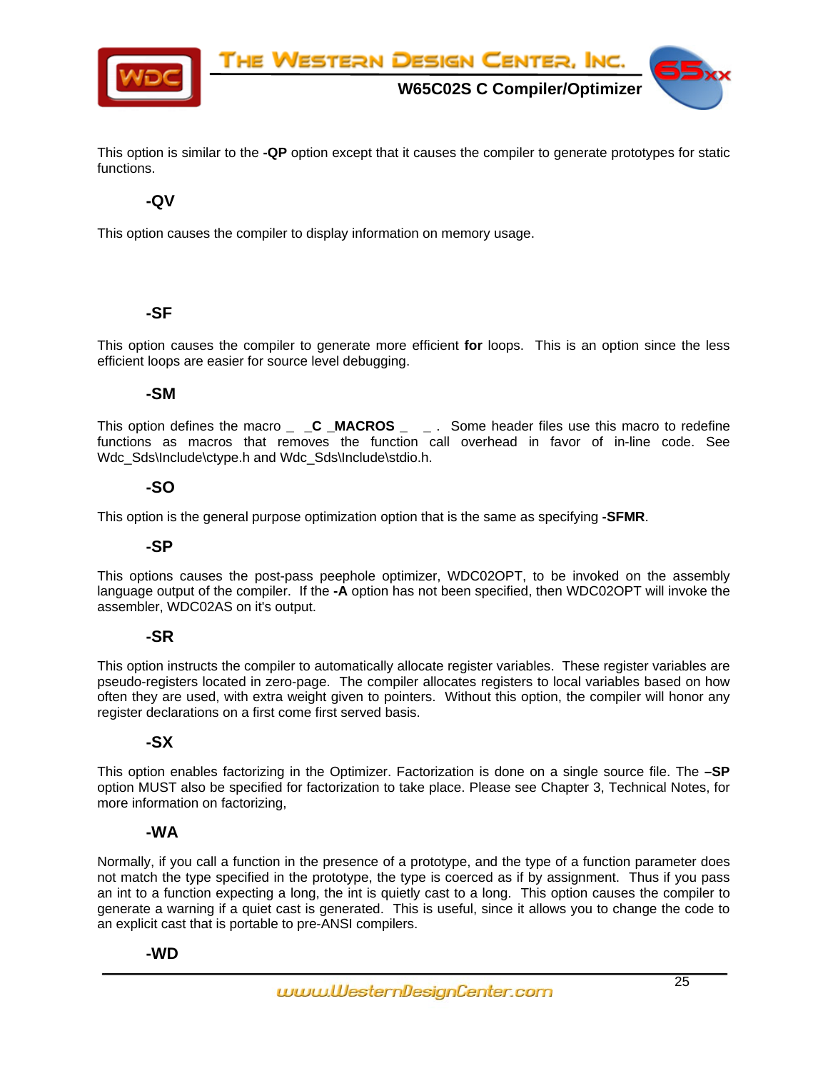This option is similar to the **-QP** option except that it causes the compiler to generate prototypes for static functions.

### -QV

This option causes the compiler to display information on memory usage.

### -SF

This option causes the compiler to generate more efficient **for** loops. This is an option since the less efficient loops are easier for source level debugging.

### -SM

This option defines the macro **__C_MACROS__**. Some header files use this macro to redefine functions as macros that removes the function call overhead in favor of in-line code. See Wdc_Sds\Include\ctype.h and Wdc_Sds\Include\stdio.h.

### -SO

This option is the general purpose optimization option that is the same as specifying **-SFMR**.

### -SP

This options causes the post-pass peephole optimizer, WDC02OPT, to be invoked on the assembly language output of the compiler. If the **-A** option has not been specified, then WDC02OPT will invoke the assembler, WDC02AS on it's output.

### -SR

This option instructs the compiler to automatically allocate register variables. These register variables are pseudo-registers located in zero-page. The compiler allocates registers to local variables based on how often they are used, with extra weight given to pointers. Without this option, the compiler will honor any register declarations on a first come first served basis.

### -SX

This option enables factorizing in the Optimizer. Factorization is done on a single source file. The **–SP** option MUST also be specified for factorization to take place. Please see Chapter 3, Technical Notes, for more information on factorizing,

### -WA

Normally, if you call a function in the presence of a prototype, and the type of a function parameter does not match the type specified in the prototype, the type is coerced as if by assignment. Thus if you pass an int to a function expecting a long, the int is quietly cast to a long. This option causes the compiler to generate a warning if a quiet cast is generated. This is useful, since it allows you to change the code to an explicit cast that is portable to pre-ANSI compilers.

### -WD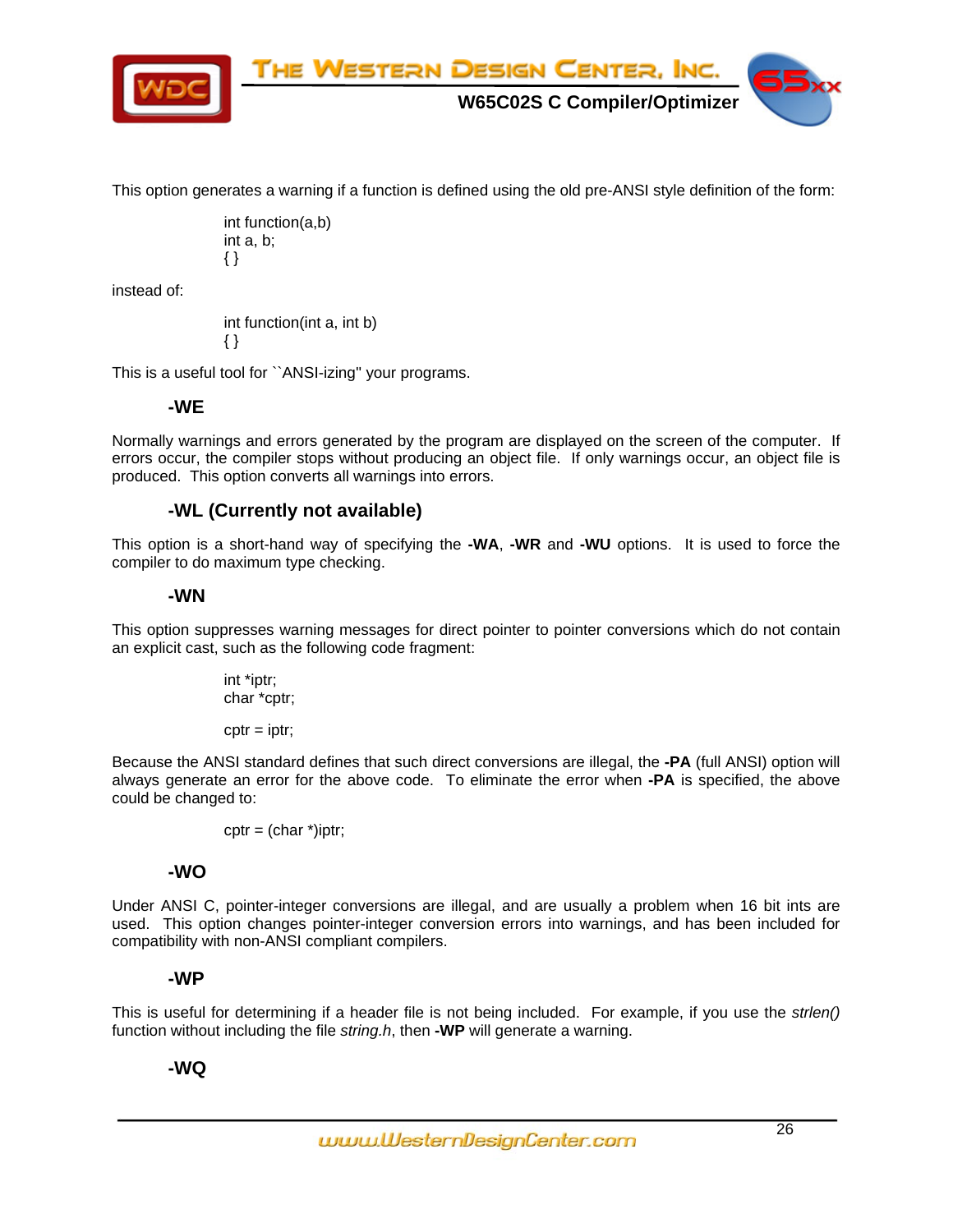This option generates a warning if a function is defined using the old pre-ANSI style definition of the form:

```
int function(a,b)
int a, b;
{ }
```

instead of:

```
int function(int a, int b)
{ }
```

This is a useful tool for ``ANSI-izing" your programs.

### -WE

Normally warnings and errors generated by the program are displayed on the screen of the computer. If errors occur, the compiler stops without producing an object file. If only warnings occur, an object file is produced. This option converts all warnings into errors.

### -WL (Currently not available)

This option is a short-hand way of specifying the **-WA**, **-WR** and **-WU** options. It is used to force the compiler to do maximum type checking.

### -WN

This option suppresses warning messages for direct pointer to pointer conversions which do not contain an explicit cast, such as the following code fragment:

```
int *iptr;
char *cptr;

cptr = iptr;
```

Because the ANSI standard defines that such direct conversions are illegal, the **-PA** (full ANSI) option will always generate an error for the above code. To eliminate the error when **-PA** is specified, the above could be changed to:

```
cptr = (char *)iptr;
```

### -WO

Under ANSI C, pointer-integer conversions are illegal, and are usually a problem when 16 bit ints are used. This option changes pointer-integer conversion errors into warnings, and has been included for compatibility with non-ANSI compliant compilers.

### -WP

This is useful for determining if a header file is not being included. For example, if you use the *strlen()* function without including the file *string.h*, then **-WP** will generate a warning.

### -WQ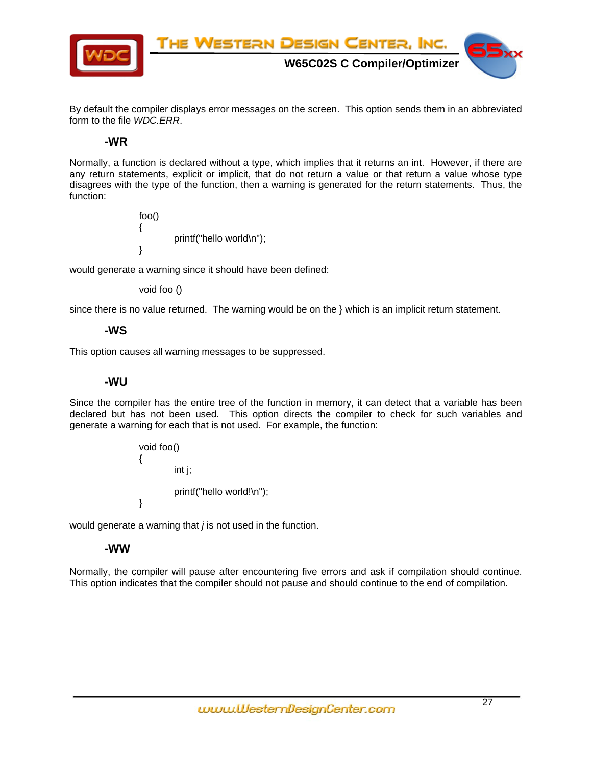By default the compiler displays error messages on the screen. This option sends them in an abbreviated form to the file *WDC.ERR*.

### -WR

Normally, a function is declared without a type, which implies that it returns an int. However, if there are any return statements, explicit or implicit, that do not return a value or that return a value whose type disagrees with the type of the function, then a warning is generated for the return statements. Thus, the function:

```
foo()
{
        printf("hello world\n");
}
```

would generate a warning since it should have been defined:

```
void foo ()
```

since there is no value returned. The warning would be on the } which is an implicit return statement.

### -WS

This option causes all warning messages to be suppressed.

### -WU

Since the compiler has the entire tree of the function in memory, it can detect that a variable has been declared but has not been used. This option directs the compiler to check for such variables and generate a warning for each that is not used. For example, the function:

```
void foo()
{
        int j;

        printf("hello world!\n");
}
```

would generate a warning that *j* is not used in the function.

### -WW

Normally, the compiler will pause after encountering five errors and ask if compilation should continue. This option indicates that the compiler should not pause and should continue to the end of compilation.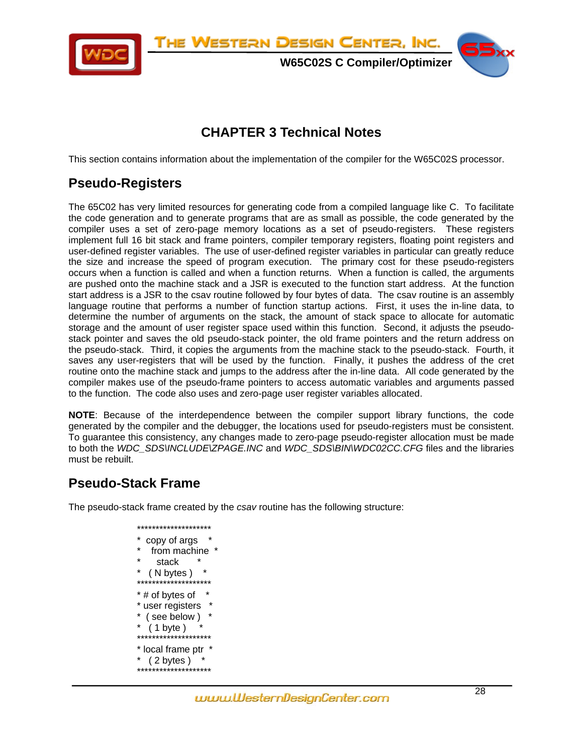# CHAPTER 3 Technical Notes

This section contains information about the implementation of the compiler for the W65C02S processor.

## Pseudo-Registers

The 65C02 has very limited resources for generating code from a compiled language like C. To facilitate the code generation and to generate programs that are as small as possible, the code generated by the compiler uses a set of zero-page memory locations as a set of pseudo-registers. These registers implement full 16 bit stack and frame pointers, compiler temporary registers, floating point registers and user-defined register variables. The use of user-defined register variables in particular can greatly reduce the size and increase the speed of program execution. The primary cost for these pseudo-registers occurs when a function is called and when a function returns. When a function is called, the arguments are pushed onto the machine stack and a JSR is executed to the function start address. At the function start address is a JSR to the csav routine followed by four bytes of data. The csav routine is an assembly language routine that performs a number of function startup actions. First, it uses the in-line data, to determine the number of arguments on the stack, the amount of stack space to allocate for automatic storage and the amount of user register space used within this function. Second, it adjusts the pseudo-stack pointer and saves the old pseudo-stack pointer, the old frame pointers and the return address on the pseudo-stack. Third, it copies the arguments from the machine stack to the pseudo-stack. Fourth, it saves any user-registers that will be used by the function. Finally, it pushes the address of the cret routine onto the machine stack and jumps to the address after the in-line data. All code generated by the compiler makes use of the pseudo-frame pointers to access automatic variables and arguments passed to the function. The code also uses and zero-page user register variables allocated.

**NOTE**: Because of the interdependence between the compiler support library functions, the code generated by the compiler and the debugger, the locations used for pseudo-registers must be consistent. To guarantee this consistency, any changes made to zero-page pseudo-register allocation must be made to both the *WDC_SDS\INCLUDE\ZPAGE.INC* and *WDC_SDS\BIN\WDC02CC.CFG* files and the libraries must be rebuilt.

## Pseudo-Stack Frame

The pseudo-stack frame created by the *csav* routine has the following structure:

```
********************
*  copy of args    *
*   from machine   *
*     stack        *
*   ( N bytes )    *
********************
* # of bytes of    *
* user registers   *
*  ( see below )   *
*   ( 1 byte )     *
********************
* local frame ptr  *
*   ( 2 bytes )    *
********************
```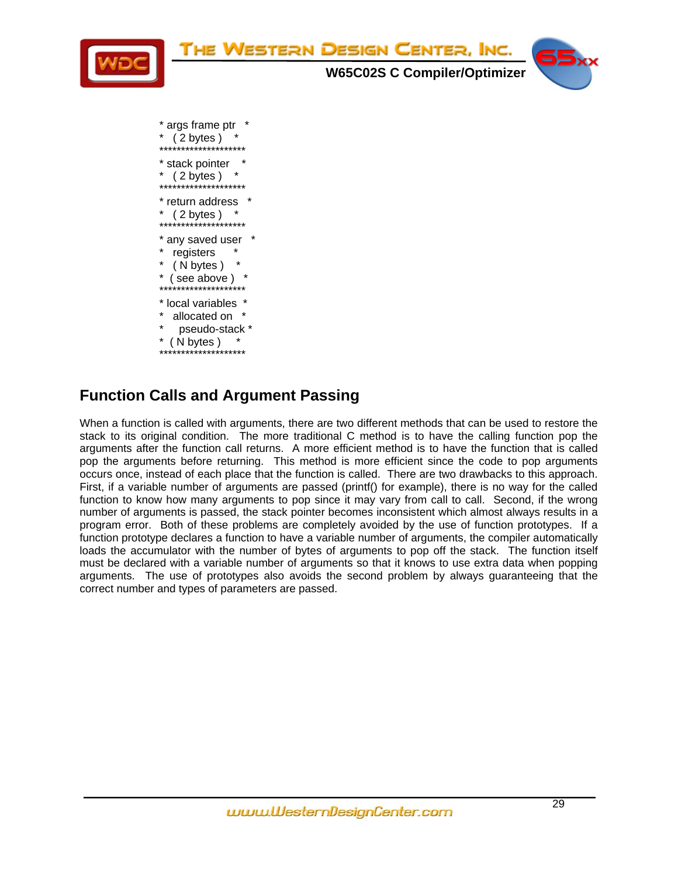```
* args frame ptr   *
*   ( 2 bytes )    *
********************
* stack pointer    *
*   ( 2 bytes )    *
********************
* return address   *
*   ( 2 bytes )    *
********************
* any saved user   *
*   registers      *
*   ( N bytes )    *
*  ( see above )   *
********************
* local variables  *
*   allocated on   *
*     pseudo-stack *
*  ( N bytes )     *
********************
```

## Function Calls and Argument Passing

When a function is called with arguments, there are two different methods that can be used to restore the stack to its original condition. The more traditional C method is to have the calling function pop the arguments after the function call returns. A more efficient method is to have the function that is called pop the arguments before returning. This method is more efficient since the code to pop arguments occurs once, instead of each place that the function is called. There are two drawbacks to this approach. First, if a variable number of arguments are passed (printf() for example), there is no way for the called function to know how many arguments to pop since it may vary from call to call. Second, if the wrong number of arguments is passed, the stack pointer becomes inconsistent which almost always results in a program error. Both of these problems are completely avoided by the use of function prototypes. If a function prototype declares a function to have a variable number of arguments, the compiler automatically loads the accumulator with the number of bytes of arguments to pop off the stack. The function itself must be declared with a variable number of arguments so that it knows to use extra data when popping arguments. The use of prototypes also avoids the second problem by always guaranteeing that the correct number and types of parameters are passed.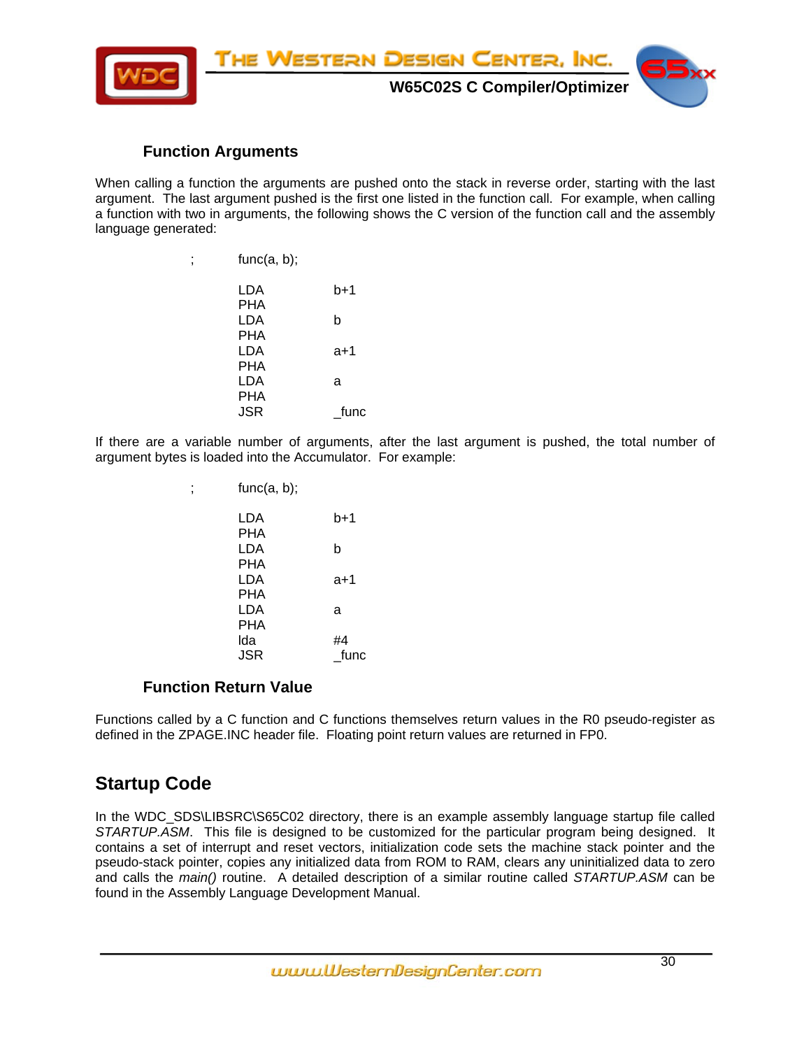### Function Arguments

When calling a function the arguments are pushed onto the stack in reverse order, starting with the last argument. The last argument pushed is the first one listed in the function call. For example, when calling a function with two in arguments, the following shows the C version of the function call and the assembly language generated:

```
;       func(a, b);

        LDA     b+1
        PHA
        LDA     b
        PHA
        LDA     a+1
        PHA
        LDA     a
        PHA
        JSR     _func
```

If there are a variable number of arguments, after the last argument is pushed, the total number of argument bytes is loaded into the Accumulator. For example:

```
;       func(a, b);

        LDA     b+1
        PHA
        LDA     b
        PHA
        LDA     a+1
        PHA
        LDA     a
        PHA
        lda     #4
        JSR     _func
```

### Function Return Value

Functions called by a C function and C functions themselves return values in the R0 pseudo-register as defined in the ZPAGE.INC header file. Floating point return values are returned in FP0.

## Startup Code

In the WDC_SDS\LIBSRC\S65C02 directory, there is an example assembly language startup file called *STARTUP.ASM*. This file is designed to be customized for the particular program being designed. It contains a set of interrupt and reset vectors, initialization code sets the machine stack pointer and the pseudo-stack pointer, copies any initialized data from ROM to RAM, clears any uninitialized data to zero and calls the *main()* routine. A detailed description of a similar routine called *STARTUP.ASM* can be found in the Assembly Language Development Manual.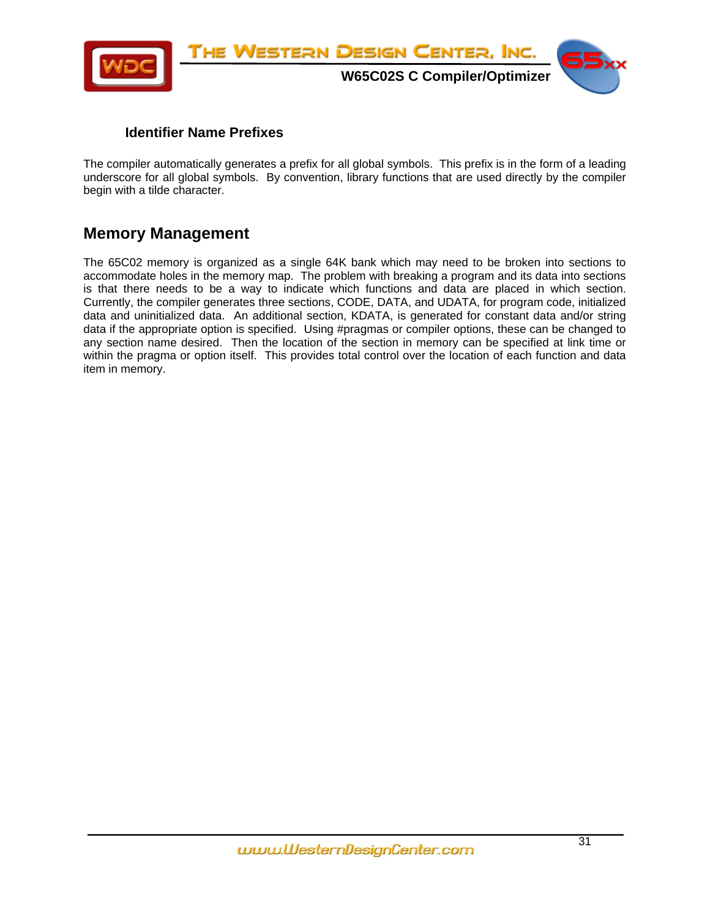### Identifier Name Prefixes

The compiler automatically generates a prefix for all global symbols. This prefix is in the form of a leading underscore for all global symbols. By convention, library functions that are used directly by the compiler begin with a tilde character.

## Memory Management

The 65C02 memory is organized as a single 64K bank which may need to be broken into sections to accommodate holes in the memory map. The problem with breaking a program and its data into sections is that there needs to be a way to indicate which functions and data are placed in which section. Currently, the compiler generates three sections, CODE, DATA, and UDATA, for program code, initialized data and uninitialized data. An additional section, KDATA, is generated for constant data and/or string data if the appropriate option is specified. Using #pragmas or compiler options, these can be changed to any section name desired. Then the location of the section in memory can be specified at link time or within the pragma or option itself. This provides total control over the location of each function and data item in memory.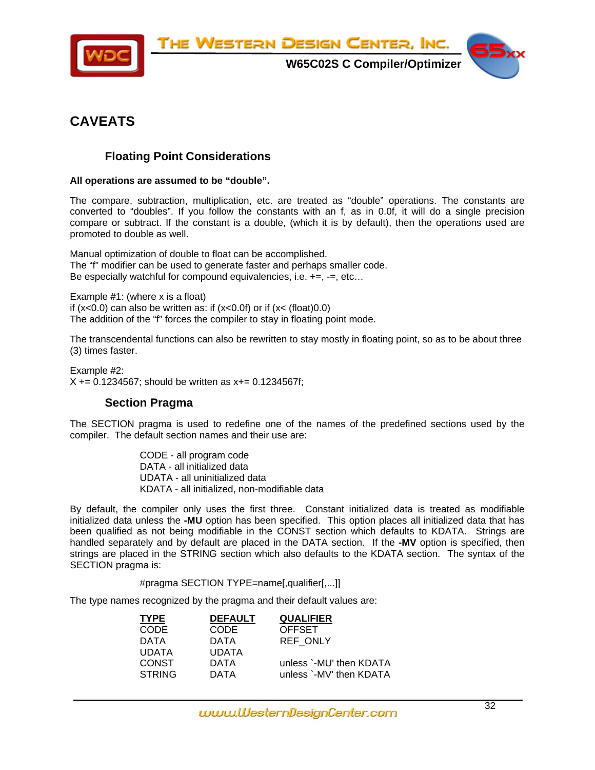# CAVEATS

## Floating Point Considerations

**All operations are assumed to be "double".**

The compare, subtraction, multiplication, etc. are treated as "double" operations. The constants are converted to "doubles". If you follow the constants with an f, as in 0.0f, it will do a single precision compare or subtract. If the constant is a double, (which it is by default), then the operations used are promoted to double as well.

Manual optimization of double to float can be accomplished.
The "f" modifier can be used to generate faster and perhaps smaller code.
Be especially watchful for compound equivalencies, i.e. +=, -=, etc…

Example #1: (where x is a float)
if (x<0.0) can also be written as: if (x<0.0f) or if (x< (float)0.0)
The addition of the "f" forces the compiler to stay in floating point mode.

The transcendental functions can also be rewritten to stay mostly in floating point, so as to be about three (3) times faster.

Example #2:
X += 0.1234567; should be written as x+= 0.1234567f;

## Section Pragma

The SECTION pragma is used to redefine one of the names of the predefined sections used by the compiler. The default section names and their use are:

CODE - all program code
DATA - all initialized data
UDATA - all uninitialized data
KDATA - all initialized, non-modifiable data

By default, the compiler only uses the first three. Constant initialized data is treated as modifiable initialized data unless the **-MU** option has been specified. This option places all initialized data that has been qualified as not being modifiable in the CONST section which defaults to KDATA. Strings are handled separately and by default are placed in the DATA section. If the **-MV** option is specified, then strings are placed in the STRING section which also defaults to the KDATA section. The syntax of the SECTION pragma is:

```
#pragma SECTION TYPE=name[,qualifier[,...]]
```

The type names recognized by the pragma and their default values are:

| TYPE | DEFAULT | QUALIFIER |
|---|---|---|
| CODE | CODE | OFFSET |
| DATA | DATA | REF_ONLY |
| UDATA | UDATA | |
| CONST | DATA | unless `-MU' then KDATA |
| STRING | DATA | unless `-MV' then KDATA |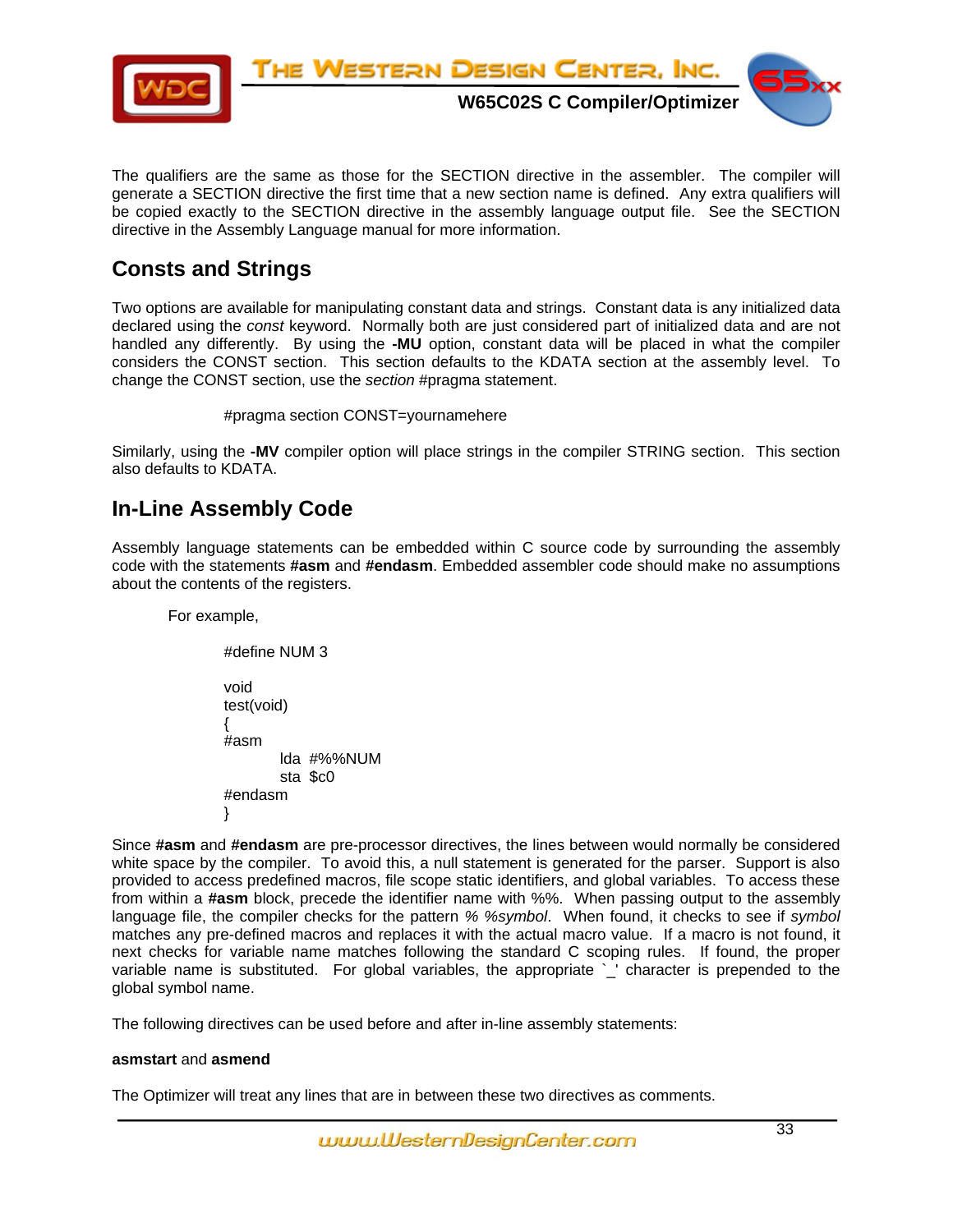The qualifiers are the same as those for the SECTION directive in the assembler. The compiler will generate a SECTION directive the first time that a new section name is defined. Any extra qualifiers will be copied exactly to the SECTION directive in the assembly language output file. See the SECTION directive in the Assembly Language manual for more information.

## Consts and Strings

Two options are available for manipulating constant data and strings. Constant data is any initialized data declared using the *const* keyword. Normally both are just considered part of initialized data and are not handled any differently. By using the **-MU** option, constant data will be placed in what the compiler considers the CONST section. This section defaults to the KDATA section at the assembly level. To change the CONST section, use the *section* #pragma statement.

```
#pragma section CONST=yournamehere
```

Similarly, using the **-MV** compiler option will place strings in the compiler STRING section. This section also defaults to KDATA.

## In-Line Assembly Code

Assembly language statements can be embedded within C source code by surrounding the assembly code with the statements **#asm** and **#endasm**. Embedded assembler code should make no assumptions about the contents of the registers.

For example,

```
#define NUM 3

void
test(void)
{
#asm
        lda  #%%NUM
        sta  $c0
#endasm
}
```

Since **#asm** and **#endasm** are pre-processor directives, the lines between would normally be considered white space by the compiler. To avoid this, a null statement is generated for the parser. Support is also provided to access predefined macros, file scope static identifiers, and global variables. To access these from within a **#asm** block, precede the identifier name with %%. When passing output to the assembly language file, the compiler checks for the pattern *% %symbol*. When found, it checks to see if *symbol* matches any pre-defined macros and replaces it with the actual macro value. If a macro is not found, it next checks for variable name matches following the standard C scoping rules. If found, the proper variable name is substituted. For global variables, the appropriate `_' character is prepended to the global symbol name.

The following directives can be used before and after in-line assembly statements:

**asmstart** and **asmend**

The Optimizer will treat any lines that are in between these two directives as comments.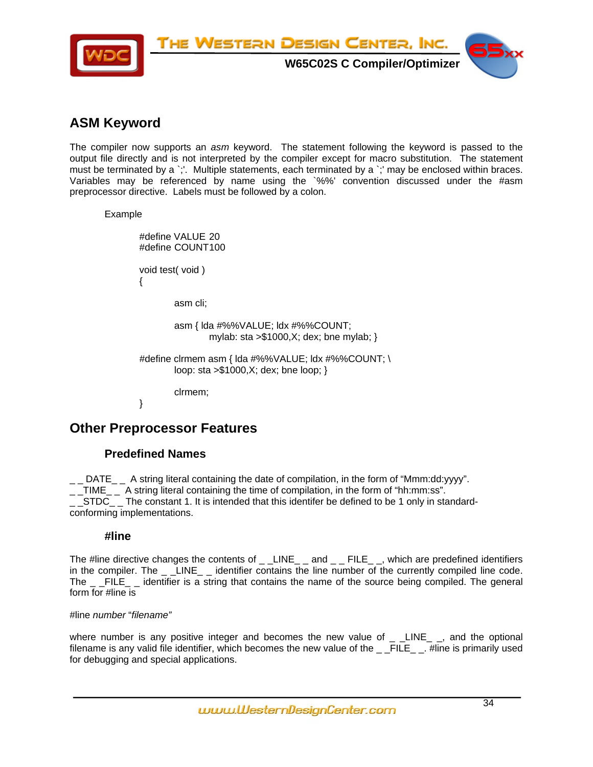## ASM Keyword

The compiler now supports an *asm* keyword. The statement following the keyword is passed to the output file directly and is not interpreted by the compiler except for macro substitution. The statement must be terminated by a `;'. Multiple statements, each terminated by a `;' may be enclosed within braces. Variables may be referenced by name using the `%%' convention discussed under the #asm preprocessor directive. Labels must be followed by a colon.

Example

```
#define VALUE 20
#define COUNT100

void test( void )
{

        asm cli;

        asm { lda #%%VALUE; ldx #%%COUNT;
                mylab: sta >$1000,X; dex; bne mylab; }

#define clrmem asm { lda #%%VALUE; ldx #%%COUNT; \
        loop: sta >$1000,X; dex; bne loop; }

        clrmem;
}
```

## Other Preprocessor Features

### Predefined Names

_ _ DATE_ _ A string literal containing the date of compilation, in the form of "Mmm:dd:yyyy".
_ _TIME_ _ A string literal containing the time of compilation, in the form of "hh:mm:ss".
_ _STDC_ _ The constant 1. It is intended that this identifer be defined to be 1 only in standard-conforming implementations.

### #line

The #line directive changes the contents of _ _LINE_ _ and _ _ FILE_ _, which are predefined identifiers in the compiler. The _ _LINE_ _ identifier contains the line number of the currently compiled line code. The _ _FILE_ _ identifier is a string that contains the name of the source being compiled. The general form for #line is

#line *number* "*filename"*

where number is any positive integer and becomes the new value of _ _LINE_ _, and the optional filename is any valid file identifier, which becomes the new value of the _ _FILE_ _. #line is primarily used for debugging and special applications.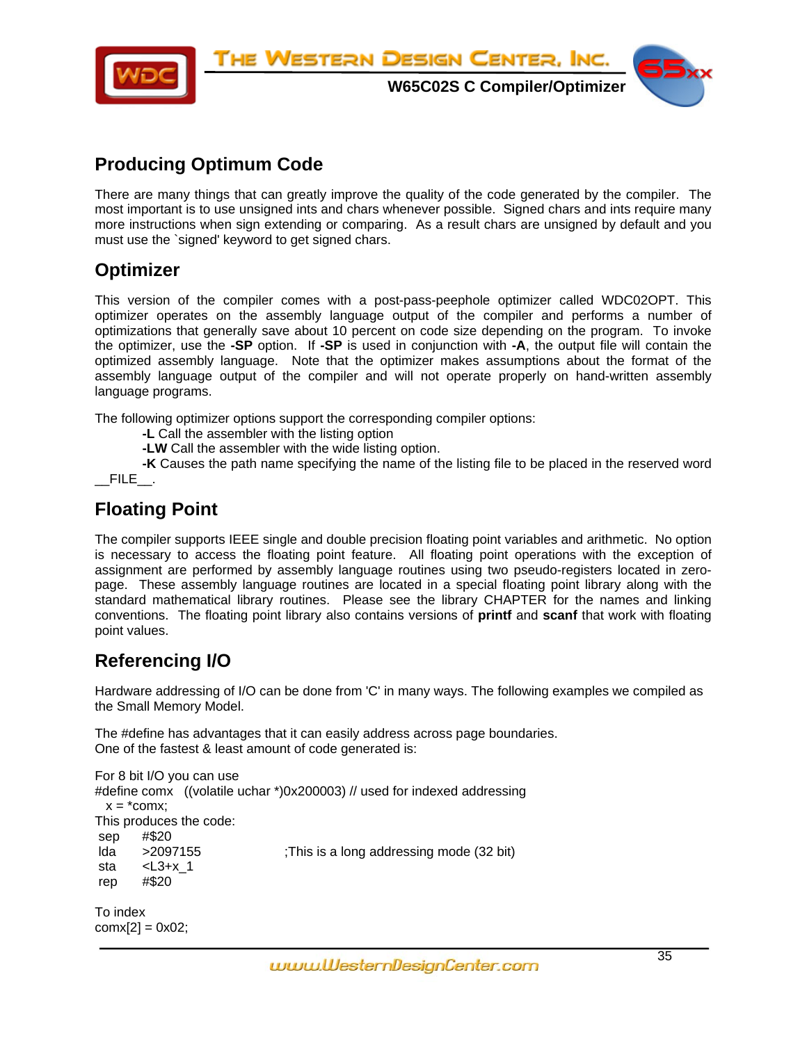## Producing Optimum Code

There are many things that can greatly improve the quality of the code generated by the compiler. The most important is to use unsigned ints and chars whenever possible. Signed chars and ints require many more instructions when sign extending or comparing. As a result chars are unsigned by default and you must use the `signed' keyword to get signed chars.

## Optimizer

This version of the compiler comes with a post-pass-peephole optimizer called WDC02OPT. This optimizer operates on the assembly language output of the compiler and performs a number of optimizations that generally save about 10 percent on code size depending on the program. To invoke the optimizer, use the **-SP** option. If **-SP** is used in conjunction with **-A**, the output file will contain the optimized assembly language. Note that the optimizer makes assumptions about the format of the assembly language output of the compiler and will not operate properly on hand-written assembly language programs.

The following optimizer options support the corresponding compiler options:

**-L** Call the assembler with the listing option

**-LW** Call the assembler with the wide listing option.

**-K** Causes the path name specifying the name of the listing file to be placed in the reserved word __FILE__.

## Floating Point

The compiler supports IEEE single and double precision floating point variables and arithmetic. No option is necessary to access the floating point feature. All floating point operations with the exception of assignment are performed by assembly language routines using two pseudo-registers located in zero-page. These assembly language routines are located in a special floating point library along with the standard mathematical library routines. Please see the library CHAPTER for the names and linking conventions. The floating point library also contains versions of **printf** and **scanf** that work with floating point values.

## Referencing I/O

Hardware addressing of I/O can be done from 'C' in many ways. The following examples we compiled as the Small Memory Model.

The #define has advantages that it can easily address across page boundaries.
One of the fastest & least amount of code generated is:

For 8 bit I/O you can use

```
#define comx   ((volatile uchar *)0x200003) // used for indexed addressing
   x = *comx;
```

This produces the code:

```
 sep     #$20
 lda     >2097155                ;This is a long addressing mode (32 bit)
 sta     <L3+x_1
 rep     #$20
```

To index

```
comx[2] = 0x02;
```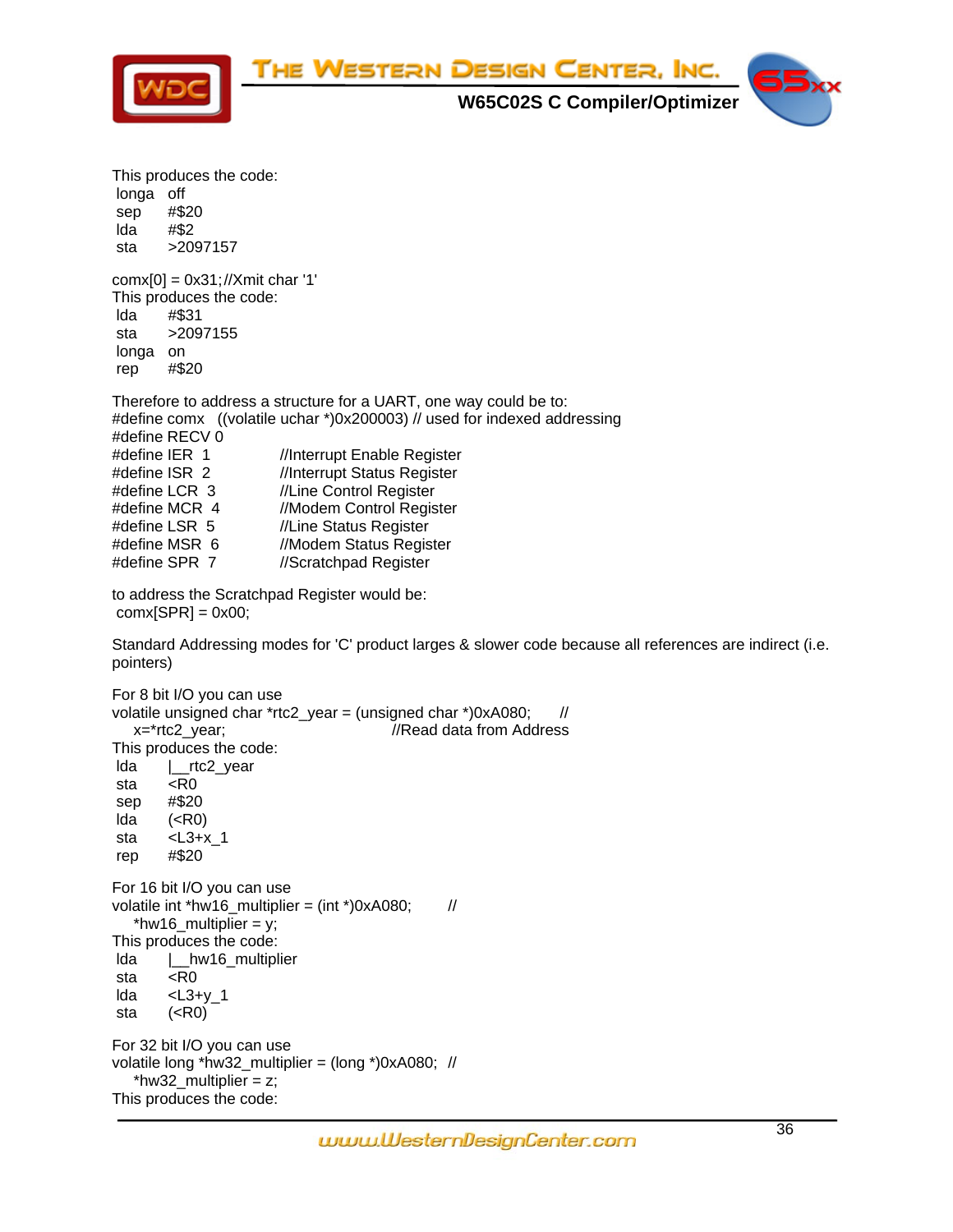This produces the code:

```
 longa   off
 sep     #$20
 lda     #$2
 sta     >2097157
```

comx[0] = 0x31;//Xmit char '1'
This produces the code:

```
 lda     #$31
 sta     >2097155
 longa   on
 rep     #$20
```

Therefore to address a structure for a UART, one way could be to:

```
#define comx   ((volatile uchar *)0x200003) // used for indexed addressing
#define RECV 0
#define IER  1            //Interrupt Enable Register
#define ISR  2            //Interrupt Status Register
#define LCR  3            //Line Control Register
#define MCR  4            //Modem Control Register
#define LSR  5            //Line Status Register
#define MSR  6            //Modem Status Register
#define SPR  7            //Scratchpad Register
```

to address the Scratchpad Register would be:

```
 comx[SPR] = 0x00;
```

Standard Addressing modes for 'C' product larges & slower code because all references are indirect (i.e. pointers)

For 8 bit I/O you can use

```
volatile unsigned char *rtc2_year = (unsigned char *)0xA080;      //
    x=*rtc2_year;                                //Read data from Address
```

This produces the code:

```
 lda     |__rtc2_year
 sta     <R0
 sep     #$20
 lda     (<R0)
 sta     <L3+x_1
 rep     #$20
```

For 16 bit I/O you can use

```
volatile int *hw16_multiplier = (int *)0xA080;        //
    *hw16_multiplier = y;
```

This produces the code:

```
 lda     |__hw16_multiplier
 sta     <R0
 lda     <L3+y_1
 sta     (<R0)
```

For 32 bit I/O you can use

```
volatile long *hw32_multiplier = (long *)0xA080;  //
    *hw32_multiplier = z;
```

This produces the code: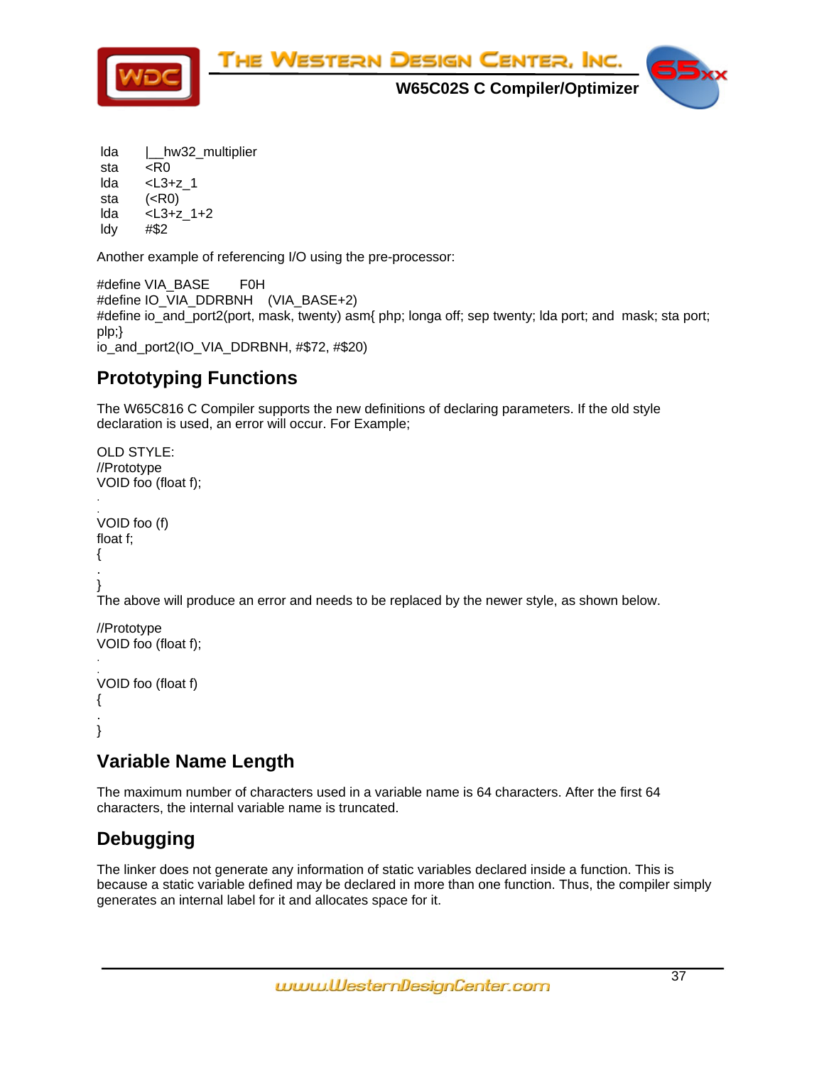```
lda     |__hw32_multiplier
sta     <R0
lda     <L3+z_1
sta     (<R0)
lda     <L3+z_1+2
ldy     #$2
```

Another example of referencing I/O using the pre-processor:

```
#define VIA_BASE       F0H
#define IO_VIA_DDRBNH    (VIA_BASE+2)
#define io_and_port2(port, mask, twenty) asm{ php; longa off; sep twenty; lda port; and  mask; sta port;
plp;}
io_and_port2(IO_VIA_DDRBNH, #$72, #$20)
```

## Prototyping Functions

The W65C816 C Compiler supports the new definitions of declaring parameters. If the old style declaration is used, an error will occur. For Example;

```
OLD STYLE:
//Prototype
VOID foo (float f);
.
.
VOID foo (f)
float f;
{
.
}
```

The above will produce an error and needs to be replaced by the newer style, as shown below.

```
//Prototype
VOID foo (float f);
.
.
VOID foo (float f)
{
.
}
```

## Variable Name Length

The maximum number of characters used in a variable name is 64 characters. After the first 64 characters, the internal variable name is truncated.

## Debugging

The linker does not generate any information of static variables declared inside a function. This is because a static variable defined may be declared in more than one function. Thus, the compiler simply generates an internal label for it and allocates space for it.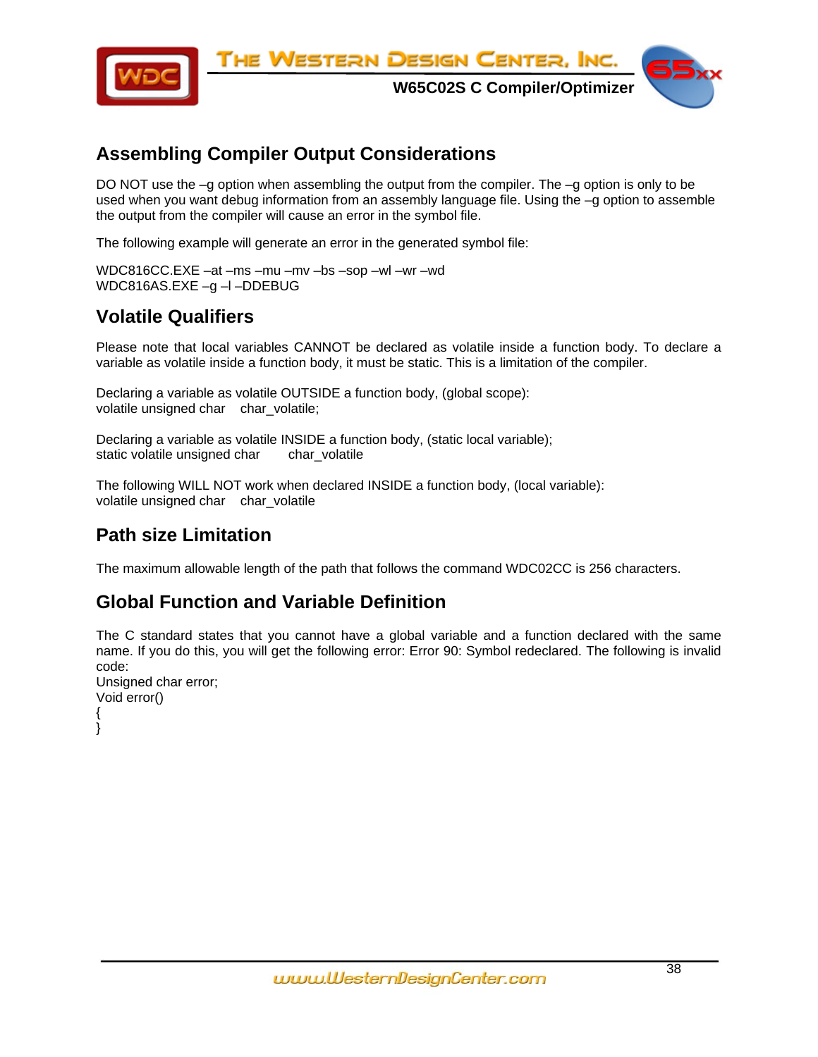## Assembling Compiler Output Considerations

DO NOT use the –g option when assembling the output from the compiler. The –g option is only to be used when you want debug information from an assembly language file. Using the –g option to assemble the output from the compiler will cause an error in the symbol file.

The following example will generate an error in the generated symbol file:

WDC816CC.EXE –at –ms –mu –mv –bs –sop –wl –wr –wd
WDC816AS.EXE –g –l –DDEBUG

## Volatile Qualifiers

Please note that local variables CANNOT be declared as volatile inside a function body. To declare a variable as volatile inside a function body, it must be static. This is a limitation of the compiler.

Declaring a variable as volatile OUTSIDE a function body, (global scope):
volatile unsigned char    char_volatile;

Declaring a variable as volatile INSIDE a function body, (static local variable);
static volatile unsigned char       char_volatile

The following WILL NOT work when declared INSIDE a function body, (local variable):
volatile unsigned char    char_volatile

## Path size Limitation

The maximum allowable length of the path that follows the command WDC02CC is 256 characters.

## Global Function and Variable Definition

The C standard states that you cannot have a global variable and a function declared with the same name. If you do this, you will get the following error: Error 90: Symbol redeclared. The following is invalid code:
Unsigned char error;
Void error()
{
}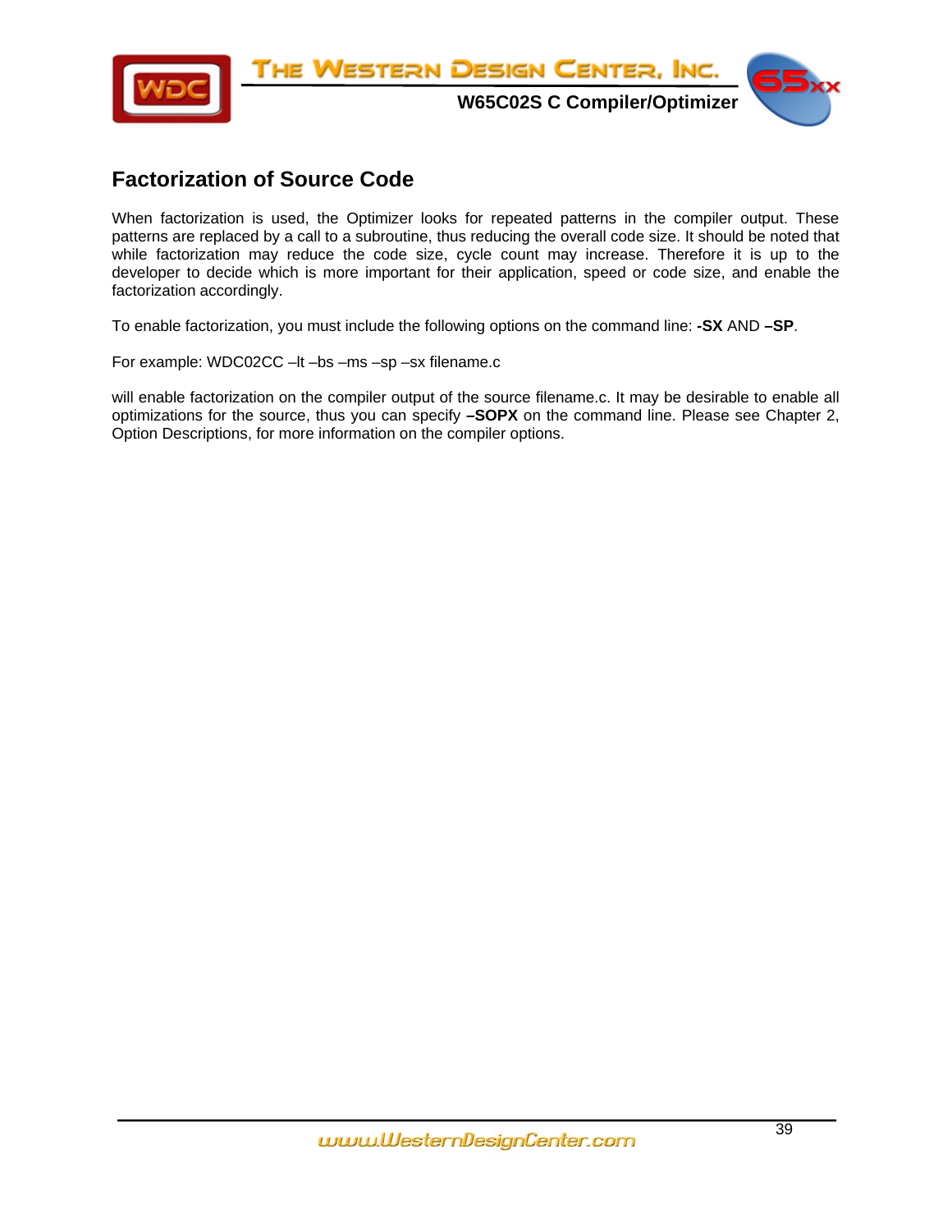## Factorization of Source Code

When factorization is used, the Optimizer looks for repeated patterns in the compiler output. These patterns are replaced by a call to a subroutine, thus reducing the overall code size. It should be noted that while factorization may reduce the code size, cycle count may increase. Therefore it is up to the developer to decide which is more important for their application, speed or code size, and enable the factorization accordingly.

To enable factorization, you must include the following options on the command line: **-SX** AND **–SP**.

For example: WDC02CC –lt –bs –ms –sp –sx filename.c

will enable factorization on the compiler output of the source filename.c. It may be desirable to enable all optimizations for the source, thus you can specify **–SOPX** on the command line. Please see Chapter 2, Option Descriptions, for more information on the compiler options.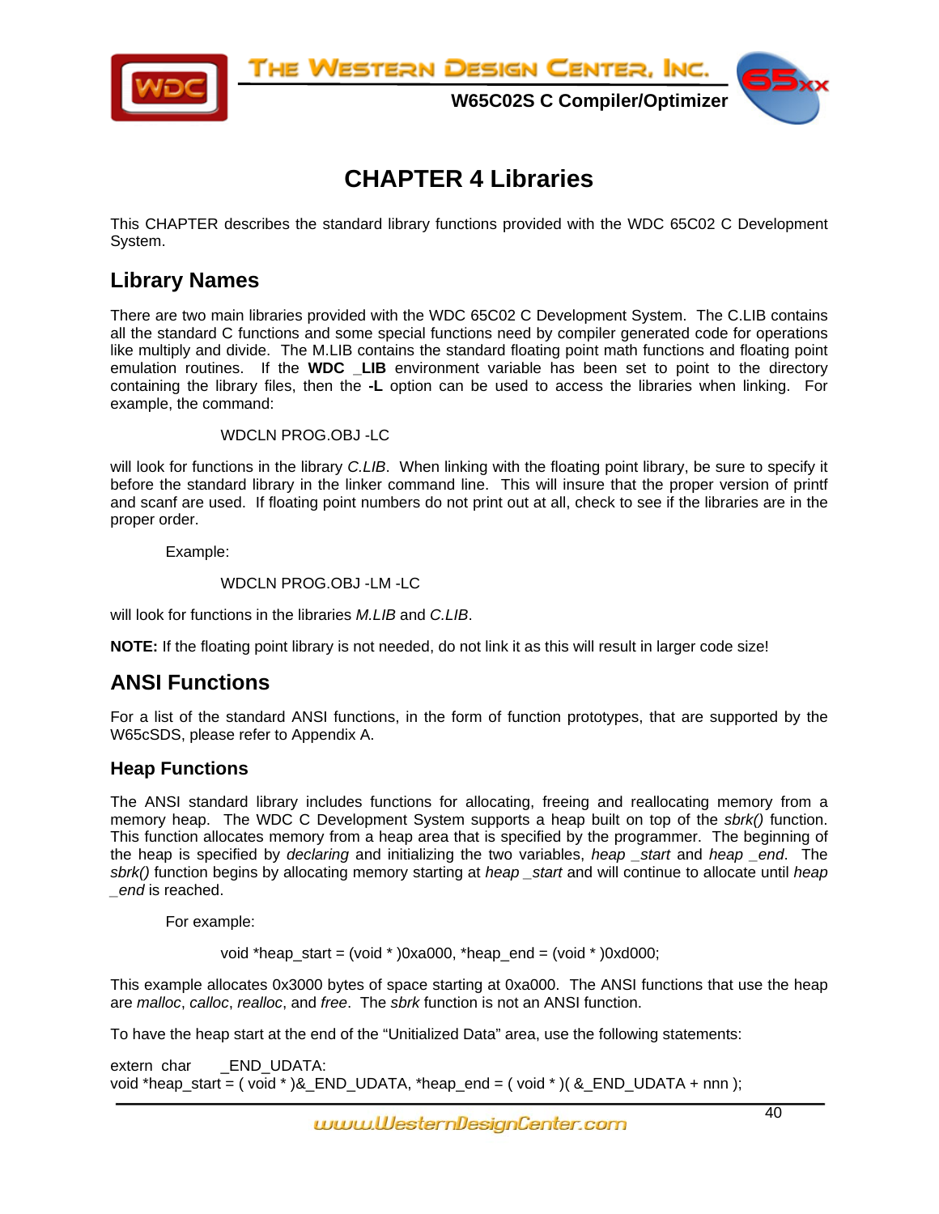# CHAPTER 4 Libraries

This CHAPTER describes the standard library functions provided with the WDC 65C02 C Development System.

## Library Names

There are two main libraries provided with the WDC 65C02 C Development System. The C.LIB contains all the standard C functions and some special functions need by compiler generated code for operations like multiply and divide. The M.LIB contains the standard floating point math functions and floating point emulation routines. If the **WDC _LIB** environment variable has been set to point to the directory containing the library files, then the **-L** option can be used to access the libraries when linking. For example, the command:

```
WDCLN PROG.OBJ -LC
```

will look for functions in the library *C.LIB*. When linking with the floating point library, be sure to specify it before the standard library in the linker command line. This will insure that the proper version of printf and scanf are used. If floating point numbers do not print out at all, check to see if the libraries are in the proper order.

Example:

```
WDCLN PROG.OBJ -LM -LC
```

will look for functions in the libraries *M.LIB* and *C.LIB*.

**NOTE:** If the floating point library is not needed, do not link it as this will result in larger code size!

## ANSI Functions

For a list of the standard ANSI functions, in the form of function prototypes, that are supported by the W65cSDS, please refer to Appendix A.

### Heap Functions

The ANSI standard library includes functions for allocating, freeing and reallocating memory from a memory heap. The WDC C Development System supports a heap built on top of the *sbrk()* function. This function allocates memory from a heap area that is specified by the programmer. The beginning of the heap is specified by *declaring* and initializing the two variables, *heap _start* and *heap _end*. The *sbrk()* function begins by allocating memory starting at *heap _start* and will continue to allocate until *heap _end* is reached.

For example:

```
void *heap_start = (void * )0xa000, *heap_end = (void * )0xd000;
```

This example allocates 0x3000 bytes of space starting at 0xa000. The ANSI functions that use the heap are *malloc*, *calloc*, *realloc*, and *free*. The *sbrk* function is not an ANSI function.

To have the heap start at the end of the "Unitialized Data" area, use the following statements:

```
extern  char      _END_UDATA:
void *heap_start = ( void * )&_END_UDATA, *heap_end = ( void * )( &_END_UDATA + nnn );
```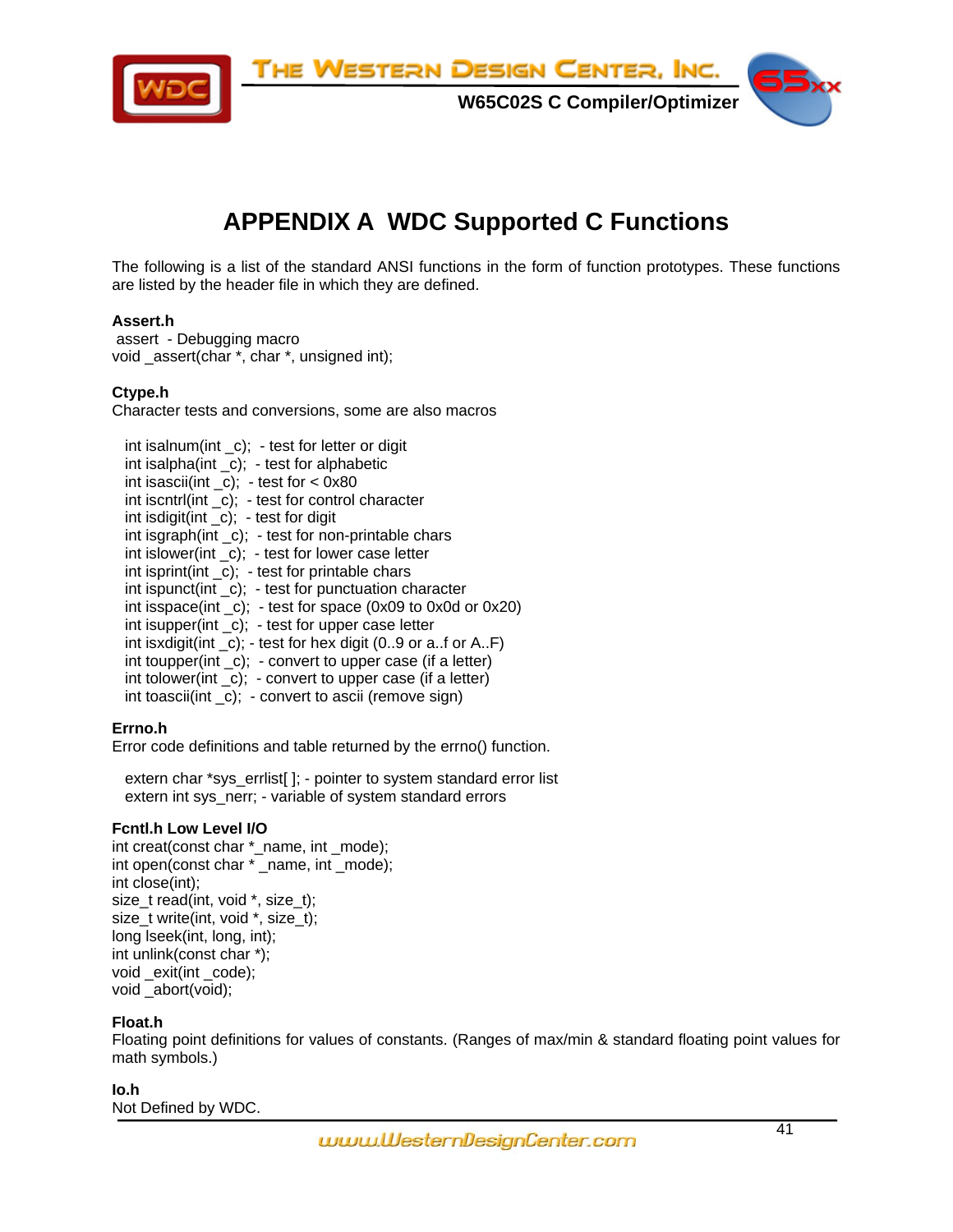# APPENDIX A WDC Supported C Functions

The following is a list of the standard ANSI functions in the form of function prototypes. These functions are listed by the header file in which they are defined.

**Assert.h**
 assert - Debugging macro
void _assert(char *, char *, unsigned int);

**Ctype.h**
Character tests and conversions, some are also macros

int isalnum(int _c); - test for letter or digit
int isalpha(int _c); - test for alphabetic
int isascii(int _c); - test for < 0x80
int iscntrl(int _c); - test for control character
int isdigit(int _c); - test for digit
int isgraph(int _c); - test for non-printable chars
int islower(int _c); - test for lower case letter
int isprint(int _c); - test for printable chars
int ispunct(int _c); - test for punctuation character
int isspace(int _c); - test for space (0x09 to 0x0d or 0x20)
int isupper(int _c); - test for upper case letter
int isxdigit(int _c); - test for hex digit (0..9 or a..f or A..F)
int toupper(int _c); - convert to upper case (if a letter)
int tolower(int _c); - convert to upper case (if a letter)
int toascii(int _c); - convert to ascii (remove sign)

**Errno.h**
Error code definitions and table returned by the errno() function.

extern char *sys_errlist[ ]; - pointer to system standard error list
extern int sys_nerr; - variable of system standard errors

**Fcntl.h Low Level I/O**
int creat(const char *_name, int _mode);
int open(const char * _name, int _mode);
int close(int);
size_t read(int, void *, size_t);
size_t write(int, void *, size_t);
long lseek(int, long, int);
int unlink(const char *);
void _exit(int _code);
void _abort(void);

**Float.h**
Floating point definitions for values of constants. (Ranges of max/min & standard floating point values for math symbols.)

**Io.h**
Not Defined by WDC.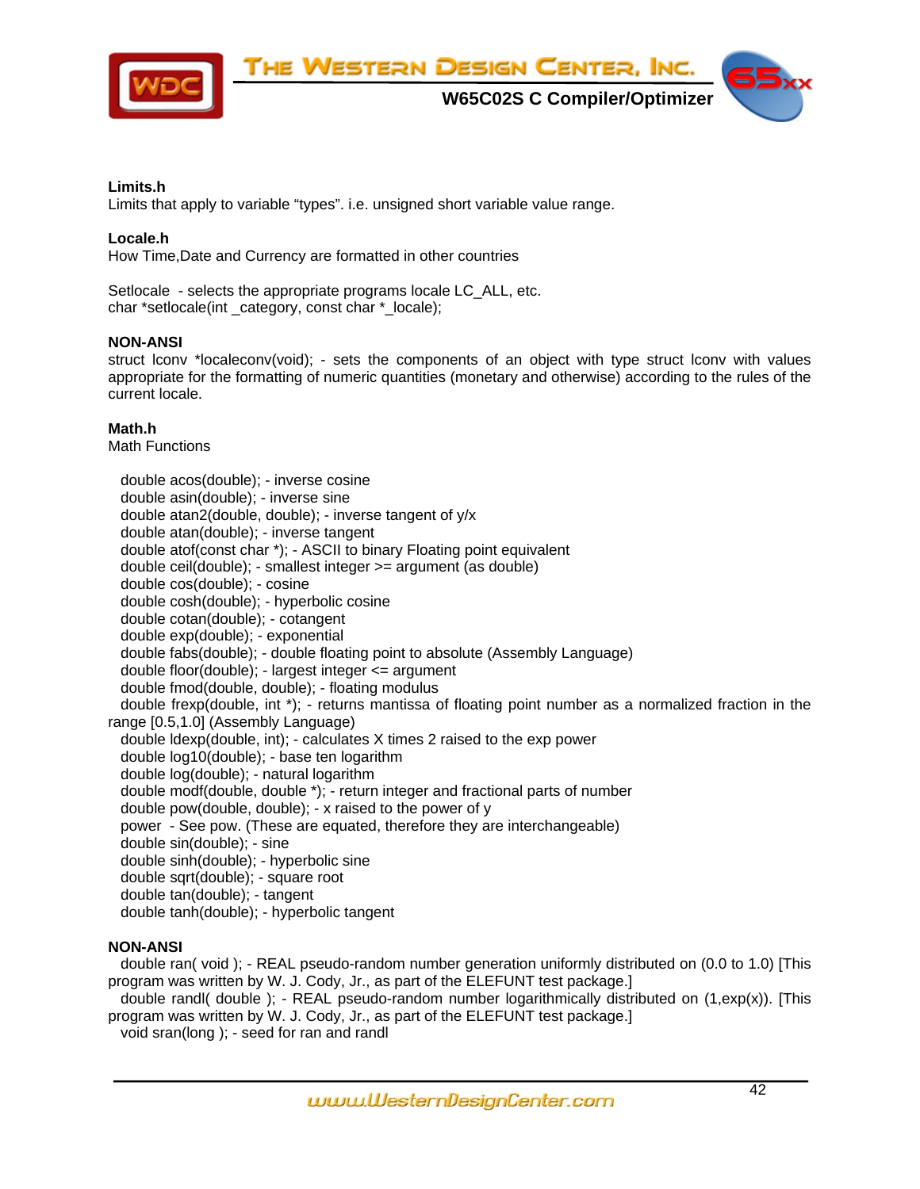**Limits.h**

Limits that apply to variable "types". i.e. unsigned short variable value range.

**Locale.h**

How Time,Date and Currency are formatted in other countries

Setlocale - selects the appropriate programs locale LC_ALL, etc.
char *setlocale(int _category, const char *_locale);

**NON-ANSI**

struct lconv *localeconv(void); - sets the components of an object with type struct lconv with values appropriate for the formatting of numeric quantities (monetary and otherwise) according to the rules of the current locale.

**Math.h**

Math Functions

double acos(double); - inverse cosine
double asin(double); - inverse sine
double atan2(double, double); - inverse tangent of y/x
double atan(double); - inverse tangent
double atof(const char *); - ASCII to binary Floating point equivalent
double ceil(double); - smallest integer >= argument (as double)
double cos(double); - cosine
double cosh(double); - hyperbolic cosine
double cotan(double); - cotangent
double exp(double); - exponential
double fabs(double); - double floating point to absolute (Assembly Language)
double floor(double); - largest integer <= argument
double fmod(double, double); - floating modulus
double frexp(double, int *); - returns mantissa of floating point number as a normalized fraction in the range [0.5,1.0] (Assembly Language)
double ldexp(double, int); - calculates X times 2 raised to the exp power
double log10(double); - base ten logarithm
double log(double); - natural logarithm
double modf(double, double *); - return integer and fractional parts of number
double pow(double, double); - x raised to the power of y
power - See pow. (These are equated, therefore they are interchangeable)
double sin(double); - sine
double sinh(double); - hyperbolic sine
double sqrt(double); - square root
double tan(double); - tangent
double tanh(double); - hyperbolic tangent

**NON-ANSI**

double ran( void ); - REAL pseudo-random number generation uniformly distributed on (0.0 to 1.0) [This program was written by W. J. Cody, Jr., as part of the ELEFUNT test package.]
double randl( double ); - REAL pseudo-random number logarithmically distributed on (1,exp(x)). [This program was written by W. J. Cody, Jr., as part of the ELEFUNT test package.]
void sran(long ); - seed for ran and randl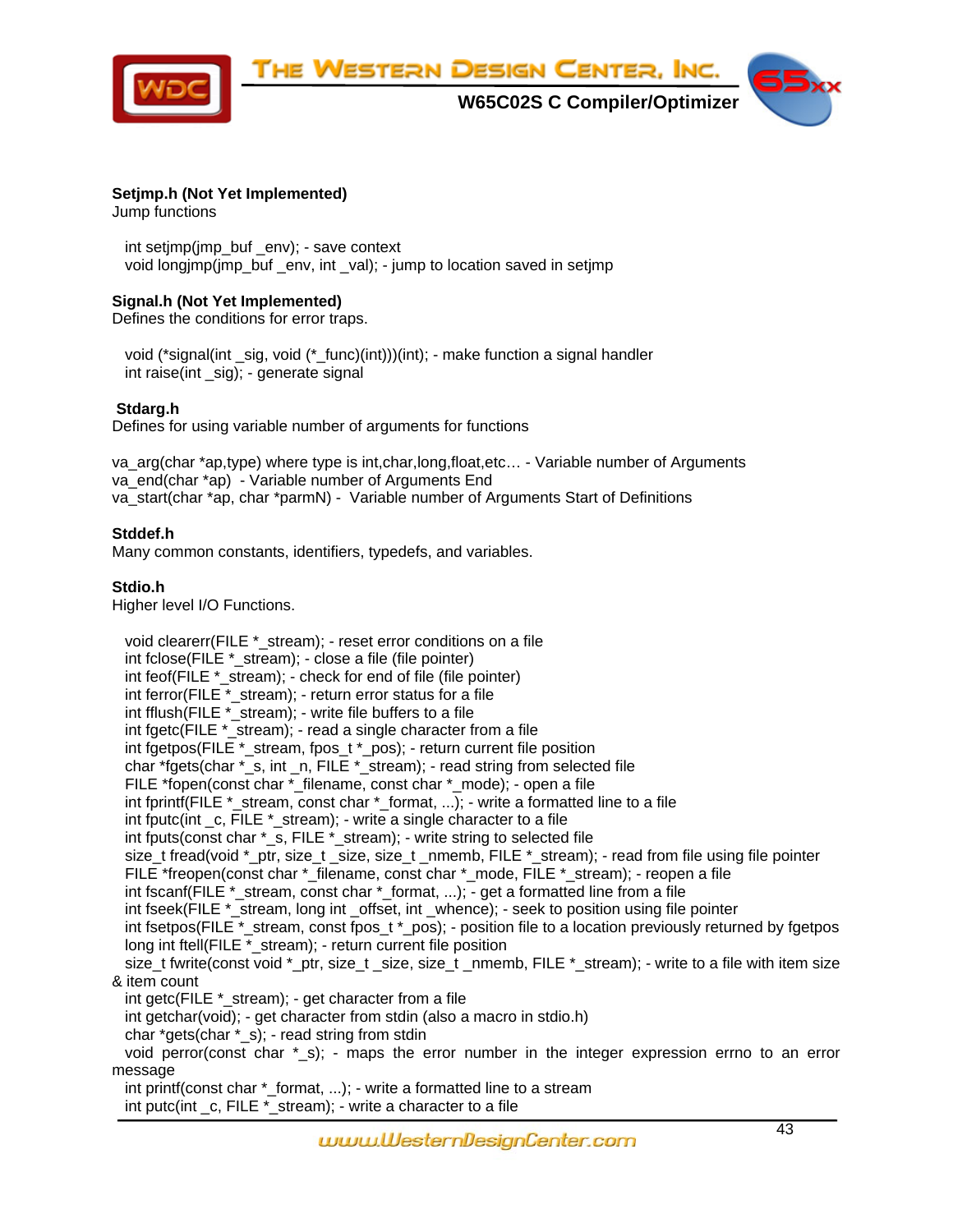**Setjmp.h (Not Yet Implemented)**
Jump functions

int setjmp(jmp_buf _env); - save context
void longjmp(jmp_buf _env, int _val); - jump to location saved in setjmp

**Signal.h (Not Yet Implemented)**
Defines the conditions for error traps.

void (*signal(int _sig, void (*_func)(int)))(int); - make function a signal handler
int raise(int _sig); - generate signal

**Stdarg.h**
Defines for using variable number of arguments for functions

va_arg(char *ap,type) where type is int,char,long,float,etc… - Variable number of Arguments
va_end(char *ap) - Variable number of Arguments End
va_start(char *ap, char *parmN) - Variable number of Arguments Start of Definitions

**Stddef.h**
Many common constants, identifiers, typedefs, and variables.

**Stdio.h**
Higher level I/O Functions.

void clearerr(FILE *_stream); - reset error conditions on a file
int fclose(FILE *_stream); - close a file (file pointer)
int feof(FILE *_stream); - check for end of file (file pointer)
int ferror(FILE *_stream); - return error status for a file
int fflush(FILE *_stream); - write file buffers to a file
int fgetc(FILE *_stream); - read a single character from a file
int fgetpos(FILE *_stream, fpos_t *_pos); - return current file position
char *fgets(char *_s, int _n, FILE *_stream); - read string from selected file
FILE *fopen(const char *_filename, const char *_mode); - open a file
int fprintf(FILE *_stream, const char *_format, ...); - write a formatted line to a file
int fputc(int _c, FILE *_stream); - write a single character to a file
int fputs(const char *_s, FILE *_stream); - write string to selected file
size_t fread(void *_ptr, size_t _size, size_t _nmemb, FILE *_stream); - read from file using file pointer
FILE *freopen(const char *_filename, const char *_mode, FILE *_stream); - reopen a file
int fscanf(FILE *_stream, const char *_format, ...); - get a formatted line from a file
int fseek(FILE *_stream, long int _offset, int _whence); - seek to position using file pointer
int fsetpos(FILE *_stream, const fpos_t *_pos); - position file to a location previously returned by fgetpos
long int ftell(FILE *_stream); - return current file position
size_t fwrite(const void *_ptr, size_t _size, size_t _nmemb, FILE *_stream); - write to a file with item size & item count
int getc(FILE *_stream); - get character from a file
int getchar(void); - get character from stdin (also a macro in stdio.h)
char *gets(char *_s); - read string from stdin
void perror(const char *_s); - maps the error number in the integer expression errno to an error message
int printf(const char *_format, ...); - write a formatted line to a stream
int putc(int _c, FILE *_stream); - write a character to a file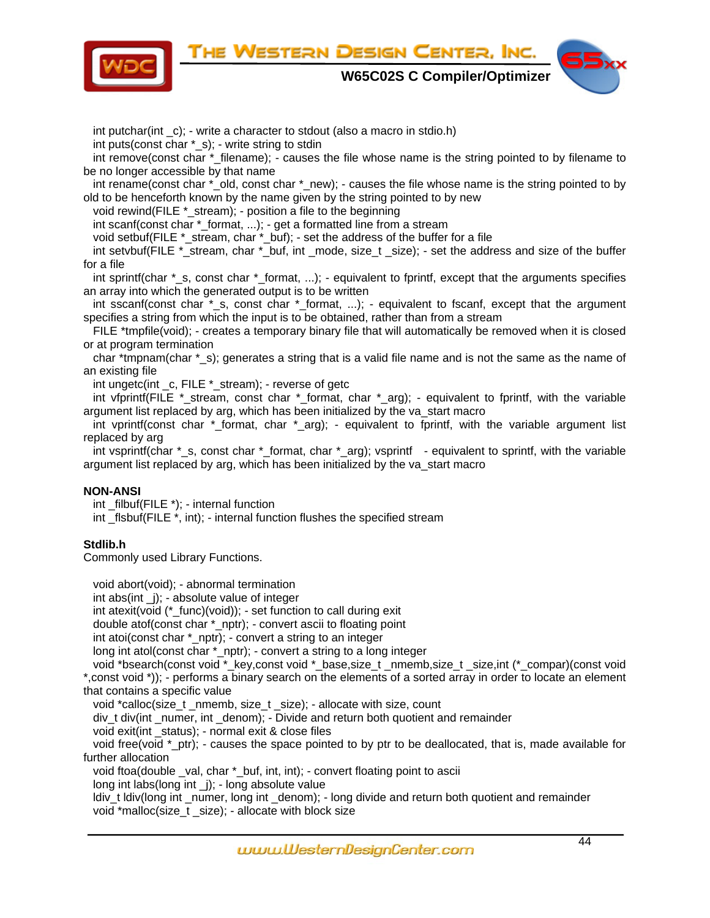int putchar(int _c); - write a character to stdout (also a macro in stdio.h)

int puts(const char *_s); - write string to stdin

int remove(const char *_filename); - causes the file whose name is the string pointed to by filename to be no longer accessible by that name

int rename(const char *_old, const char *_new); - causes the file whose name is the string pointed to by old to be henceforth known by the name given by the string pointed to by new

void rewind(FILE *_stream); - position a file to the beginning

int scanf(const char *_format, ...); - get a formatted line from a stream

void setbuf(FILE *_stream, char *_buf); - set the address of the buffer for a file

int setvbuf(FILE *_stream, char *_buf, int _mode, size_t _size); - set the address and size of the buffer for a file

int sprintf(char *_s, const char *_format, ...); - equivalent to fprintf, except that the arguments specifies an array into which the generated output is to be written

int sscanf(const char *_s, const char *_format, ...); - equivalent to fscanf, except that the argument specifies a string from which the input is to be obtained, rather than from a stream

FILE *tmpfile(void); - creates a temporary binary file that will automatically be removed when it is closed or at program termination

char *tmpnam(char *_s); generates a string that is a valid file name and is not the same as the name of an existing file

int ungetc(int _c, FILE *_stream); - reverse of getc

int vfprintf(FILE *_stream, const char *_format, char *_arg); - equivalent to fprintf, with the variable argument list replaced by arg, which has been initialized by the va_start macro

int vprintf(const char *_format, char *_arg); - equivalent to fprintf, with the variable argument list replaced by arg

int vsprintf(char *_s, const char *_format, char *_arg); vsprintf - equivalent to sprintf, with the variable argument list replaced by arg, which has been initialized by the va_start macro

**NON-ANSI**

int _filbuf(FILE *); - internal function

int _flsbuf(FILE *, int); - internal function flushes the specified stream

**Stdlib.h**

Commonly used Library Functions.

void abort(void); - abnormal termination

int abs(int _j); - absolute value of integer

int atexit(void (*_func)(void)); - set function to call during exit

double atof(const char *_nptr); - convert ascii to floating point

int atoi(const char *_nptr); - convert a string to an integer

long int atol(const char *_nptr); - convert a string to a long integer

void *bsearch(const void *_key,const void *_base,size_t _nmemb,size_t _size,int (*_compar)(const void *,const void *)); - performs a binary search on the elements of a sorted array in order to locate an element that contains a specific value

void *calloc(size_t _nmemb, size_t _size); - allocate with size, count

div_t div(int _numer, int _denom); - Divide and return both quotient and remainder

void exit(int _status); - normal exit & close files

void free(void *_ptr); - causes the space pointed to by ptr to be deallocated, that is, made available for further allocation

void ftoa(double _val, char *_buf, int, int); - convert floating point to ascii

long int labs(long int _j); - long absolute value

ldiv_t ldiv(long int _numer, long int _denom); - long divide and return both quotient and remainder

void *malloc(size_t _size); - allocate with block size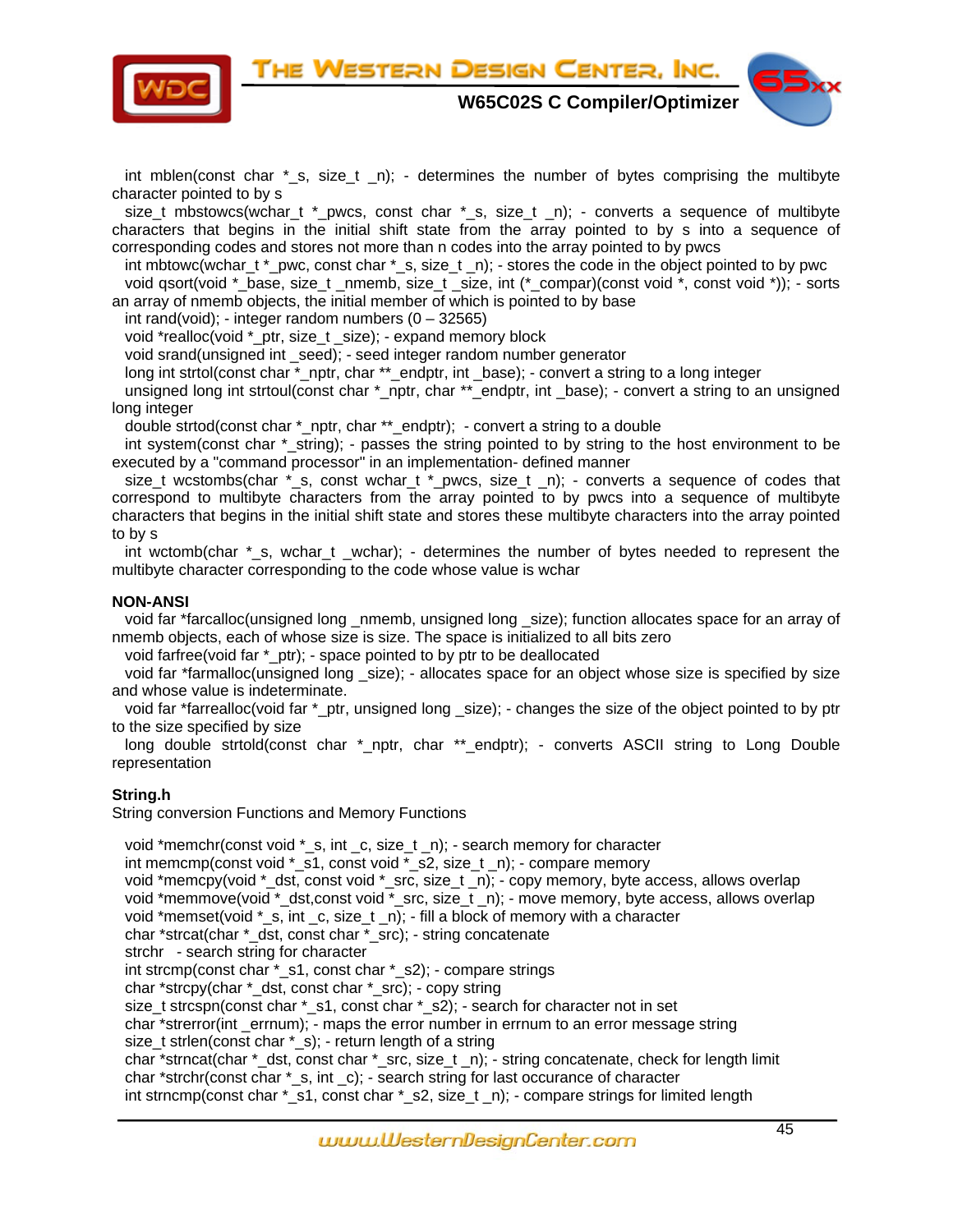int mblen(const char *_s, size_t _n); - determines the number of bytes comprising the multibyte character pointed to by s

size_t mbstowcs(wchar_t *_pwcs, const char *_s, size_t _n); - converts a sequence of multibyte characters that begins in the initial shift state from the array pointed to by s into a sequence of corresponding codes and stores not more than n codes into the array pointed to by pwcs

int mbtowc(wchar_t *_pwc, const char *_s, size_t _n); - stores the code in the object pointed to by pwc

void qsort(void *_base, size_t _nmemb, size_t _size, int (*_compar)(const void *, const void *)); - sorts an array of nmemb objects, the initial member of which is pointed to by base

int rand(void); - integer random numbers (0 – 32565)

void *realloc(void *_ptr, size_t _size); - expand memory block

void srand(unsigned int _seed); - seed integer random number generator

long int strtol(const char *_nptr, char **_endptr, int _base); - convert a string to a long integer

unsigned long int strtoul(const char *_nptr, char **_endptr, int _base); - convert a string to an unsigned long integer

double strtod(const char *_nptr, char **_endptr); - convert a string to a double

int system(const char *_string); - passes the string pointed to by string to the host environment to be executed by a "command processor" in an implementation- defined manner

size_t wcstombs(char *_s, const wchar_t *_pwcs, size_t _n); - converts a sequence of codes that correspond to multibyte characters from the array pointed to by pwcs into a sequence of multibyte characters that begins in the initial shift state and stores these multibyte characters into the array pointed to by s

int wctomb(char *_s, wchar_t _wchar); - determines the number of bytes needed to represent the multibyte character corresponding to the code whose value is wchar

**NON-ANSI**

void far *farcalloc(unsigned long _nmemb, unsigned long _size); function allocates space for an array of nmemb objects, each of whose size is size. The space is initialized to all bits zero

void farfree(void far *_ptr); - space pointed to by ptr to be deallocated

void far *farmalloc(unsigned long _size); - allocates space for an object whose size is specified by size and whose value is indeterminate.

void far *farrealloc(void far *_ptr, unsigned long _size); - changes the size of the object pointed to by ptr to the size specified by size

long double strtold(const char *_nptr, char **_endptr); - converts ASCII string to Long Double representation

**String.h**

String conversion Functions and Memory Functions

void *memchr(const void *_s, int _c, size_t _n); - search memory for character
int memcmp(const void *_s1, const void *_s2, size_t _n); - compare memory
void *memcpy(void *_dst, const void *_src, size_t _n); - copy memory, byte access, allows overlap
void *memmove(void *_dst,const void *_src, size_t _n); - move memory, byte access, allows overlap
void *memset(void *_s, int _c, size_t _n); - fill a block of memory with a character
char *strcat(char *_dst, const char *_src); - string concatenate
strchr - search string for character
int strcmp(const char *_s1, const char *_s2); - compare strings
char *strcpy(char *_dst, const char *_src); - copy string
size_t strcspn(const char *_s1, const char *_s2); - search for character not in set
char *strerror(int _errnum); - maps the error number in errnum to an error message string
size_t strlen(const char *_s); - return length of a string
char *strncat(char *_dst, const char *_src, size_t _n); - string concatenate, check for length limit
char *strchr(const char *_s, int _c); - search string for last occurance of character
int strncmp(const char *_s1, const char *_s2, size_t _n); - compare strings for limited length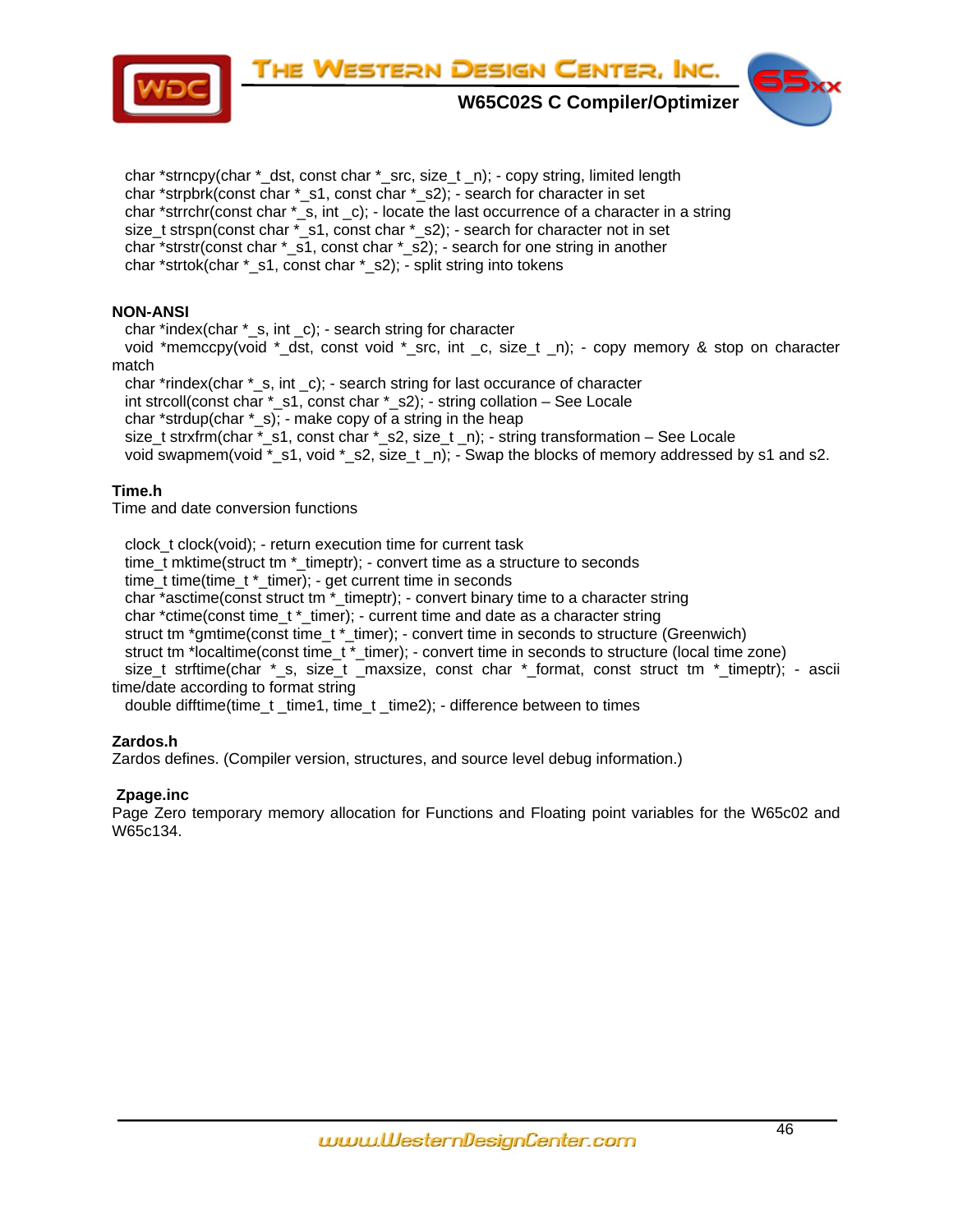char *strncpy(char *_dst, const char *_src, size_t _n); - copy string, limited length
char *strpbrk(const char *_s1, const char *_s2); - search for character in set
char *strrchr(const char *_s, int _c); - locate the last occurrence of a character in a string
size_t strspn(const char *_s1, const char *_s2); - search for character not in set
char *strstr(const char *_s1, const char *_s2); - search for one string in another
char *strtok(char *_s1, const char *_s2); - split string into tokens

**NON-ANSI**

char *index(char *_s, int _c); - search string for character
void *memccpy(void *_dst, const void *_src, int _c, size_t _n); - copy memory & stop on character match
char *rindex(char *_s, int _c); - search string for last occurance of character
int strcoll(const char *_s1, const char *_s2); - string collation – See Locale
char *strdup(char *_s); - make copy of a string in the heap
size_t strxfrm(char *_s1, const char *_s2, size_t _n); - string transformation – See Locale
void swapmem(void *_s1, void *_s2, size_t _n); - Swap the blocks of memory addressed by s1 and s2.

**Time.h**

Time and date conversion functions

clock_t clock(void); - return execution time for current task
time_t mktime(struct tm *_timeptr); - convert time as a structure to seconds
time_t time(time_t *_timer); - get current time in seconds
char *asctime(const struct tm *_timeptr); - convert binary time to a character string
char *ctime(const time_t *_timer); - current time and date as a character string
struct tm *gmtime(const time_t *_timer); - convert time in seconds to structure (Greenwich)
struct tm *localtime(const time_t *_timer); - convert time in seconds to structure (local time zone)
size_t strftime(char *_s, size_t _maxsize, const char *_format, const struct tm *_timeptr); - ascii time/date according to format string
double difftime(time_t _time1, time_t _time2); - difference between to times

**Zardos.h**

Zardos defines. (Compiler version, structures, and source level debug information.)

**Zpage.inc**

Page Zero temporary memory allocation for Functions and Floating point variables for the W65c02 and W65c134.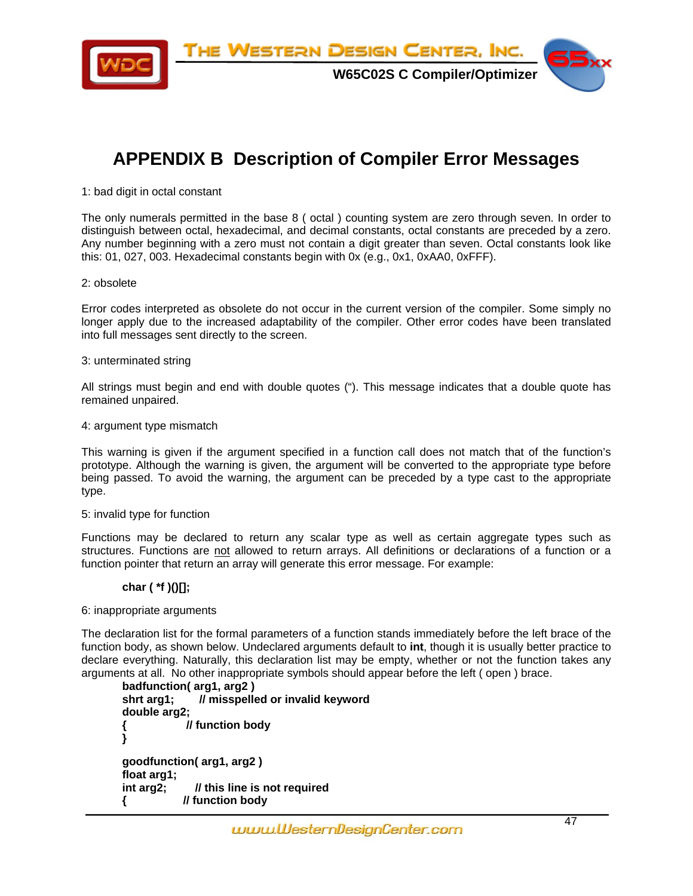# APPENDIX B Description of Compiler Error Messages

1: bad digit in octal constant

The only numerals permitted in the base 8 ( octal ) counting system are zero through seven. In order to distinguish between octal, hexadecimal, and decimal constants, octal constants are preceded by a zero. Any number beginning with a zero must not contain a digit greater than seven. Octal constants look like this: 01, 027, 003. Hexadecimal constants begin with 0x (e.g., 0x1, 0xAA0, 0xFFF).

2: obsolete

Error codes interpreted as obsolete do not occur in the current version of the compiler. Some simply no longer apply due to the increased adaptability of the compiler. Other error codes have been translated into full messages sent directly to the screen.

3: unterminated string

All strings must begin and end with double quotes ("). This message indicates that a double quote has remained unpaired.

4: argument type mismatch

This warning is given if the argument specified in a function call does not match that of the function's prototype. Although the warning is given, the argument will be converted to the appropriate type before being passed. To avoid the warning, the argument can be preceded by a type cast to the appropriate type.

5: invalid type for function

Functions may be declared to return any scalar type as well as certain aggregate types such as structures. Functions are not allowed to return arrays. All definitions or declarations of a function or a function pointer that return an array will generate this error message. For example:

```
char ( *f )()[];
```

6: inappropriate arguments

The declaration list for the formal parameters of a function stands immediately before the left brace of the function body, as shown below. Undeclared arguments default to **int**, though it is usually better practice to declare everything. Naturally, this declaration list may be empty, whether or not the function takes any arguments at all. No other inappropriate symbols should appear before the left ( open ) brace.

```
badfunction( arg1, arg2 )
shrt arg1;       // misspelled or invalid keyword
double arg2;
{                // function body
}

goodfunction( arg1, arg2 )
float arg1;
int arg2;        // this line is not required
{               // function body
```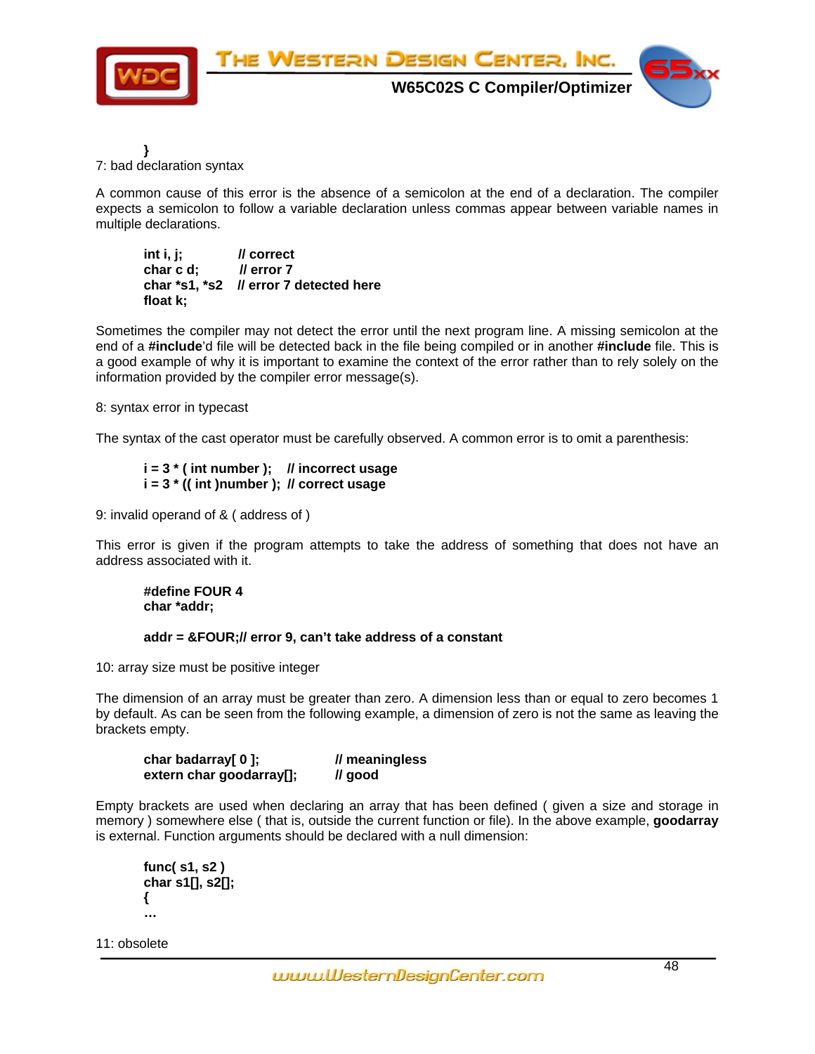```
}
```

7: bad declaration syntax

A common cause of this error is the absence of a semicolon at the end of a declaration. The compiler expects a semicolon to follow a variable declaration unless commas appear between variable names in multiple declarations.

```
int i, j;          // correct
char c d;          // error 7
char *s1, *s2    // error 7 detected here
float k;
```

Sometimes the compiler may not detect the error until the next program line. A missing semicolon at the end of a **#include**'d file will be detected back in the file being compiled or in another **#include** file. This is a good example of why it is important to examine the context of the error rather than to rely solely on the information provided by the compiler error message(s).

8: syntax error in typecast

The syntax of the cast operator must be carefully observed. A common error is to omit a parenthesis:

```
i = 3 * ( int number );    // incorrect usage
i = 3 * (( int )number );  // correct usage
```

9: invalid operand of & ( address of )

This error is given if the program attempts to take the address of something that does not have an address associated with it.

```
#define FOUR 4
char *addr;

addr = &FOUR;// error 9, can't take address of a constant
```

10: array size must be positive integer

The dimension of an array must be greater than zero. A dimension less than or equal to zero becomes 1 by default. As can be seen from the following example, a dimension of zero is not the same as leaving the brackets empty.

```
char badarray[ 0 ];           // meaningless
extern char goodarray[];      // good
```

Empty brackets are used when declaring an array that has been defined ( given a size and storage in memory ) somewhere else ( that is, outside the current function or file). In the above example, **goodarray** is external. Function arguments should be declared with a null dimension:

```
func( s1, s2 )
char s1[], s2[];
{
…
```

11: obsolete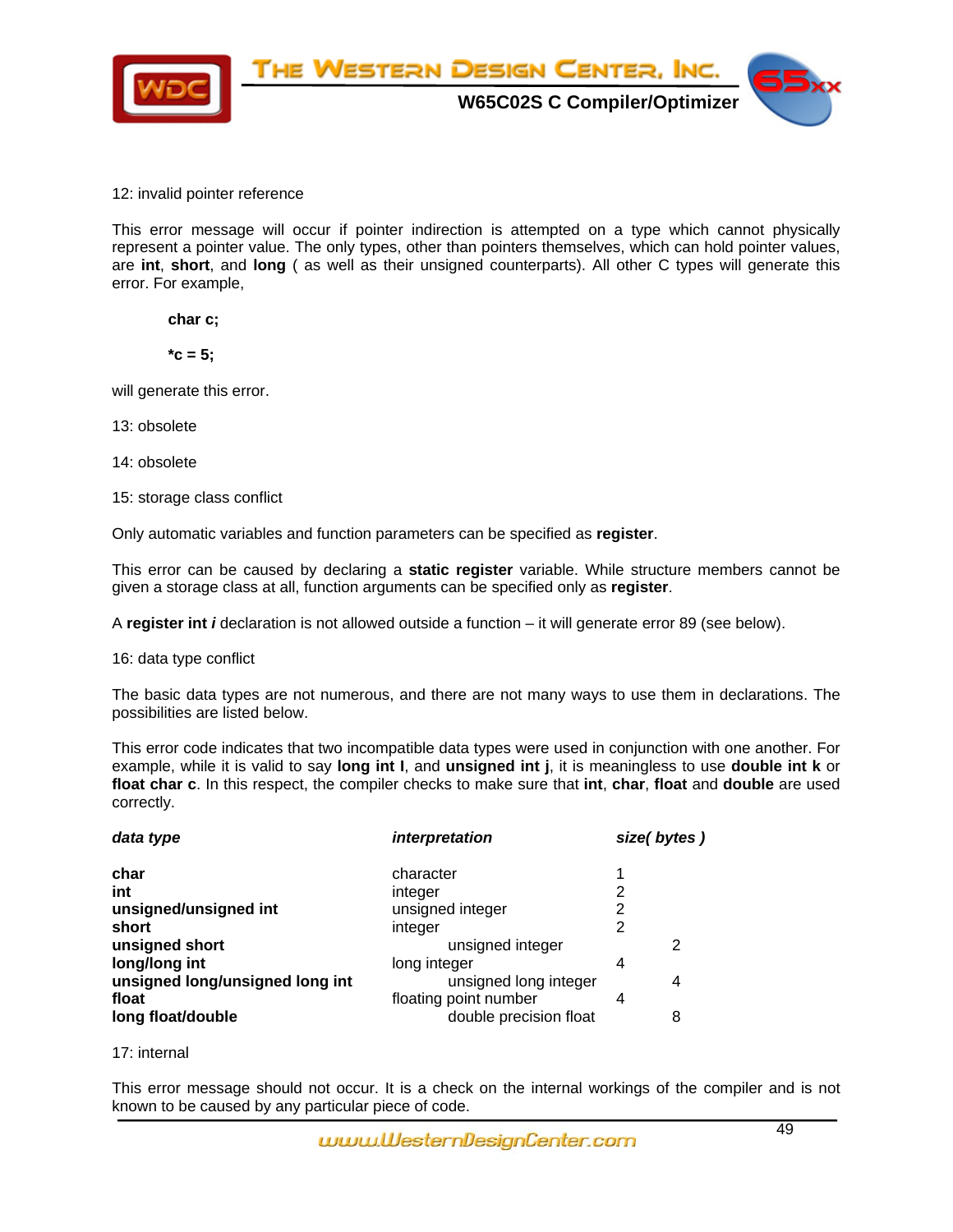12: invalid pointer reference

This error message will occur if pointer indirection is attempted on a type which cannot physically represent a pointer value. The only types, other than pointers themselves, which can hold pointer values, are **int**, **short**, and **long** ( as well as their unsigned counterparts). All other C types will generate this error. For example,

```
char c;

*c = 5;
```

will generate this error.

13: obsolete

14: obsolete

15: storage class conflict

Only automatic variables and function parameters can be specified as **register**.

This error can be caused by declaring a **static register** variable. While structure members cannot be given a storage class at all, function arguments can be specified only as **register**.

A **register int *i*** declaration is not allowed outside a function – it will generate error 89 (see below).

16: data type conflict

The basic data types are not numerous, and there are not many ways to use them in declarations. The possibilities are listed below.

This error code indicates that two incompatible data types were used in conjunction with one another. For example, while it is valid to say **long int l**, and **unsigned int j**, it is meaningless to use **double int k** or **float char c**. In this respect, the compiler checks to make sure that **int**, **char**, **float** and **double** are used correctly.

| ***data type*** | ***interpretation*** | ***size( bytes )*** |
|---|---|---|
| **char** | character | 1 |
| **int** | integer | 2 |
| **unsigned/unsigned int** | unsigned integer | 2 |
| **short** | integer | 2 |
| **unsigned short** | unsigned integer | 2 |
| **long/long int** | long integer | 4 |
| **unsigned long/unsigned long int** | unsigned long integer | 4 |
| **float** | floating point number | 4 |
| **long float/double** | double precision float | 8 |

17: internal

This error message should not occur. It is a check on the internal workings of the compiler and is not known to be caused by any particular piece of code.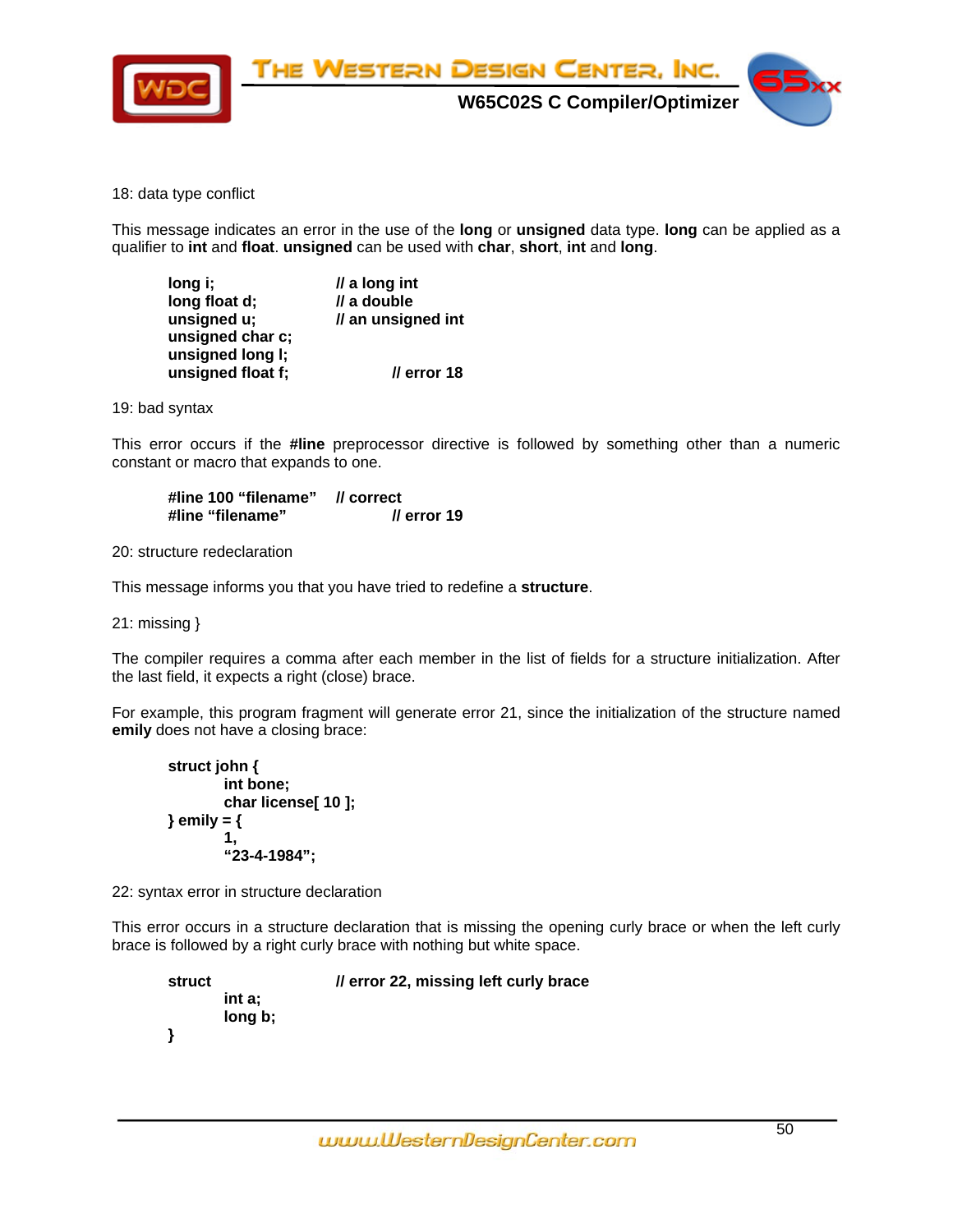18: data type conflict

This message indicates an error in the use of the **long** or **unsigned** data type. **long** can be applied as a qualifier to **int** and **float**. **unsigned** can be used with **char**, **short**, **int** and **long**.

```
long i;             // a long int
long float d;       // a double
unsigned u;         // an unsigned int
unsigned char c;
unsigned long l;
unsigned float f;           // error 18
```

19: bad syntax

This error occurs if the **#line** preprocessor directive is followed by something other than a numeric constant or macro that expands to one.

```
#line 100 “filename”    // correct
#line “filename”            // error 19
```

20: structure redeclaration

This message informs you that you have tried to redefine a **structure**.

21: missing }

The compiler requires a comma after each member in the list of fields for a structure initialization. After the last field, it expects a right (close) brace.

For example, this program fragment will generate error 21, since the initialization of the structure named **emily** does not have a closing brace:

```
struct john {
        int bone;
        char license[ 10 ];
} emily = {
        1,
        “23-4-1984”;
```

22: syntax error in structure declaration

This error occurs in a structure declaration that is missing the opening curly brace or when the left curly brace is followed by a right curly brace with nothing but white space.

```
struct                  // error 22, missing left curly brace
        int a;
        long b;
}
```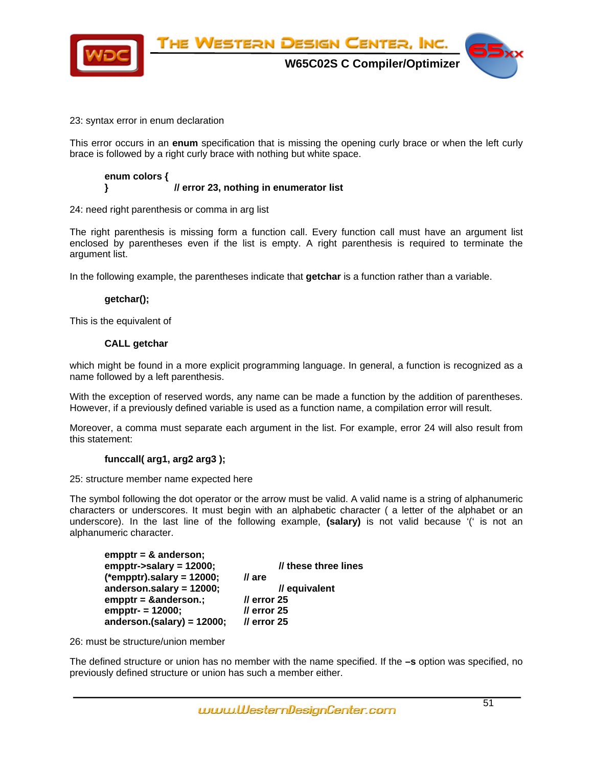23: syntax error in enum declaration

This error occurs in an **enum** specification that is missing the opening curly brace or when the left curly brace is followed by a right curly brace with nothing but white space.

```
enum colors {
}                  // error 23, nothing in enumerator list
```

24: need right parenthesis or comma in arg list

The right parenthesis is missing form a function call. Every function call must have an argument list enclosed by parentheses even if the list is empty. A right parenthesis is required to terminate the argument list.

In the following example, the parentheses indicate that **getchar** is a function rather than a variable.

```
getchar();
```

This is the equivalent of

```
CALL getchar
```

which might be found in a more explicit programming language. In general, a function is recognized as a name followed by a left parenthesis.

With the exception of reserved words, any name can be made a function by the addition of parentheses. However, if a previously defined variable is used as a function name, a compilation error will result.

Moreover, a comma must separate each argument in the list. For example, error 24 will also result from this statement:

```
funccall( arg1, arg2 arg3 );
```

25: structure member name expected here

The symbol following the dot operator or the arrow must be valid. A valid name is a string of alphanumeric characters or underscores. It must begin with an alphabetic character ( a letter of the alphabet or an underscore). In the last line of the following example, **(salary)** is not valid because '(' is not an alphanumeric character.

```
empptr = & anderson;
empptr->salary = 12000;          // these three lines
(*empptr).salary = 12000;        // are
anderson.salary = 12000;         // equivalent
empptr = &anderson.;             // error 25
empptr- = 12000;                 // error 25
anderson.(salary) = 12000;       // error 25
```

26: must be structure/union member

The defined structure or union has no member with the name specified. If the **–s** option was specified, no previously defined structure or union has such a member either.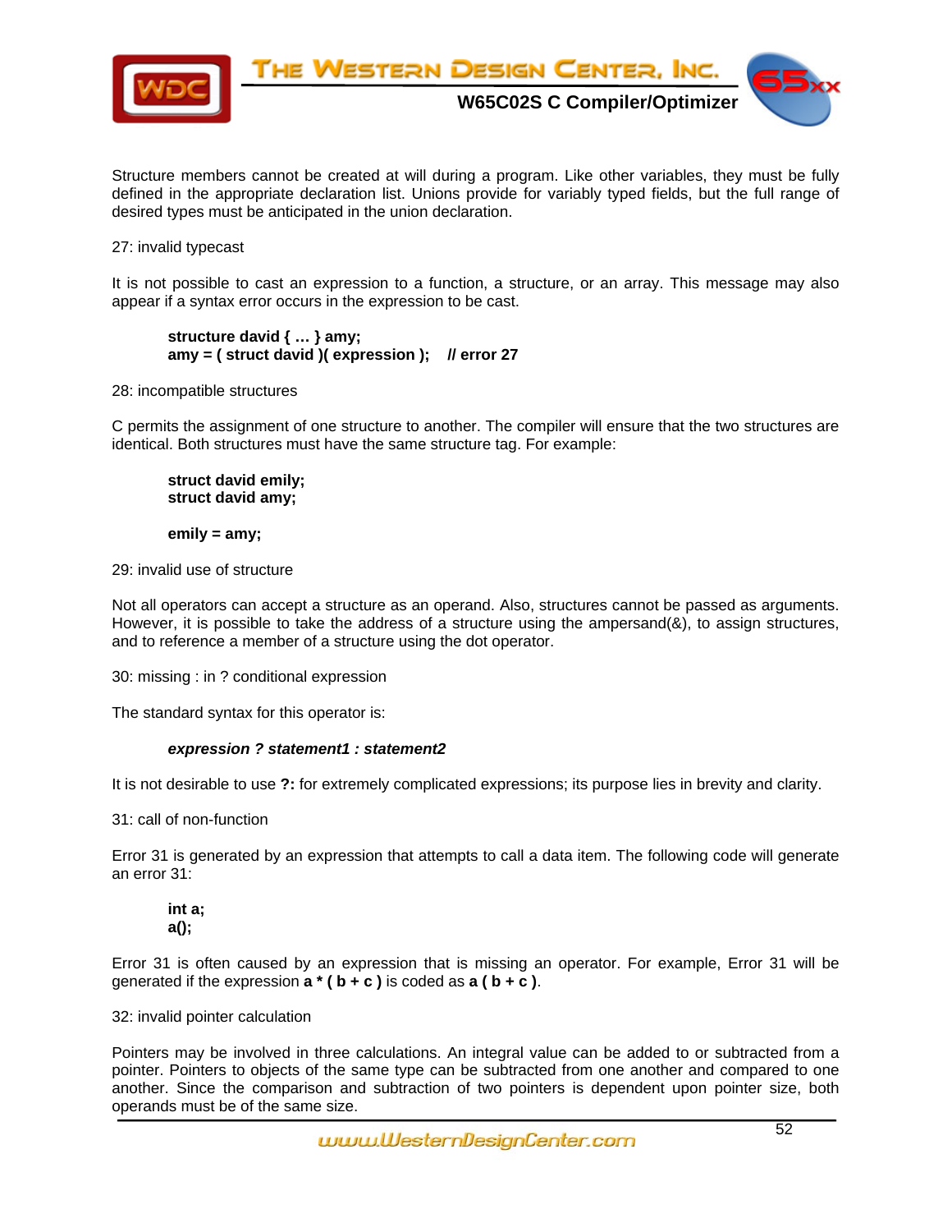Structure members cannot be created at will during a program. Like other variables, they must be fully defined in the appropriate declaration list. Unions provide for variably typed fields, but the full range of desired types must be anticipated in the union declaration.

27: invalid typecast

It is not possible to cast an expression to a function, a structure, or an array. This message may also appear if a syntax error occurs in the expression to be cast.

```
structure david { … } amy;
amy = ( struct david )( expression );    // error 27
```

28: incompatible structures

C permits the assignment of one structure to another. The compiler will ensure that the two structures are identical. Both structures must have the same structure tag. For example:

```
struct david emily;
struct david amy;

emily = amy;
```

29: invalid use of structure

Not all operators can accept a structure as an operand. Also, structures cannot be passed as arguments. However, it is possible to take the address of a structure using the ampersand(&), to assign structures, and to reference a member of a structure using the dot operator.

30: missing : in ? conditional expression

The standard syntax for this operator is:

***expression ? statement1 : statement2***

It is not desirable to use **?:** for extremely complicated expressions; its purpose lies in brevity and clarity.

31: call of non-function

Error 31 is generated by an expression that attempts to call a data item. The following code will generate an error 31:

```
int a;
a();
```

Error 31 is often caused by an expression that is missing an operator. For example, Error 31 will be generated if the expression **a * ( b + c )** is coded as **a ( b + c )**.

32: invalid pointer calculation

Pointers may be involved in three calculations. An integral value can be added to or subtracted from a pointer. Pointers to objects of the same type can be subtracted from one another and compared to one another. Since the comparison and subtraction of two pointers is dependent upon pointer size, both operands must be of the same size.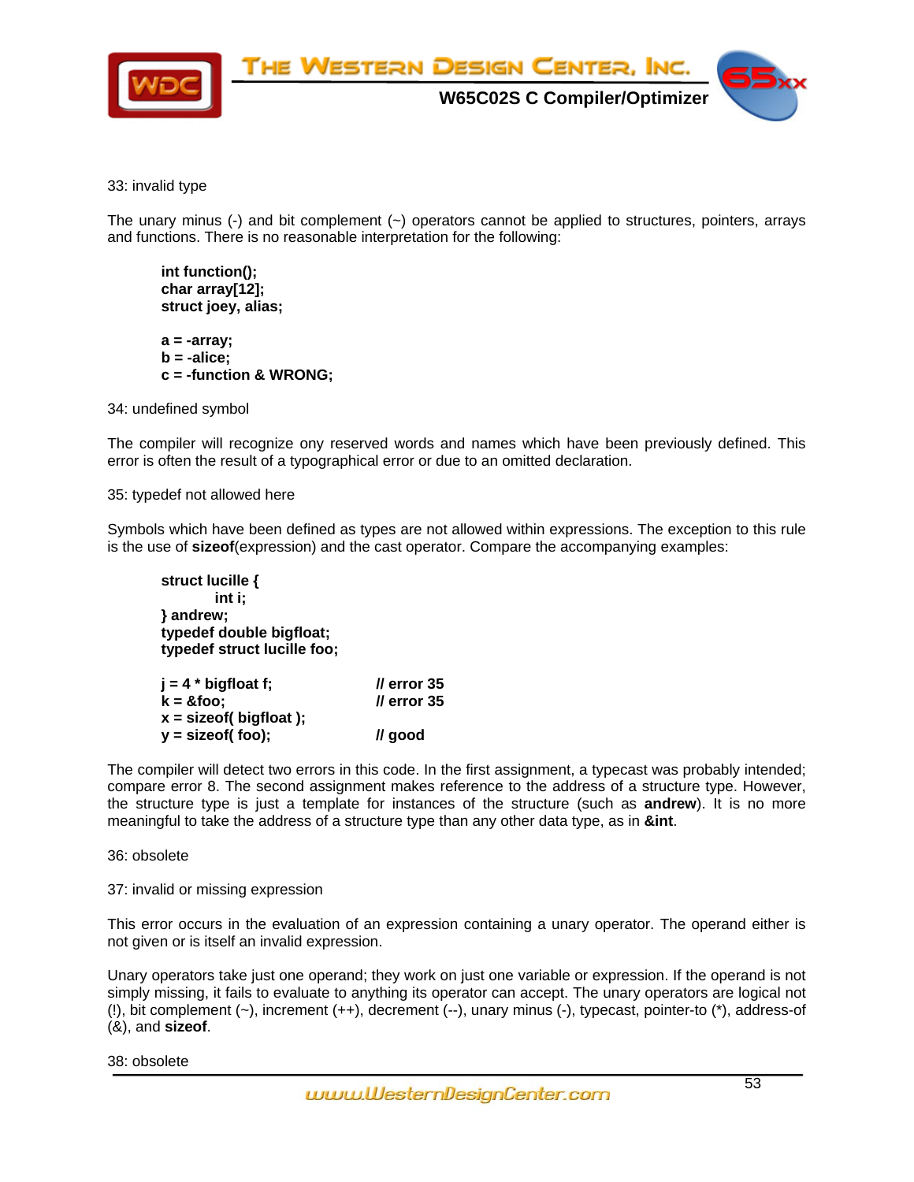33: invalid type

The unary minus (-) and bit complement (~) operators cannot be applied to structures, pointers, arrays and functions. There is no reasonable interpretation for the following:

```
int function();
char array[12];
struct joey, alias;

a = -array;
b = -alice;
c = -function & WRONG;
```

34: undefined symbol

The compiler will recognize ony reserved words and names which have been previously defined. This error is often the result of a typographical error or due to an omitted declaration.

35: typedef not allowed here

Symbols which have been defined as types are not allowed within expressions. The exception to this rule is the use of **sizeof**(expression) and the cast operator. Compare the accompanying examples:

```
struct lucille {
        int i;
} andrew;
typedef double bigfloat;
typedef struct lucille foo;

j = 4 * bigfloat f;          // error 35
k = &foo;                    // error 35
x = sizeof( bigfloat );
y = sizeof( foo);            // good
```

The compiler will detect two errors in this code. In the first assignment, a typecast was probably intended; compare error 8. The second assignment makes reference to the address of a structure type. However, the structure type is just a template for instances of the structure (such as **andrew**). It is no more meaningful to take the address of a structure type than any other data type, as in **&int**.

36: obsolete

37: invalid or missing expression

This error occurs in the evaluation of an expression containing a unary operator. The operand either is not given or is itself an invalid expression.

Unary operators take just one operand; they work on just one variable or expression. If the operand is not simply missing, it fails to evaluate to anything its operator can accept. The unary operators are logical not (!), bit complement (~), increment (++), decrement (--), unary minus (-), typecast, pointer-to (*), address-of (&), and **sizeof**.

38: obsolete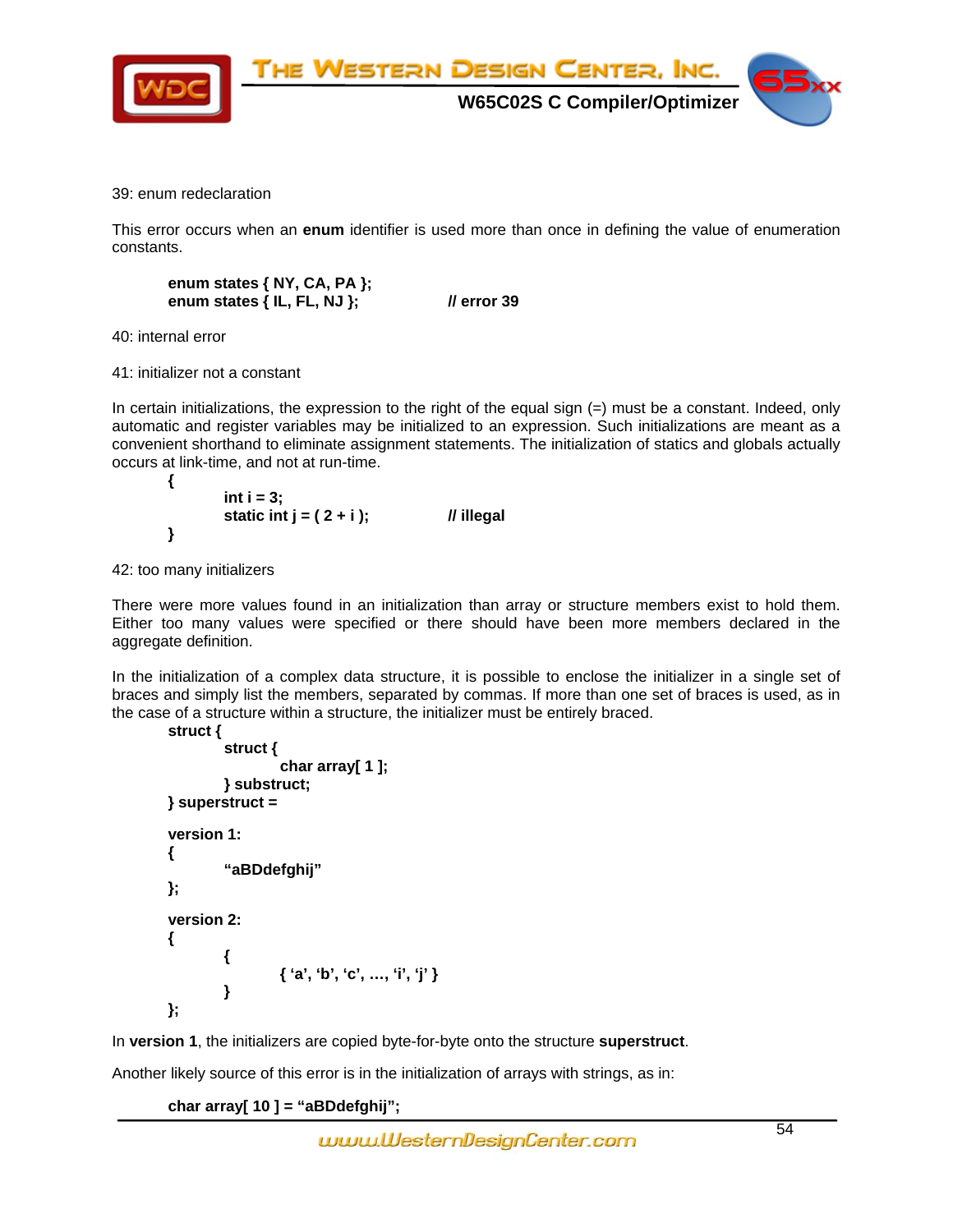39: enum redeclaration

This error occurs when an **enum** identifier is used more than once in defining the value of enumeration constants.

```
enum states { NY, CA, PA };
enum states { IL, FL, NJ };            // error 39
```

40: internal error

41: initializer not a constant

In certain initializations, the expression to the right of the equal sign (=) must be a constant. Indeed, only automatic and register variables may be initialized to an expression. Such initializations are meant as a convenient shorthand to eliminate assignment statements. The initialization of statics and globals actually occurs at link-time, and not at run-time.

```
{
        int i = 3;
        static int j = ( 2 + i );      // illegal
}
```

42: too many initializers

There were more values found in an initialization than array or structure members exist to hold them. Either too many values were specified or there should have been more members declared in the aggregate definition.

In the initialization of a complex data structure, it is possible to enclose the initializer in a single set of braces and simply list the members, separated by commas. If more than one set of braces is used, as in the case of a structure within a structure, the initializer must be entirely braced.

```
struct {
        struct {
                char array[ 1 ];
        } substruct;
} superstruct =

version 1:
{
        "aBDdefghij"
};

version 2:
{
        {
                { 'a', 'b', 'c', …, 'i', 'j' }
        }
};
```

In **version 1**, the initializers are copied byte-for-byte onto the structure **superstruct**.

Another likely source of this error is in the initialization of arrays with strings, as in:

```
char array[ 10 ] = "aBDdefghij";
```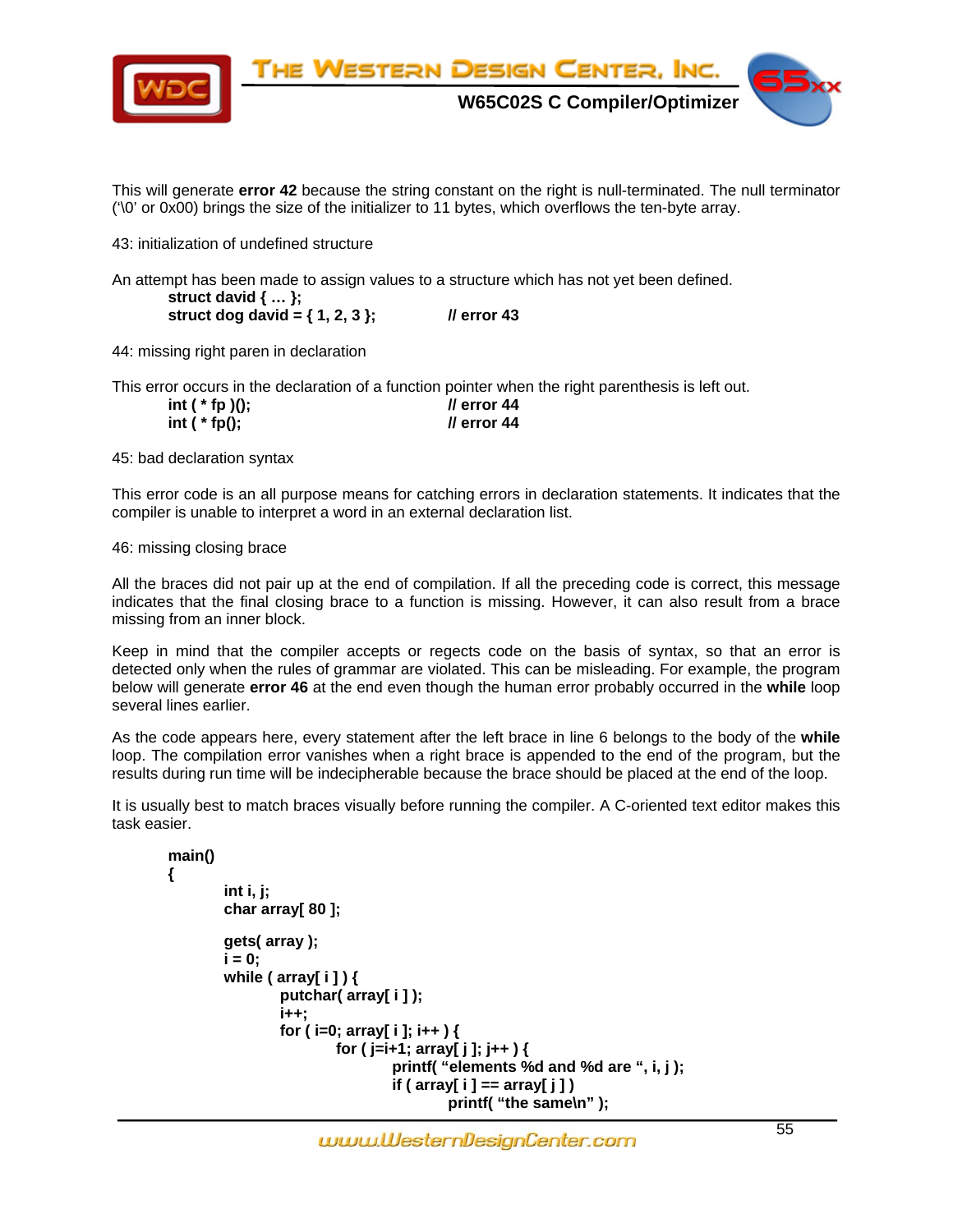This will generate **error 42** because the string constant on the right is null-terminated. The null terminator ('\0' or 0x00) brings the size of the initializer to 11 bytes, which overflows the ten-byte array.

43: initialization of undefined structure

An attempt has been made to assign values to a structure which has not yet been defined.

```
struct david { … };
struct dog david = { 1, 2, 3 };        // error 43
```

44: missing right paren in declaration

This error occurs in the declaration of a function pointer when the right parenthesis is left out.

```
int ( * fp )();                        // error 44
int ( * fp();                          // error 44
```

45: bad declaration syntax

This error code is an all purpose means for catching errors in declaration statements. It indicates that the compiler is unable to interpret a word in an external declaration list.

46: missing closing brace

All the braces did not pair up at the end of compilation. If all the preceding code is correct, this message indicates that the final closing brace to a function is missing. However, it can also result from a brace missing from an inner block.

Keep in mind that the compiler accepts or regects code on the basis of syntax, so that an error is detected only when the rules of grammar are violated. This can be misleading. For example, the program below will generate **error 46** at the end even though the human error probably occurred in the **while** loop several lines earlier.

As the code appears here, every statement after the left brace in line 6 belongs to the body of the **while** loop. The compilation error vanishes when a right brace is appended to the end of the program, but the results during run time will be indecipherable because the brace should be placed at the end of the loop.

It is usually best to match braces visually before running the compiler. A C-oriented text editor makes this task easier.

```
main()
{
        int i, j;
        char array[ 80 ];

        gets( array );
        i = 0;
        while ( array[ i ] ) {
                putchar( array[ i ] );
                i++;
                for ( i=0; array[ i ]; i++ ) {
                        for ( j=i+1; array[ j ]; j++ ) {
                                printf( "elements %d and %d are ", i, j );
                                if ( array[ i ] == array[ j ] )
                                        printf( "the same\n" );
```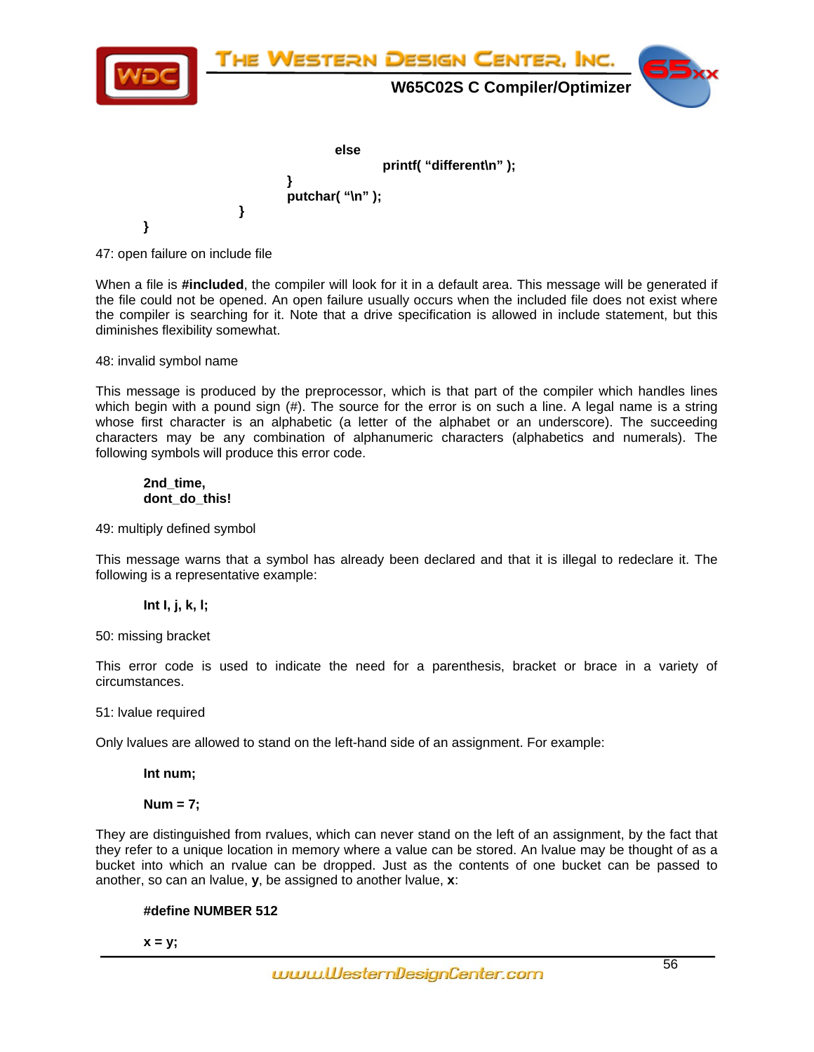```
                    else
                              printf( "different\n" );
               }
               putchar( "\n" );
          }
}
```

47: open failure on include file

When a file is **#included**, the compiler will look for it in a default area. This message will be generated if the file could not be opened. An open failure usually occurs when the included file does not exist where the compiler is searching for it. Note that a drive specification is allowed in include statement, but this diminishes flexibility somewhat.

48: invalid symbol name

This message is produced by the preprocessor, which is that part of the compiler which handles lines which begin with a pound sign (#). The source for the error is on such a line. A legal name is a string whose first character is an alphabetic (a letter of the alphabet or an underscore). The succeeding characters may be any combination of alphanumeric characters (alphabetics and numerals). The following symbols will produce this error code.

```
2nd_time,
dont_do_this!
```

49: multiply defined symbol

This message warns that a symbol has already been declared and that it is illegal to redeclare it. The following is a representative example:

```
Int I, j, k, l;
```

50: missing bracket

This error code is used to indicate the need for a parenthesis, bracket or brace in a variety of circumstances.

51: lvalue required

Only lvalues are allowed to stand on the left-hand side of an assignment. For example:

```
Int num;

Num = 7;
```

They are distinguished from rvalues, which can never stand on the left of an assignment, by the fact that they refer to a unique location in memory where a value can be stored. An lvalue may be thought of as a bucket into which an rvalue can be dropped. Just as the contents of one bucket can be passed to another, so can an lvalue, **y**, be assigned to another lvalue, **x**:

```
#define NUMBER 512

x = y;
```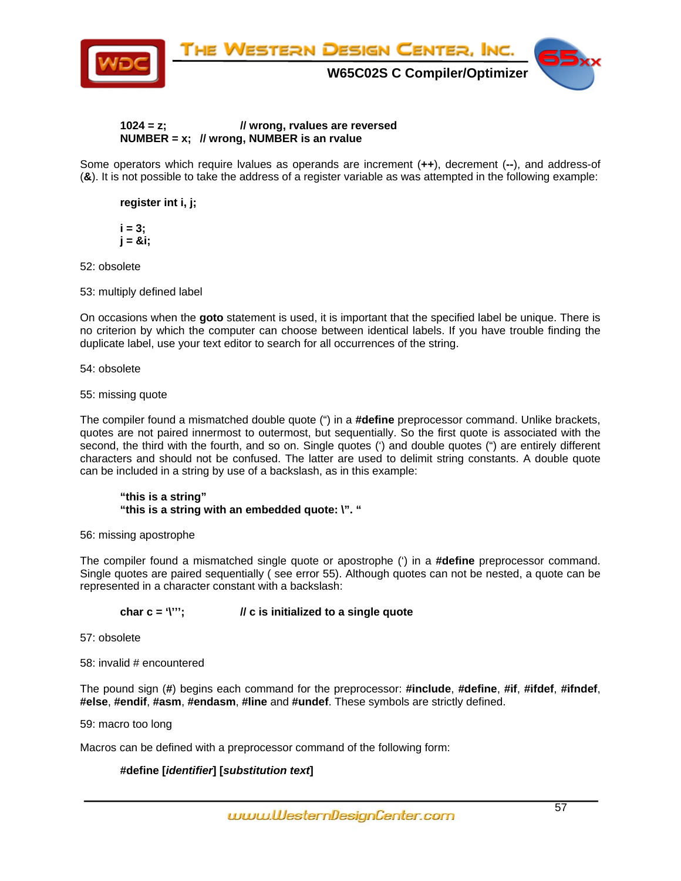```
1024 = z;            // wrong, rvalues are reversed
NUMBER = x;  // wrong, NUMBER is an rvalue
```

Some operators which require lvalues as operands are increment (**++**), decrement (**--**), and address-of (**&**). It is not possible to take the address of a register variable as was attempted in the following example:

```
register int i, j;

i = 3;
j = &i;
```

52: obsolete

53: multiply defined label

On occasions when the **goto** statement is used, it is important that the specified label be unique. There is no criterion by which the computer can choose between identical labels. If you have trouble finding the duplicate label, use your text editor to search for all occurrences of the string.

54: obsolete

55: missing quote

The compiler found a mismatched double quote (") in a **#define** preprocessor command. Unlike brackets, quotes are not paired innermost to outermost, but sequentially. So the first quote is associated with the second, the third with the fourth, and so on. Single quotes (') and double quotes (") are entirely different characters and should not be confused. The latter are used to delimit string constants. A double quote can be included in a string by use of a backslash, as in this example:

```
"this is a string"
"this is a string with an embedded quote: \". "
```

56: missing apostrophe

The compiler found a mismatched single quote or apostrophe (') in a **#define** preprocessor command. Single quotes are paired sequentially ( see error 55). Although quotes can not be nested, a quote can be represented in a character constant with a backslash:

```
char c = '\'';           // c is initialized to a single quote
```

57: obsolete

58: invalid # encountered

The pound sign (**#**) begins each command for the preprocessor: **#include**, **#define**, **#if**, **#ifdef**, **#ifndef**, **#else**, **#endif**, **#asm**, **#endasm**, **#line** and **#undef**. These symbols are strictly defined.

59: macro too long

Macros can be defined with a preprocessor command of the following form:

**#define [*identifier*] [*substitution text*]**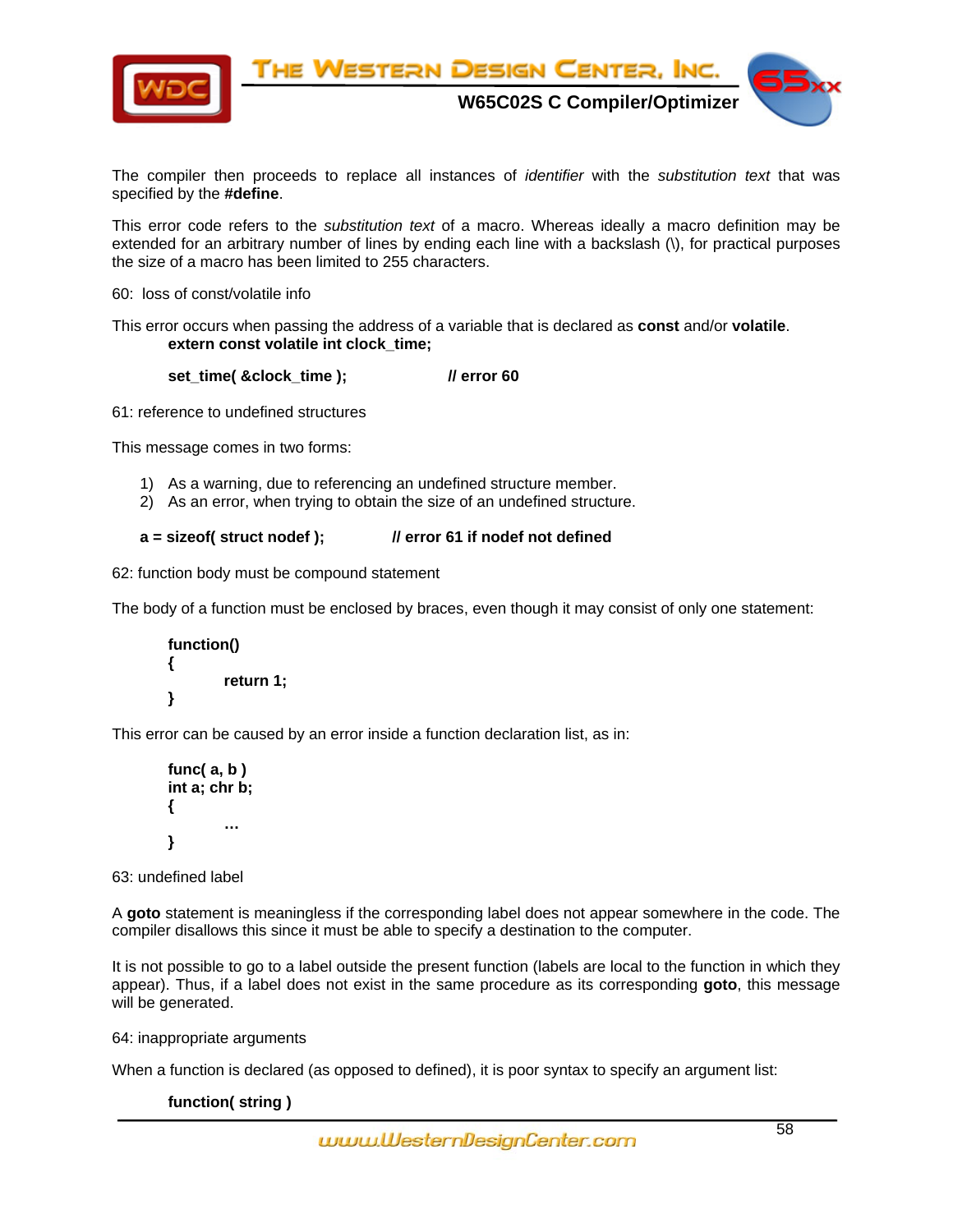The compiler then proceeds to replace all instances of *identifier* with the *substitution text* that was specified by the **#define**.

This error code refers to the *substitution text* of a macro. Whereas ideally a macro definition may be extended for an arbitrary number of lines by ending each line with a backslash (\), for practical purposes the size of a macro has been limited to 255 characters.

60: loss of const/volatile info

This error occurs when passing the address of a variable that is declared as **const** and/or **volatile**.

```
extern const volatile int clock_time;

set_time( &clock_time );              // error 60
```

61: reference to undefined structures

This message comes in two forms:

1) As a warning, due to referencing an undefined structure member.
2) As an error, when trying to obtain the size of an undefined structure.

```
a = sizeof( struct nodef );          // error 61 if nodef not defined
```

62: function body must be compound statement

The body of a function must be enclosed by braces, even though it may consist of only one statement:

```
function()
{
        return 1;
}
```

This error can be caused by an error inside a function declaration list, as in:

```
func( a, b )
int a; chr b;
{
        …
}
```

63: undefined label

A **goto** statement is meaningless if the corresponding label does not appear somewhere in the code. The compiler disallows this since it must be able to specify a destination to the computer.

It is not possible to go to a label outside the present function (labels are local to the function in which they appear). Thus, if a label does not exist in the same procedure as its corresponding **goto**, this message will be generated.

64: inappropriate arguments

When a function is declared (as opposed to defined), it is poor syntax to specify an argument list:

```
function( string )
```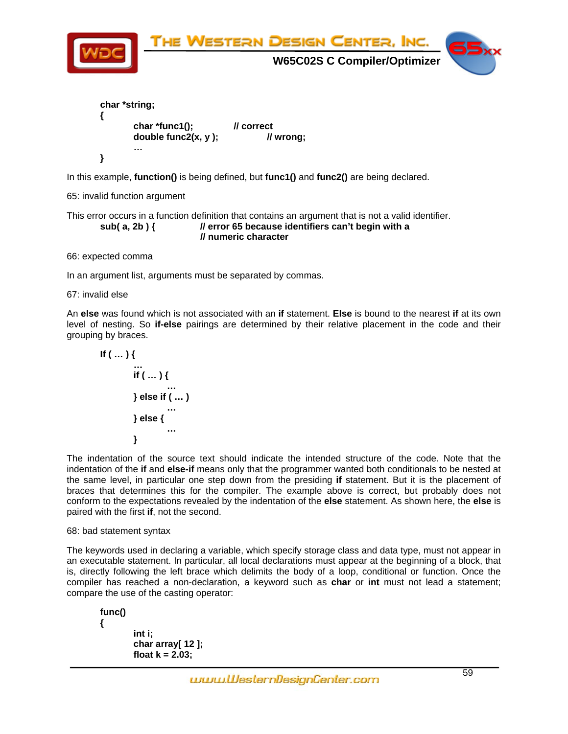```
char *string;
{
        char *func1();            // correct
        double func2(x, y );              // wrong;
        …
}
```

In this example, **function()** is being defined, but **func1()** and **func2()** are being declared.

65: invalid function argument

This error occurs in a function definition that contains an argument that is not a valid identifier.

```
sub( a, 2b ) {            // error 65 because identifiers can't begin with a
                          // numeric character
```

66: expected comma

In an argument list, arguments must be separated by commas.

67: invalid else

An **else** was found which is not associated with an **if** statement. **Else** is bound to the nearest **if** at its own level of nesting. So **if-else** pairings are determined by their relative placement in the code and their grouping by braces.

```
If ( … ) {
        …
        if ( … ) {
                …
        } else if ( … )
                …
        } else {
                …
        }
```

The indentation of the source text should indicate the intended structure of the code. Note that the indentation of the **if** and **else-if** means only that the programmer wanted both conditionals to be nested at the same level, in particular one step down from the presiding **if** statement. But it is the placement of braces that determines this for the compiler. The example above is correct, but probably does not conform to the expectations revealed by the indentation of the **else** statement. As shown here, the **else** is paired with the first **if**, not the second.

68: bad statement syntax

The keywords used in declaring a variable, which specify storage class and data type, must not appear in an executable statement. In particular, all local declarations must appear at the beginning of a block, that is, directly following the left brace which delimits the body of a loop, conditional or function. Once the compiler has reached a non-declaration, a keyword such as **char** or **int** must not lead a statement; compare the use of the casting operator:

```
func()
{
        int i;
        char array[ 12 ];
        float k = 2.03;
```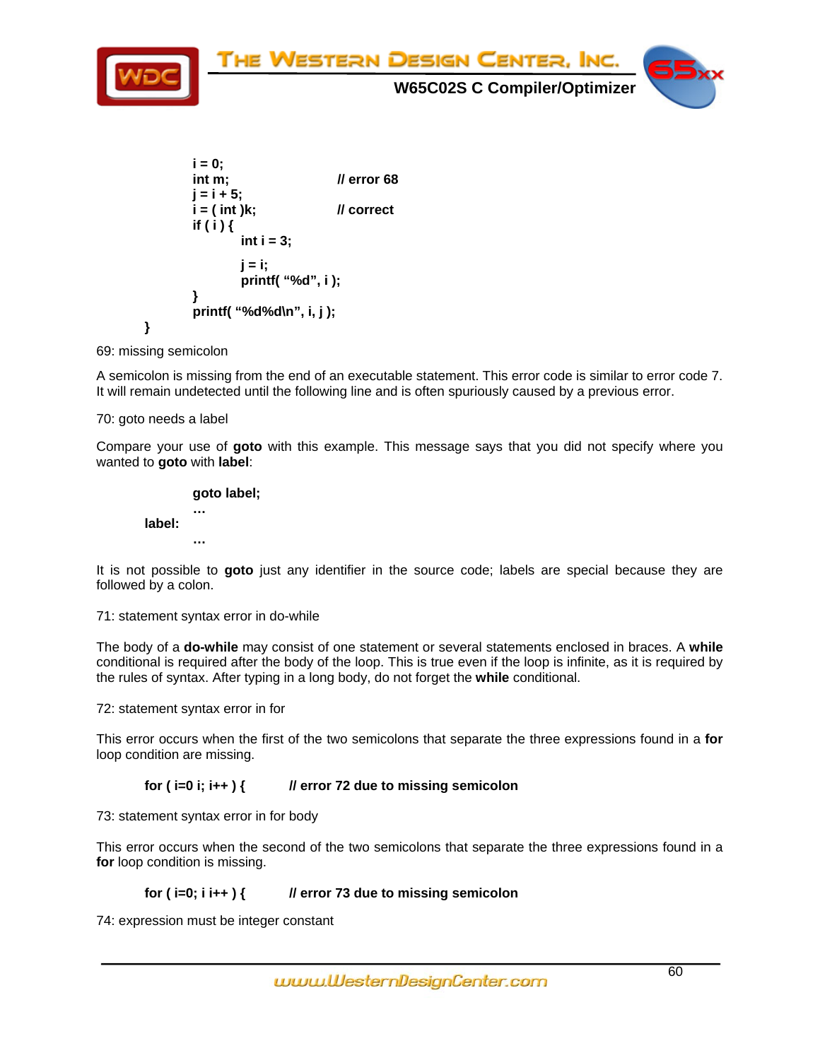```
        i = 0;
        int m;                  // error 68
        j = i + 5;
        i = ( int )k;           // correct
        if ( i ) {
                int i = 3;

                j = i;
                printf( "%d", i );
        }
        printf( "%d%d\n", i, j );
}
```

69: missing semicolon

A semicolon is missing from the end of an executable statement. This error code is similar to error code 7. It will remain undetected until the following line and is often spuriously caused by a previous error.

70: goto needs a label

Compare your use of **goto** with this example. This message says that you did not specify where you wanted to **goto** with **label**:

```
        goto label;
        …
label:
        …
```

It is not possible to **goto** just any identifier in the source code; labels are special because they are followed by a colon.

71: statement syntax error in do-while

The body of a **do-while** may consist of one statement or several statements enclosed in braces. A **while** conditional is required after the body of the loop. This is true even if the loop is infinite, as it is required by the rules of syntax. After typing in a long body, do not forget the **while** conditional.

72: statement syntax error in for

This error occurs when the first of the two semicolons that separate the three expressions found in a **for** loop condition are missing.

```
for ( i=0 i; i++ ) {        // error 72 due to missing semicolon
```

73: statement syntax error in for body

This error occurs when the second of the two semicolons that separate the three expressions found in a **for** loop condition is missing.

```
for ( i=0; i i++ ) {        // error 73 due to missing semicolon
```

74: expression must be integer constant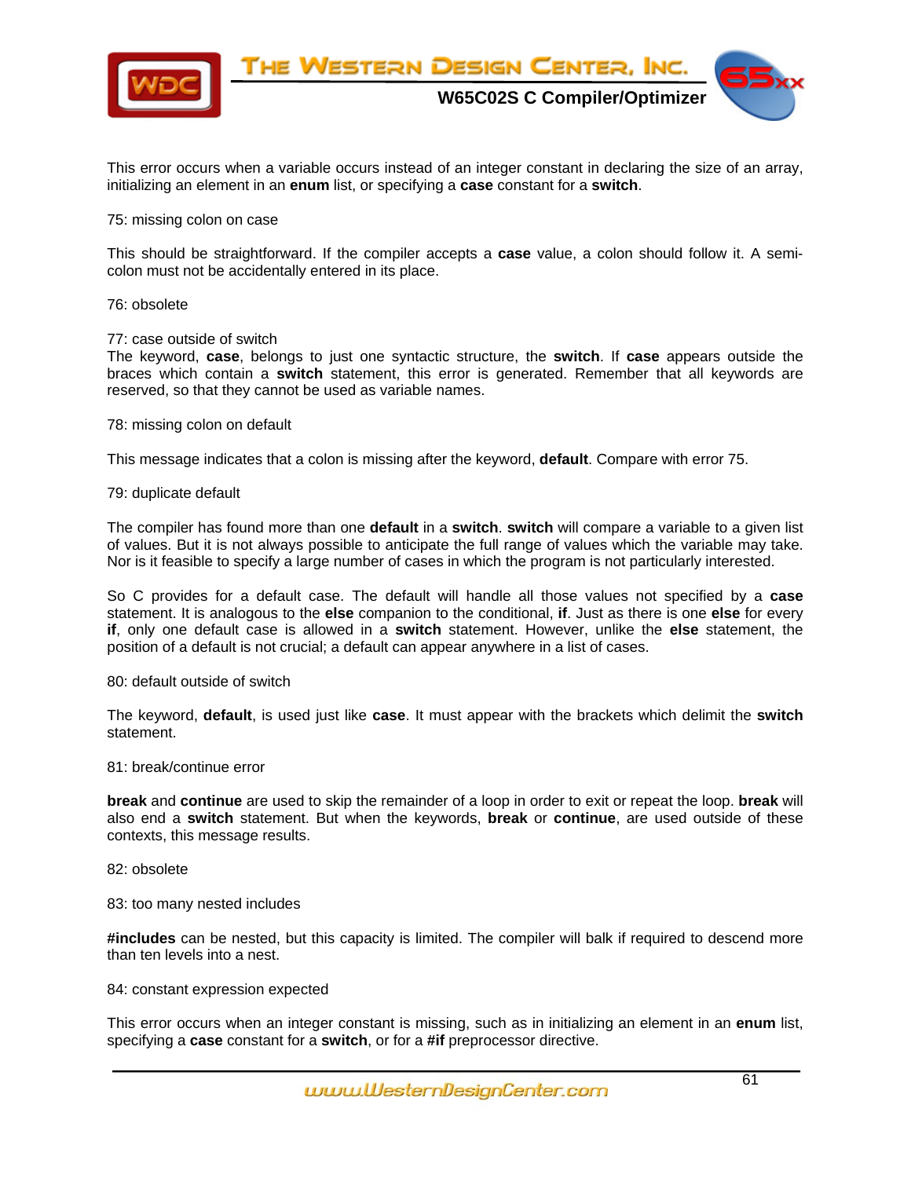This error occurs when a variable occurs instead of an integer constant in declaring the size of an array, initializing an element in an **enum** list, or specifying a **case** constant for a **switch**.

75: missing colon on case

This should be straightforward. If the compiler accepts a **case** value, a colon should follow it. A semi-colon must not be accidentally entered in its place.

76: obsolete

77: case outside of switch
The keyword, **case**, belongs to just one syntactic structure, the **switch**. If **case** appears outside the braces which contain a **switch** statement, this error is generated. Remember that all keywords are reserved, so that they cannot be used as variable names.

78: missing colon on default

This message indicates that a colon is missing after the keyword, **default**. Compare with error 75.

79: duplicate default

The compiler has found more than one **default** in a **switch**. **switch** will compare a variable to a given list of values. But it is not always possible to anticipate the full range of values which the variable may take. Nor is it feasible to specify a large number of cases in which the program is not particularly interested.

So C provides for a default case. The default will handle all those values not specified by a **case** statement. It is analogous to the **else** companion to the conditional, **if**. Just as there is one **else** for every **if**, only one default case is allowed in a **switch** statement. However, unlike the **else** statement, the position of a default is not crucial; a default can appear anywhere in a list of cases.

80: default outside of switch

The keyword, **default**, is used just like **case**. It must appear with the brackets which delimit the **switch** statement.

81: break/continue error

**break** and **continue** are used to skip the remainder of a loop in order to exit or repeat the loop. **break** will also end a **switch** statement. But when the keywords, **break** or **continue**, are used outside of these contexts, this message results.

82: obsolete

83: too many nested includes

**#includes** can be nested, but this capacity is limited. The compiler will balk if required to descend more than ten levels into a nest.

84: constant expression expected

This error occurs when an integer constant is missing, such as in initializing an element in an **enum** list, specifying a **case** constant for a **switch**, or for a **#if** preprocessor directive.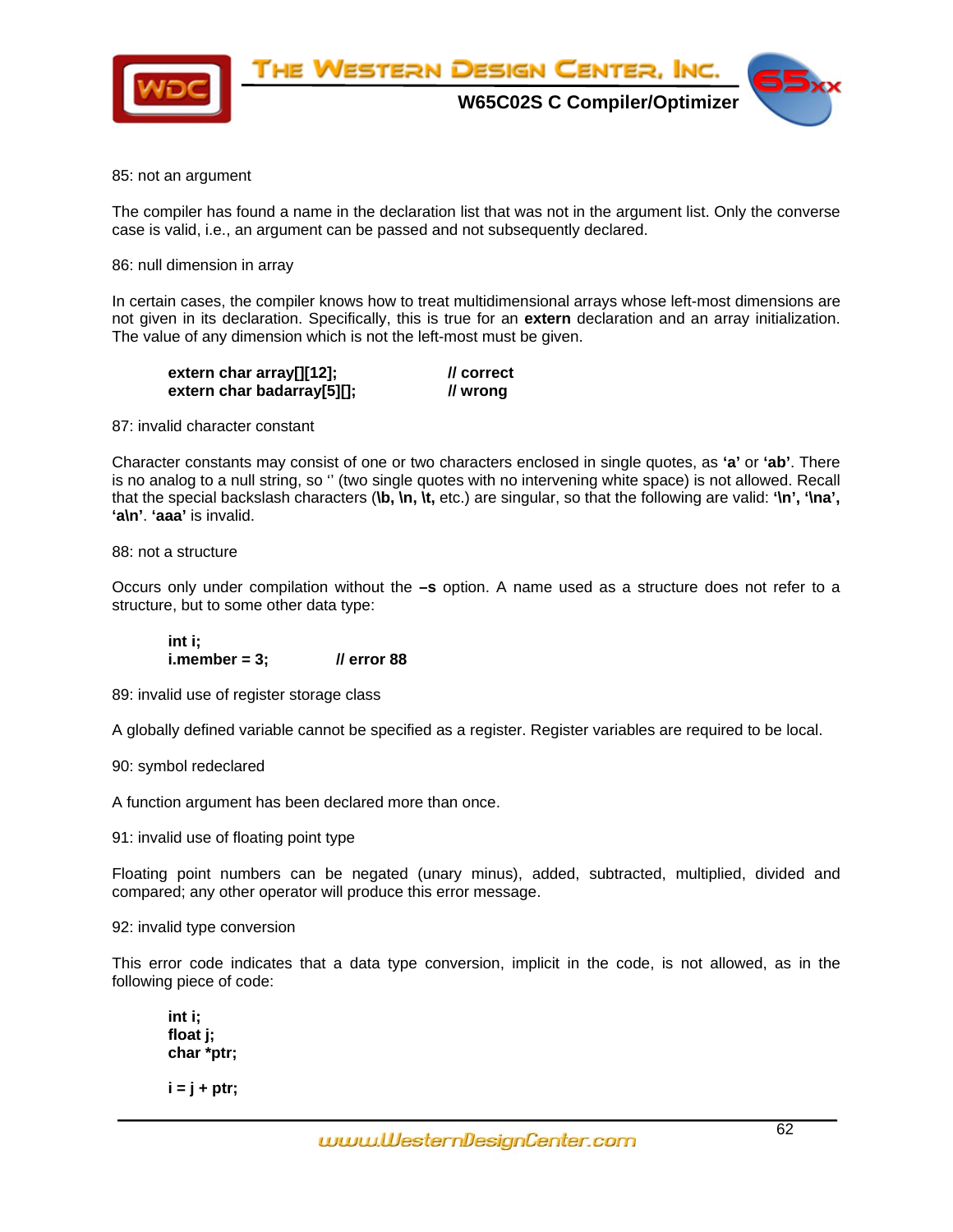85: not an argument

The compiler has found a name in the declaration list that was not in the argument list. Only the converse case is valid, i.e., an argument can be passed and not subsequently declared.

86: null dimension in array

In certain cases, the compiler knows how to treat multidimensional arrays whose left-most dimensions are not given in its declaration. Specifically, this is true for an **extern** declaration and an array initialization. The value of any dimension which is not the left-most must be given.

```
extern char array[][12];        // correct
extern char badarray[5][];      // wrong
```

87: invalid character constant

Character constants may consist of one or two characters enclosed in single quotes, as **'a'** or **'ab'**. There is no analog to a null string, so '' (two single quotes with no intervening white space) is not allowed. Recall that the special backslash characters (**\b, \n, \t,** etc.) are singular, so that the following are valid: **'\n', '\na', 'a\n'**. **'aaa'** is invalid.

88: not a structure

Occurs only under compilation without the **–s** option. A name used as a structure does not refer to a structure, but to some other data type:

```
int i;
i.member = 3;        // error 88
```

89: invalid use of register storage class

A globally defined variable cannot be specified as a register. Register variables are required to be local.

90: symbol redeclared

A function argument has been declared more than once.

91: invalid use of floating point type

Floating point numbers can be negated (unary minus), added, subtracted, multiplied, divided and compared; any other operator will produce this error message.

92: invalid type conversion

This error code indicates that a data type conversion, implicit in the code, is not allowed, as in the following piece of code:

```
int i;
float j;
char *ptr;

i = j + ptr;
```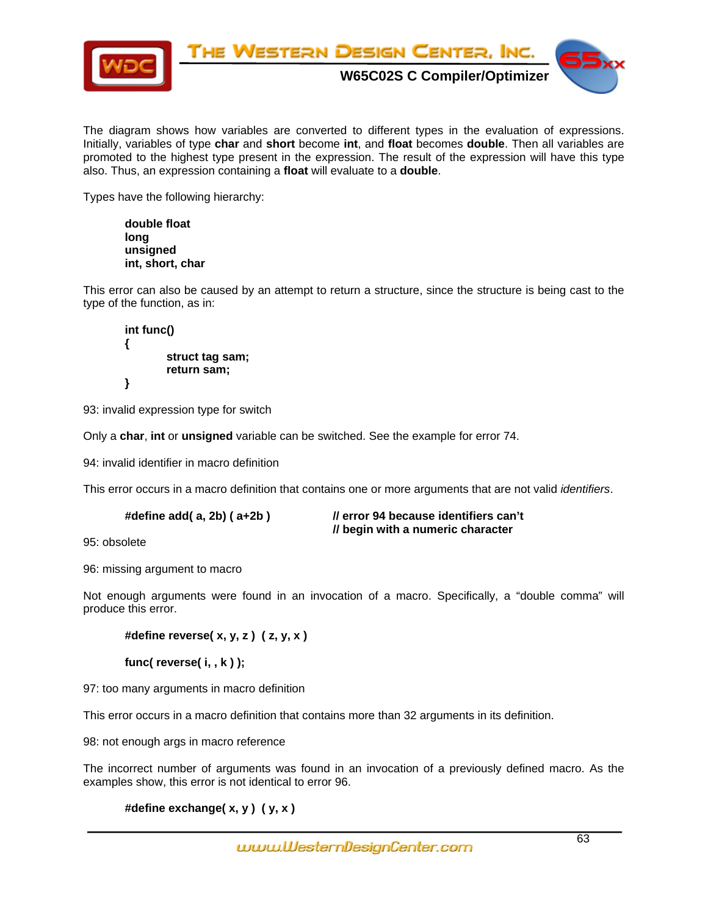The diagram shows how variables are converted to different types in the evaluation of expressions. Initially, variables of type **char** and **short** become **int**, and **float** becomes **double**. Then all variables are promoted to the highest type present in the expression. The result of the expression will have this type also. Thus, an expression containing a **float** will evaluate to a **double**.

Types have the following hierarchy:

```
double float
long
unsigned
int, short, char
```

This error can also be caused by an attempt to return a structure, since the structure is being cast to the type of the function, as in:

```
int func()
{
        struct tag sam;
        return sam;
}
```

93: invalid expression type for switch

Only a **char**, **int** or **unsigned** variable can be switched. See the example for error 74.

94: invalid identifier in macro definition

This error occurs in a macro definition that contains one or more arguments that are not valid *identifiers*.

```
#define add( a, 2b) ( a+2b )          // error 94 because identifiers can't
                                      // begin with a numeric character
```

95: obsolete

96: missing argument to macro

Not enough arguments were found in an invocation of a macro. Specifically, a "double comma" will produce this error.

```
#define reverse( x, y, z )  ( z, y, x )

func( reverse( i, , k ) );
```

97: too many arguments in macro definition

This error occurs in a macro definition that contains more than 32 arguments in its definition.

98: not enough args in macro reference

The incorrect number of arguments was found in an invocation of a previously defined macro. As the examples show, this error is not identical to error 96.

```
#define exchange( x, y )  ( y, x )
```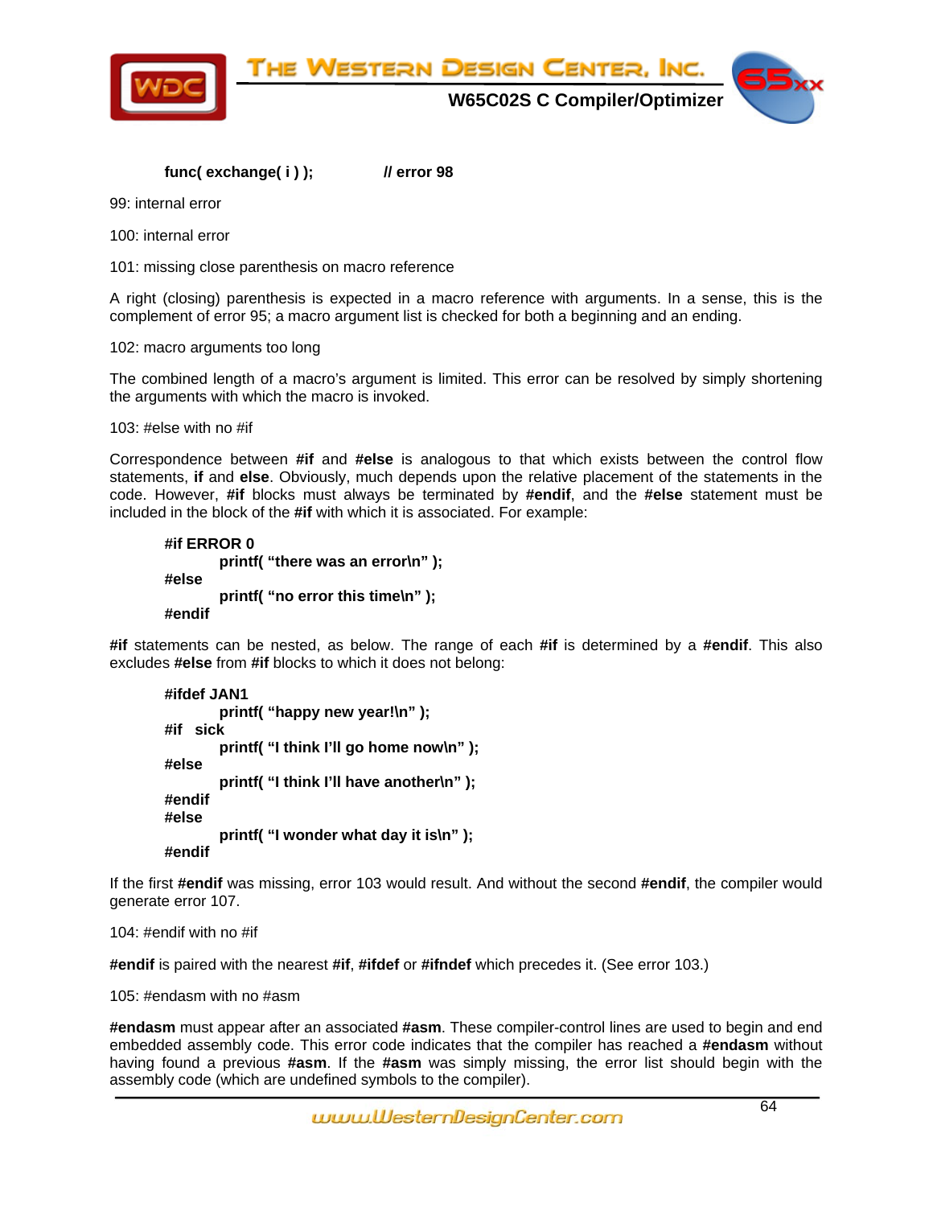```
func( exchange( i ) );          // error 98
```

99: internal error

100: internal error

101: missing close parenthesis on macro reference

A right (closing) parenthesis is expected in a macro reference with arguments. In a sense, this is the complement of error 95; a macro argument list is checked for both a beginning and an ending.

102: macro arguments too long

The combined length of a macro's argument is limited. This error can be resolved by simply shortening the arguments with which the macro is invoked.

103: #else with no #if

Correspondence between **#if** and **#else** is analogous to that which exists between the control flow statements, **if** and **else**. Obviously, much depends upon the relative placement of the statements in the code. However, **#if** blocks must always be terminated by **#endif**, and the **#else** statement must be included in the block of the **#if** with which it is associated. For example:

```
#if ERROR 0
        printf( "there was an error\n" );
#else
        printf( "no error this time\n" );
#endif
```

**#if** statements can be nested, as below. The range of each **#if** is determined by a **#endif**. This also excludes **#else** from **#if** blocks to which it does not belong:

```
#ifdef JAN1
        printf( "happy new year!\n" );
#if  sick
        printf( "I think I'll go home now\n" );
#else
        printf( "I think I'll have another\n" );
#endif
#else
        printf( "I wonder what day it is\n" );
#endif
```

If the first **#endif** was missing, error 103 would result. And without the second **#endif**, the compiler would generate error 107.

104: #endif with no #if

**#endif** is paired with the nearest **#if**, **#ifdef** or **#ifndef** which precedes it. (See error 103.)

105: #endasm with no #asm

**#endasm** must appear after an associated **#asm**. These compiler-control lines are used to begin and end embedded assembly code. This error code indicates that the compiler has reached a **#endasm** without having found a previous **#asm**. If the **#asm** was simply missing, the error list should begin with the assembly code (which are undefined symbols to the compiler).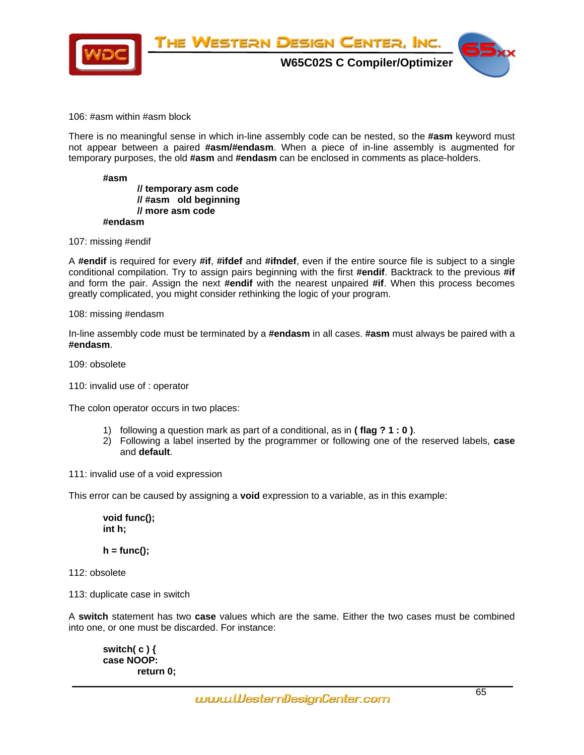106: #asm within #asm block

There is no meaningful sense in which in-line assembly code can be nested, so the **#asm** keyword must not appear between a paired **#asm/#endasm**. When a piece of in-line assembly is augmented for temporary purposes, the old **#asm** and **#endasm** can be enclosed in comments as place-holders.

```
#asm
        // temporary asm code
        // #asm   old beginning
        // more asm code
#endasm
```

107: missing #endif

A **#endif** is required for every **#if**, **#ifdef** and **#ifndef**, even if the entire source file is subject to a single conditional compilation. Try to assign pairs beginning with the first **#endif**. Backtrack to the previous **#if** and form the pair. Assign the next **#endif** with the nearest unpaired **#if**. When this process becomes greatly complicated, you might consider rethinking the logic of your program.

108: missing #endasm

In-line assembly code must be terminated by a **#endasm** in all cases. **#asm** must always be paired with a **#endasm**.

109: obsolete

110: invalid use of : operator

The colon operator occurs in two places:

1) following a question mark as part of a conditional, as in **( flag ? 1 : 0 )**.
2) Following a label inserted by the programmer or following one of the reserved labels, **case** and **default**.

111: invalid use of a void expression

This error can be caused by assigning a **void** expression to a variable, as in this example:

```
void func();
int h;

h = func();
```

112: obsolete

113: duplicate case in switch

A **switch** statement has two **case** values which are the same. Either the two cases must be combined into one, or one must be discarded. For instance:

```
switch( c ) {
case NOOP:
        return 0;
```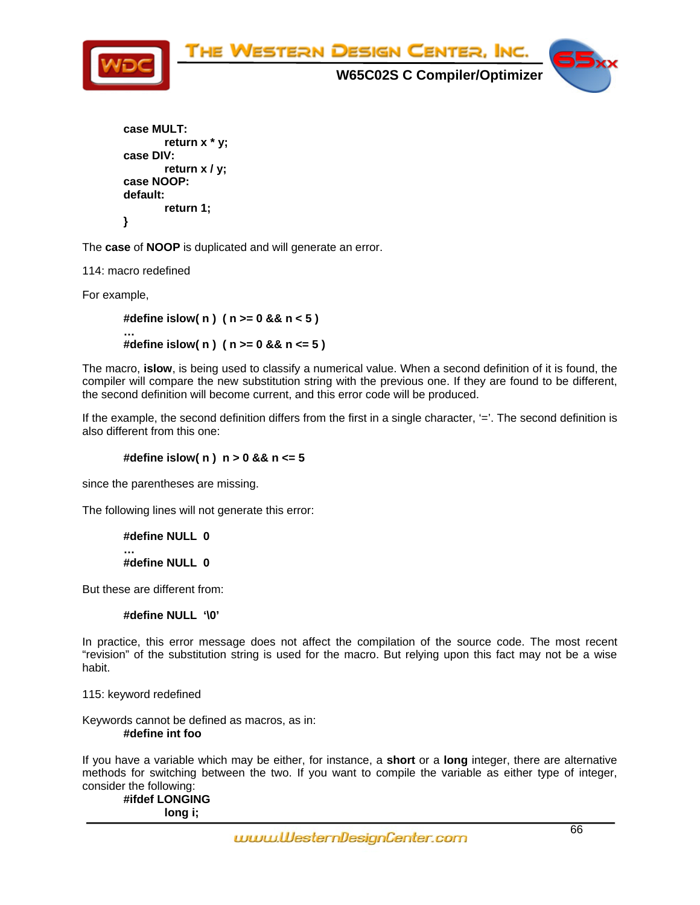```
case MULT:
        return x * y;
case DIV:
        return x / y;
case NOOP:
default:
        return 1;
}
```

The **case** of **NOOP** is duplicated and will generate an error.

114: macro redefined

For example,

```
#define islow( n )  ( n >= 0 && n < 5 )
…
#define islow( n )  ( n >= 0 && n <= 5 )
```

The macro, **islow**, is being used to classify a numerical value. When a second definition of it is found, the compiler will compare the new substitution string with the previous one. If they are found to be different, the second definition will become current, and this error code will be produced.

If the example, the second definition differs from the first in a single character, '='. The second definition is also different from this one:

```
#define islow( n )  n > 0 && n <= 5
```

since the parentheses are missing.

The following lines will not generate this error:

```
#define NULL  0
…
#define NULL  0
```

But these are different from:

```
#define NULL  '\0'
```

In practice, this error message does not affect the compilation of the source code. The most recent "revision" of the substitution string is used for the macro. But relying upon this fact may not be a wise habit.

115: keyword redefined

Keywords cannot be defined as macros, as in:

```
#define int foo
```

If you have a variable which may be either, for instance, a **short** or a **long** integer, there are alternative methods for switching between the two. If you want to compile the variable as either type of integer, consider the following:

```
#ifdef LONGING
        long i;
```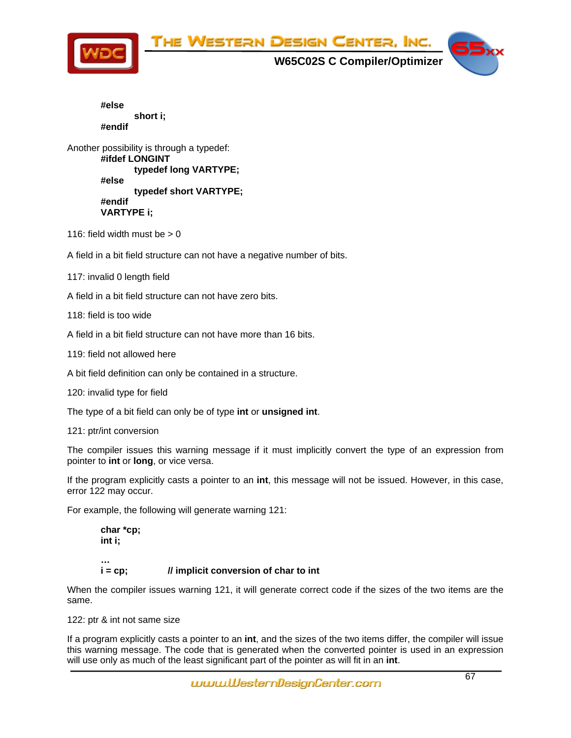```
#else
        short i;
#endif
```

Another possibility is through a typedef:

```
#ifdef LONGINT
        typedef long VARTYPE;
#else
        typedef short VARTYPE;
#endif
VARTYPE i;
```

116: field width must be > 0

A field in a bit field structure can not have a negative number of bits.

117: invalid 0 length field

A field in a bit field structure can not have zero bits.

118: field is too wide

A field in a bit field structure can not have more than 16 bits.

119: field not allowed here

A bit field definition can only be contained in a structure.

120: invalid type for field

The type of a bit field can only be of type **int** or **unsigned int**.

121: ptr/int conversion

The compiler issues this warning message if it must implicitly convert the type of an expression from pointer to **int** or **long**, or vice versa.

If the program explicitly casts a pointer to an **int**, this message will not be issued. However, in this case, error 122 may occur.

For example, the following will generate warning 121:

```
char *cp;
int i;

…
i = cp;         // implicit conversion of char to int
```

When the compiler issues warning 121, it will generate correct code if the sizes of the two items are the same.

122: ptr & int not same size

If a program explicitly casts a pointer to an **int**, and the sizes of the two items differ, the compiler will issue this warning message. The code that is generated when the converted pointer is used in an expression will use only as much of the least significant part of the pointer as will fit in an **int**.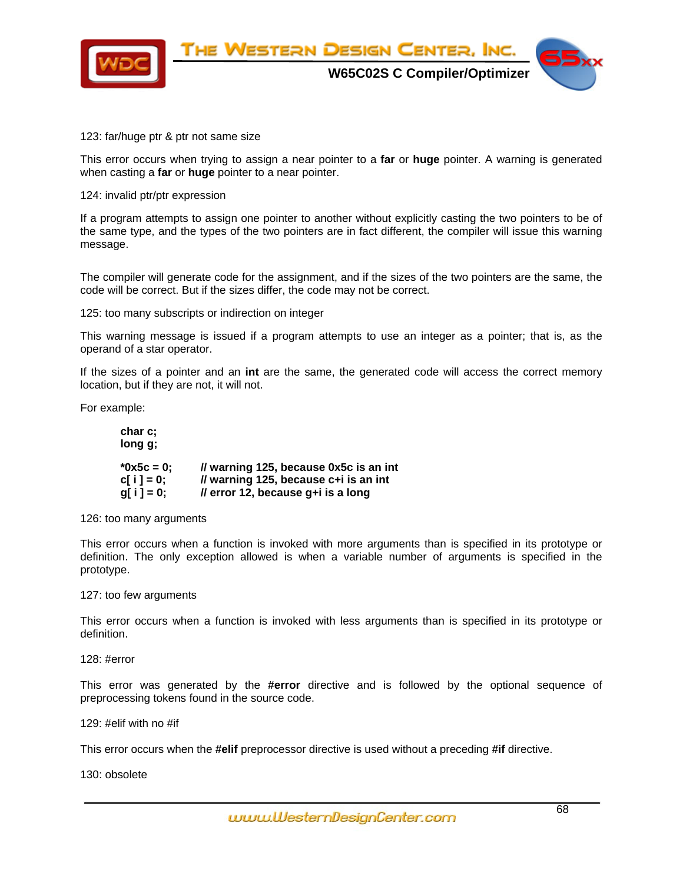123: far/huge ptr & ptr not same size

This error occurs when trying to assign a near pointer to a **far** or **huge** pointer. A warning is generated when casting a **far** or **huge** pointer to a near pointer.

124: invalid ptr/ptr expression

If a program attempts to assign one pointer to another without explicitly casting the two pointers to be of the same type, and the types of the two pointers are in fact different, the compiler will issue this warning message.

The compiler will generate code for the assignment, and if the sizes of the two pointers are the same, the code will be correct. But if the sizes differ, the code may not be correct.

125: too many subscripts or indirection on integer

This warning message is issued if a program attempts to use an integer as a pointer; that is, as the operand of a star operator.

If the sizes of a pointer and an **int** are the same, the generated code will access the correct memory location, but if they are not, it will not.

For example:

```
char c;
long g;

*0x5c = 0;      // warning 125, because 0x5c is an int
c[ i ] = 0;     // warning 125, because c+i is an int
g[ i ] = 0;     // error 12, because g+i is a long
```

126: too many arguments

This error occurs when a function is invoked with more arguments than is specified in its prototype or definition. The only exception allowed is when a variable number of arguments is specified in the prototype.

127: too few arguments

This error occurs when a function is invoked with less arguments than is specified in its prototype or definition.

128: #error

This error was generated by the **#error** directive and is followed by the optional sequence of preprocessing tokens found in the source code.

129: #elif with no #if

This error occurs when the **#elif** preprocessor directive is used without a preceding **#if** directive.

130: obsolete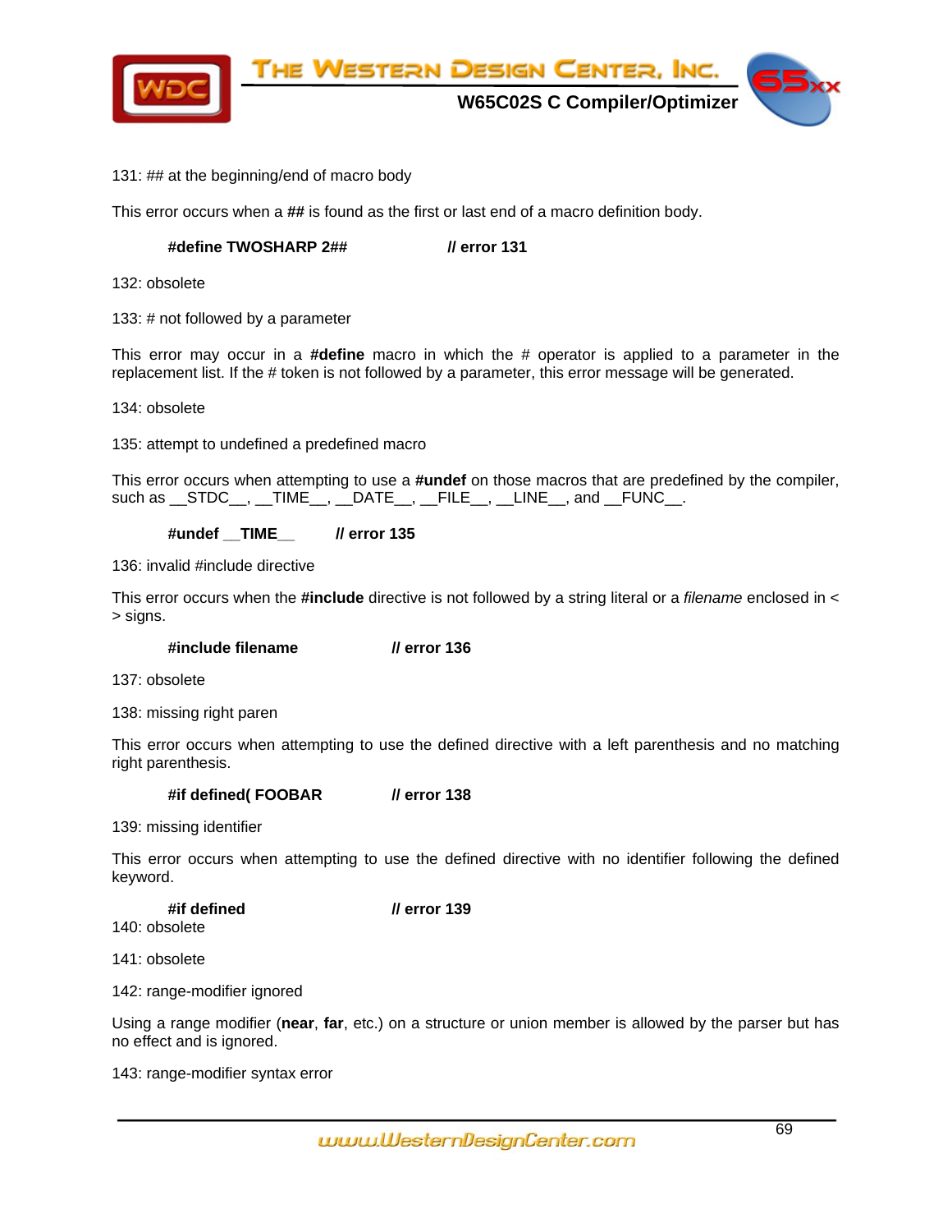131: ## at the beginning/end of macro body

This error occurs when a **##** is found as the first or last end of a macro definition body.

```
#define TWOSHARP 2##          // error 131
```

132: obsolete

133: # not followed by a parameter

This error may occur in a **#define** macro in which the # operator is applied to a parameter in the replacement list. If the # token is not followed by a parameter, this error message will be generated.

134: obsolete

135: attempt to undefined a predefined macro

This error occurs when attempting to use a **#undef** on those macros that are predefined by the compiler, such as __STDC__, __TIME__, __DATE__, __FILE__, __LINE__, and __FUNC__.

```
#undef __TIME__       // error 135
```

136: invalid #include directive

This error occurs when the **#include** directive is not followed by a string literal or a *filename* enclosed in < > signs.

```
#include filename           // error 136
```

137: obsolete

138: missing right paren

This error occurs when attempting to use the defined directive with a left parenthesis and no matching right parenthesis.

```
#if defined( FOOBAR         // error 138
```

139: missing identifier

This error occurs when attempting to use the defined directive with no identifier following the defined keyword.

```
#if defined                 // error 139
```

140: obsolete

141: obsolete

142: range-modifier ignored

Using a range modifier (**near**, **far**, etc.) on a structure or union member is allowed by the parser but has no effect and is ignored.

143: range-modifier syntax error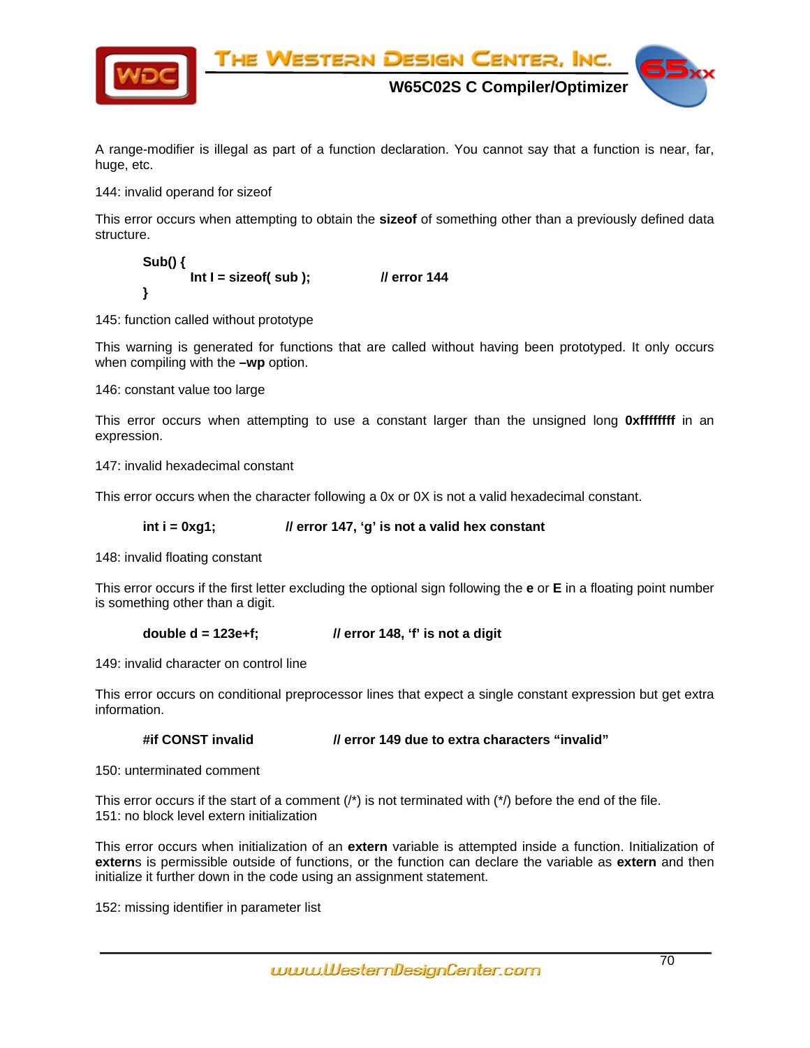A range-modifier is illegal as part of a function declaration. You cannot say that a function is near, far, huge, etc.

144: invalid operand for sizeof

This error occurs when attempting to obtain the **sizeof** of something other than a previously defined data structure.

```
Sub() {
        Int I = sizeof( sub );          // error 144
}
```

145: function called without prototype

This warning is generated for functions that are called without having been prototyped. It only occurs when compiling with the **–wp** option.

146: constant value too large

This error occurs when attempting to use a constant larger than the unsigned long **0xffffffff** in an expression.

147: invalid hexadecimal constant

This error occurs when the character following a 0x or 0X is not a valid hexadecimal constant.

```
int i = 0xg1;          // error 147, 'g' is not a valid hex constant
```

148: invalid floating constant

This error occurs if the first letter excluding the optional sign following the **e** or **E** in a floating point number is something other than a digit.

```
double d = 123e+f;          // error 148, 'f' is not a digit
```

149: invalid character on control line

This error occurs on conditional preprocessor lines that expect a single constant expression but get extra information.

```
#if CONST invalid          // error 149 due to extra characters "invalid"
```

150: unterminated comment

This error occurs if the start of a comment (/*) is not terminated with (*/) before the end of the file.
151: no block level extern initialization

This error occurs when initialization of an **extern** variable is attempted inside a function. Initialization of **extern**s is permissible outside of functions, or the function can declare the variable as **extern** and then initialize it further down in the code using an assignment statement.

152: missing identifier in parameter list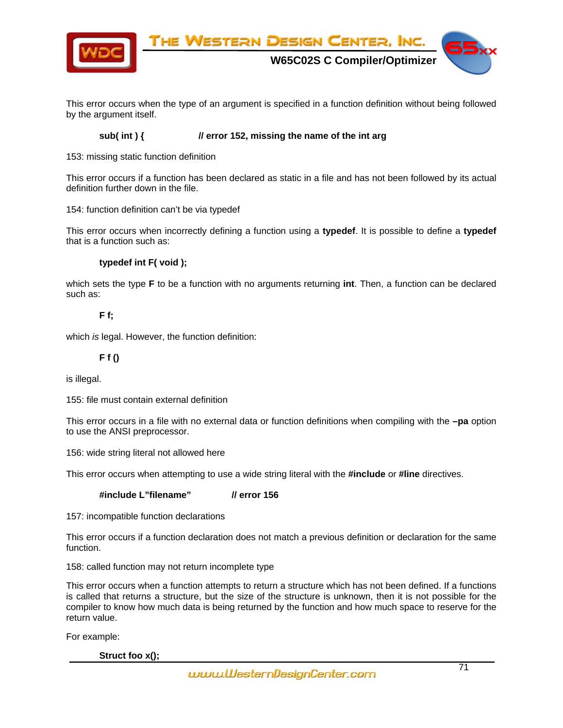This error occurs when the type of an argument is specified in a function definition without being followed by the argument itself.

```
sub( int ) {            // error 152, missing the name of the int arg
```

153: missing static function definition

This error occurs if a function has been declared as static in a file and has not been followed by its actual definition further down in the file.

154: function definition can't be via typedef

This error occurs when incorrectly defining a function using a **typedef**. It is possible to define a **typedef** that is a function such as:

```
typedef int F( void );
```

which sets the type **F** to be a function with no arguments returning **int**. Then, a function can be declared such as:

```
F f;
```

which *is* legal. However, the function definition:

```
F f ()
```

is illegal.

155: file must contain external definition

This error occurs in a file with no external data or function definitions when compiling with the **–pa** option to use the ANSI preprocessor.

156: wide string literal not allowed here

This error occurs when attempting to use a wide string literal with the **#include** or **#line** directives.

```
#include L"filename"          // error 156
```

157: incompatible function declarations

This error occurs if a function declaration does not match a previous definition or declaration for the same function.

158: called function may not return incomplete type

This error occurs when a function attempts to return a structure which has not been defined. If a functions is called that returns a structure, but the size of the structure is unknown, then it is not possible for the compiler to know how much data is being returned by the function and how much space to reserve for the return value.

For example:

```
Struct foo x();
```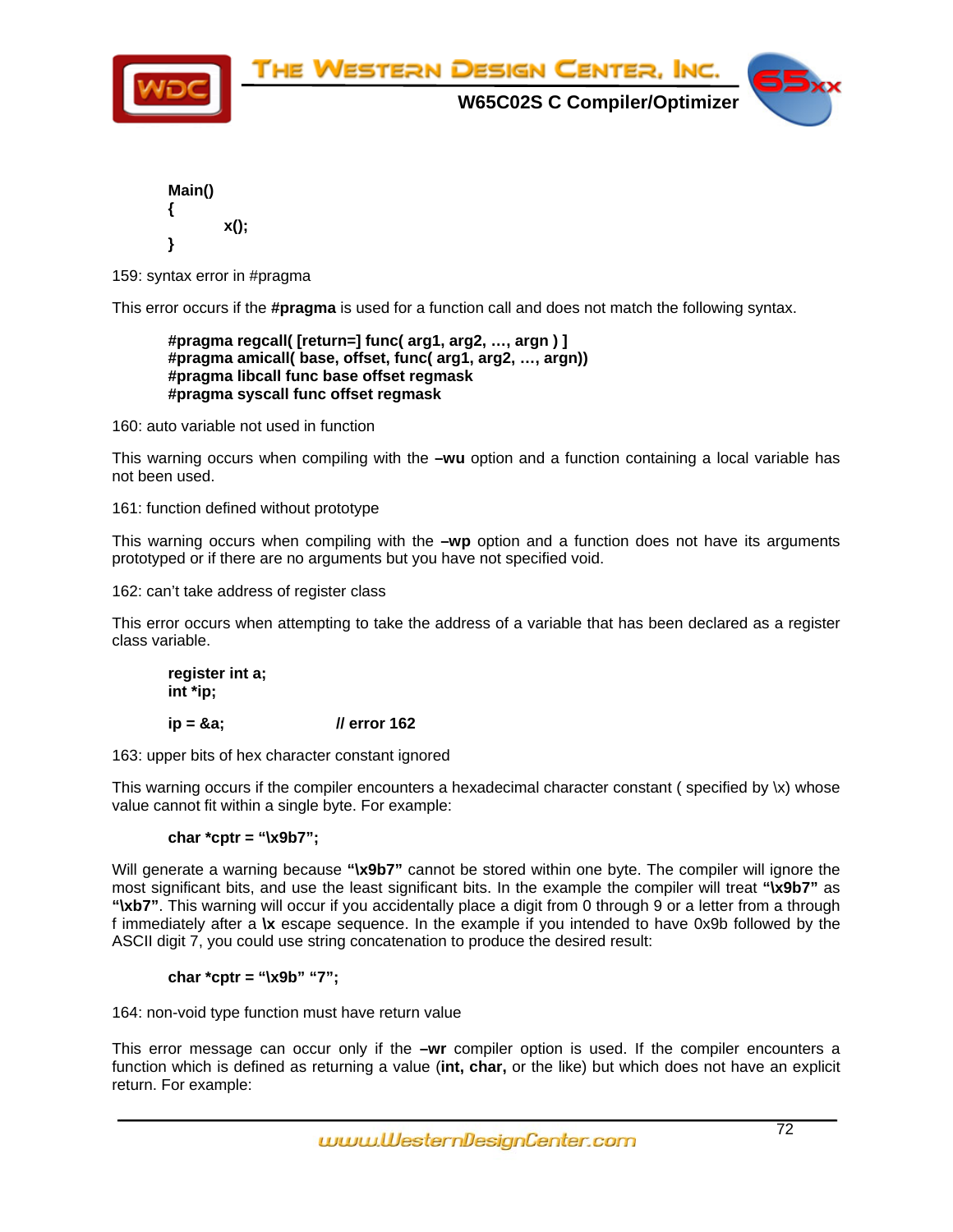```
Main()
{
        x();
}
```

159: syntax error in #pragma

This error occurs if the **#pragma** is used for a function call and does not match the following syntax.

```
#pragma regcall( [return=] func( arg1, arg2, …, argn ) ]
#pragma amicall( base, offset, func( arg1, arg2, …, argn))
#pragma libcall func base offset regmask
#pragma syscall func offset regmask
```

160: auto variable not used in function

This warning occurs when compiling with the **–wu** option and a function containing a local variable has not been used.

161: function defined without prototype

This warning occurs when compiling with the **–wp** option and a function does not have its arguments prototyped or if there are no arguments but you have not specified void.

162: can't take address of register class

This error occurs when attempting to take the address of a variable that has been declared as a register class variable.

```
register int a;
int *ip;

ip = &a;                // error 162
```

163: upper bits of hex character constant ignored

This warning occurs if the compiler encounters a hexadecimal character constant ( specified by \x) whose value cannot fit within a single byte. For example:

```
char *cptr = "\x9b7";
```

Will generate a warning because **"\x9b7"** cannot be stored within one byte. The compiler will ignore the most significant bits, and use the least significant bits. In the example the compiler will treat **"\x9b7"** as **"\xb7"**. This warning will occur if you accidentally place a digit from 0 through 9 or a letter from a through f immediately after a **\x** escape sequence. In the example if you intended to have 0x9b followed by the ASCII digit 7, you could use string concatenation to produce the desired result:

```
char *cptr = "\x9b" "7";
```

164: non-void type function must have return value

This error message can occur only if the **–wr** compiler option is used. If the compiler encounters a function which is defined as returning a value (**int, char,** or the like) but which does not have an explicit return. For example: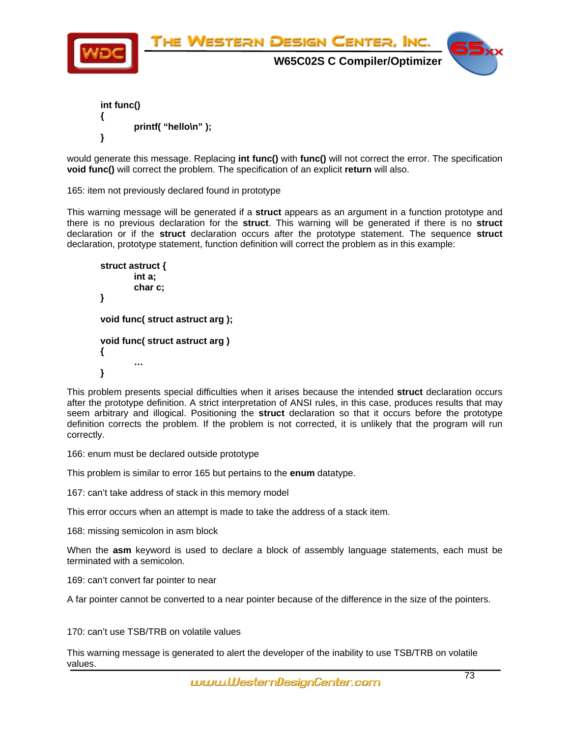```
int func()
{
        printf( "hello\n" );
}
```

would generate this message. Replacing **int func()** with **func()** will not correct the error. The specification **void func()** will correct the problem. The specification of an explicit **return** will also.

165: item not previously declared found in prototype

This warning message will be generated if a **struct** appears as an argument in a function prototype and there is no previous declaration for the **struct**. This warning will be generated if there is no **struct** declaration or if the **struct** declaration occurs after the prototype statement. The sequence **struct** declaration, prototype statement, function definition will correct the problem as in this example:

```
struct astruct {
        int a;
        char c;
}

void func( struct astruct arg );

void func( struct astruct arg )
{
        …
}
```

This problem presents special difficulties when it arises because the intended **struct** declaration occurs after the prototype definition. A strict interpretation of ANSI rules, in this case, produces results that may seem arbitrary and illogical. Positioning the **struct** declaration so that it occurs before the prototype definition corrects the problem. If the problem is not corrected, it is unlikely that the program will run correctly.

166: enum must be declared outside prototype

This problem is similar to error 165 but pertains to the **enum** datatype.

167: can't take address of stack in this memory model

This error occurs when an attempt is made to take the address of a stack item.

168: missing semicolon in asm block

When the **asm** keyword is used to declare a block of assembly language statements, each must be terminated with a semicolon.

169: can't convert far pointer to near

A far pointer cannot be converted to a near pointer because of the difference in the size of the pointers.

170: can't use TSB/TRB on volatile values

This warning message is generated to alert the developer of the inability to use TSB/TRB on volatile values.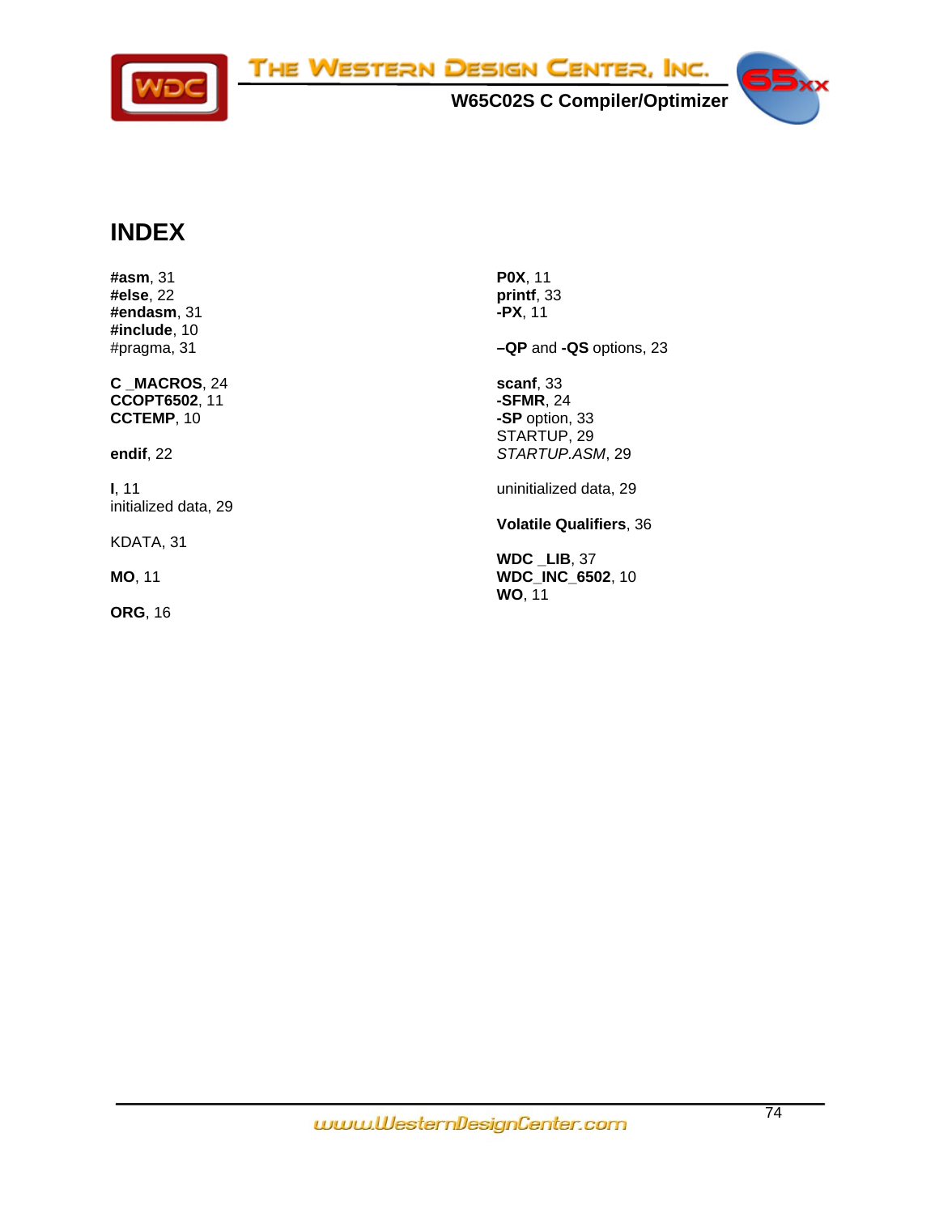# INDEX

**#asm**, 31
**#else**, 22
**#endasm**, 31
**#include**, 10
#pragma, 31

**C _MACROS**, 24
**CCOPT6502**, 11
**CCTEMP**, 10

**endif**, 22

**I**, 11
initialized data, 29

KDATA, 31

**MO**, 11

**ORG**, 16

**P0X**, 11
**printf**, 33
**-PX**, 11

**–QP** and **-QS** options, 23

**scanf**, 33
**-SFMR**, 24
**-SP** option, 33
STARTUP, 29
*STARTUP.ASM*, 29

uninitialized data, 29

**Volatile Qualifiers**, 36

**WDC _LIB**, 37
**WDC_INC_6502**, 10
**WO**, 11